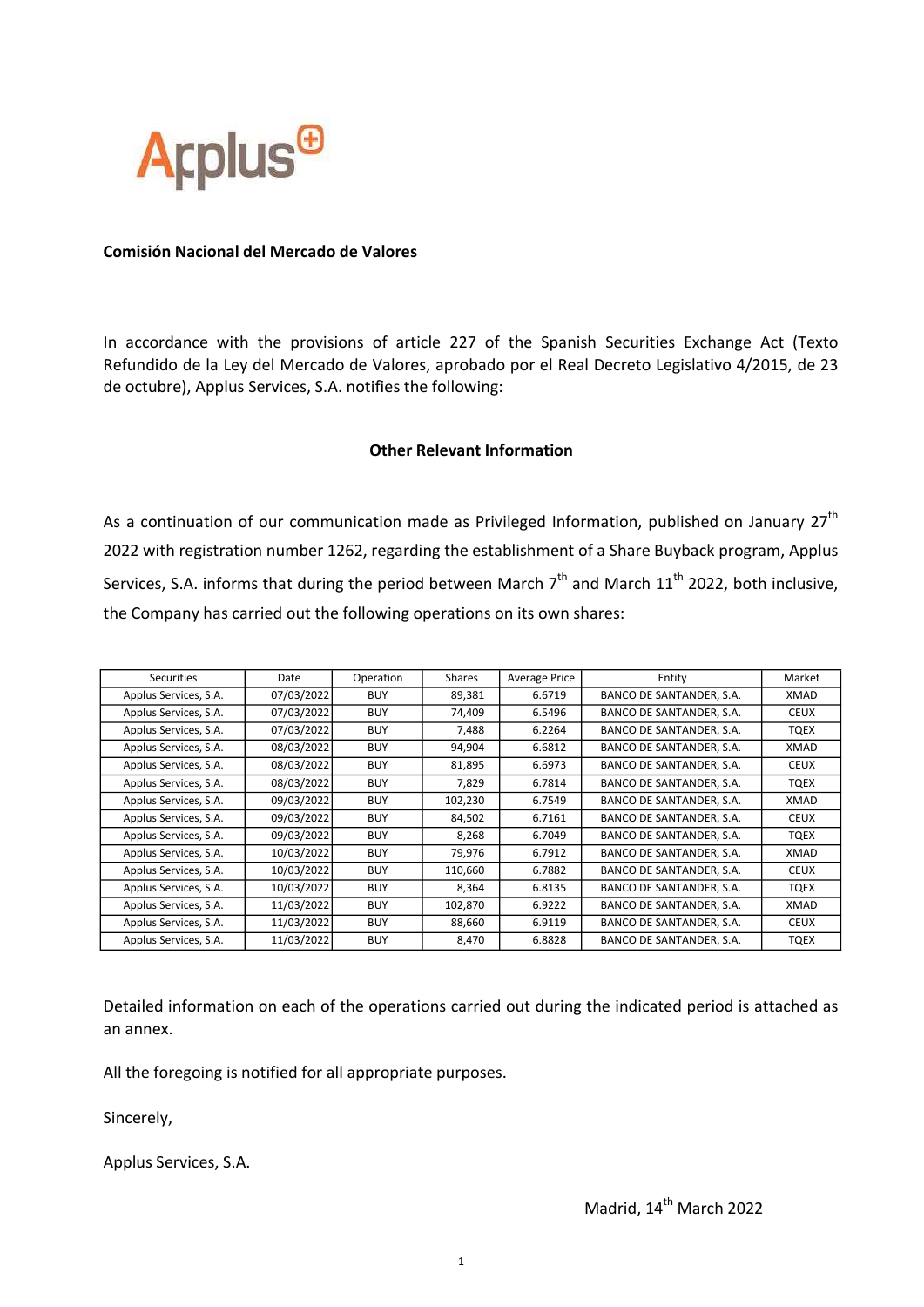Applus

**Comisión Nacional del Mercado de Valores**

In accordance with the provisions of article 227 of the Spanish Securities Exchange Act (Texto Refundido de la Ley del Mercado de Valores, aprobado por el Real Decreto Legislativo 4/2015, de 23 de octubre), Applus Services, S.A. notifies the following:

**Other Relevant Information**

As a continuation of our communication made as Privileged Information, published on January 27th 2022 with registration number 1262, regarding the establishment of a Share Buyback program, Applus Services, S.A. informs that during the period between March 7th and March 11th 2022, both inclusive, the Company has carried out the following operations on its own shares:

| Securities | Date | Operation | Shares | Average Price | Entity | Market |
|---|---|---|---|---|---|---|
| Applus Services, S.A. | 07/03/2022 | BUY | 89,381 | 6.6719 | BANCO DE SANTANDER, S.A. | XMAD |
| Applus Services, S.A. | 07/03/2022 | BUY | 74,409 | 6.5496 | BANCO DE SANTANDER, S.A. | CEUX |
| Applus Services, S.A. | 07/03/2022 | BUY | 7,488 | 6.2264 | BANCO DE SANTANDER, S.A. | TQEX |
| Applus Services, S.A. | 08/03/2022 | BUY | 94,904 | 6.6812 | BANCO DE SANTANDER, S.A. | XMAD |
| Applus Services, S.A. | 08/03/2022 | BUY | 81,895 | 6.6973 | BANCO DE SANTANDER, S.A. | CEUX |
| Applus Services, S.A. | 08/03/2022 | BUY | 7,829 | 6.7814 | BANCO DE SANTANDER, S.A. | TQEX |
| Applus Services, S.A. | 09/03/2022 | BUY | 102,230 | 6.7549 | BANCO DE SANTANDER, S.A. | XMAD |
| Applus Services, S.A. | 09/03/2022 | BUY | 84,502 | 6.7161 | BANCO DE SANTANDER, S.A. | CEUX |
| Applus Services, S.A. | 09/03/2022 | BUY | 8,268 | 6.7049 | BANCO DE SANTANDER, S.A. | TQEX |
| Applus Services, S.A. | 10/03/2022 | BUY | 79,976 | 6.7912 | BANCO DE SANTANDER, S.A. | XMAD |
| Applus Services, S.A. | 10/03/2022 | BUY | 110,660 | 6.7882 | BANCO DE SANTANDER, S.A. | CEUX |
| Applus Services, S.A. | 10/03/2022 | BUY | 8,364 | 6.8135 | BANCO DE SANTANDER, S.A. | TQEX |
| Applus Services, S.A. | 11/03/2022 | BUY | 102,870 | 6.9222 | BANCO DE SANTANDER, S.A. | XMAD |
| Applus Services, S.A. | 11/03/2022 | BUY | 88,660 | 6.9119 | BANCO DE SANTANDER, S.A. | CEUX |
| Applus Services, S.A. | 11/03/2022 | BUY | 8,470 | 6.8828 | BANCO DE SANTANDER, S.A. | TQEX |

Detailed information on each of the operations carried out during the indicated period is attached as an annex.

All the foregoing is notified for all appropriate purposes.

Sincerely,

Applus Services, S.A.

Madrid, 14th March 2022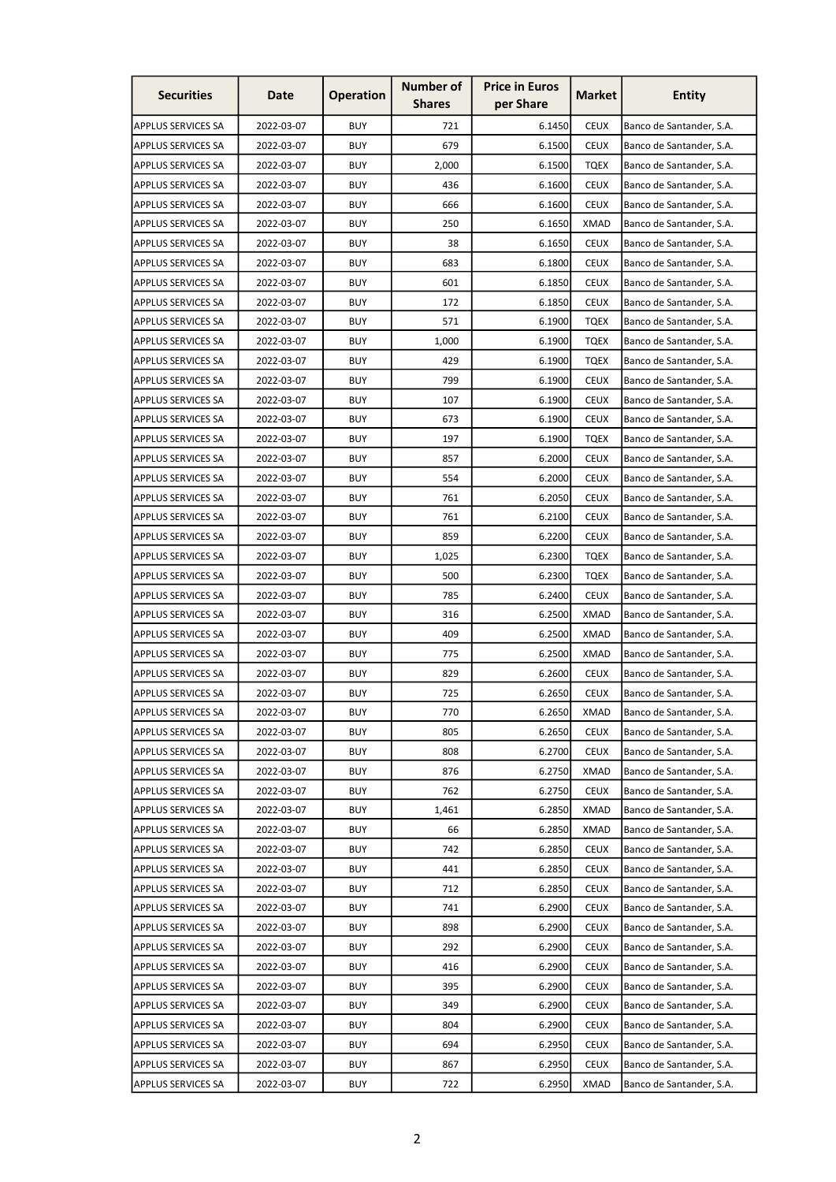| Securities | Date | Operation | Number of Shares | Price in Euros per Share | Market | Entity |
|---|---|---|---|---|---|---|
| APPLUS SERVICES SA | 2022-03-07 | BUY | 721 | 6.1450 | CEUX | Banco de Santander, S.A. |
| APPLUS SERVICES SA | 2022-03-07 | BUY | 679 | 6.1500 | CEUX | Banco de Santander, S.A. |
| APPLUS SERVICES SA | 2022-03-07 | BUY | 2,000 | 6.1500 | TQEX | Banco de Santander, S.A. |
| APPLUS SERVICES SA | 2022-03-07 | BUY | 436 | 6.1600 | CEUX | Banco de Santander, S.A. |
| APPLUS SERVICES SA | 2022-03-07 | BUY | 666 | 6.1600 | CEUX | Banco de Santander, S.A. |
| APPLUS SERVICES SA | 2022-03-07 | BUY | 250 | 6.1650 | XMAD | Banco de Santander, S.A. |
| APPLUS SERVICES SA | 2022-03-07 | BUY | 38 | 6.1650 | CEUX | Banco de Santander, S.A. |
| APPLUS SERVICES SA | 2022-03-07 | BUY | 683 | 6.1800 | CEUX | Banco de Santander, S.A. |
| APPLUS SERVICES SA | 2022-03-07 | BUY | 601 | 6.1850 | CEUX | Banco de Santander, S.A. |
| APPLUS SERVICES SA | 2022-03-07 | BUY | 172 | 6.1850 | CEUX | Banco de Santander, S.A. |
| APPLUS SERVICES SA | 2022-03-07 | BUY | 571 | 6.1900 | TQEX | Banco de Santander, S.A. |
| APPLUS SERVICES SA | 2022-03-07 | BUY | 1,000 | 6.1900 | TQEX | Banco de Santander, S.A. |
| APPLUS SERVICES SA | 2022-03-07 | BUY | 429 | 6.1900 | TQEX | Banco de Santander, S.A. |
| APPLUS SERVICES SA | 2022-03-07 | BUY | 799 | 6.1900 | CEUX | Banco de Santander, S.A. |
| APPLUS SERVICES SA | 2022-03-07 | BUY | 107 | 6.1900 | CEUX | Banco de Santander, S.A. |
| APPLUS SERVICES SA | 2022-03-07 | BUY | 673 | 6.1900 | CEUX | Banco de Santander, S.A. |
| APPLUS SERVICES SA | 2022-03-07 | BUY | 197 | 6.1900 | TQEX | Banco de Santander, S.A. |
| APPLUS SERVICES SA | 2022-03-07 | BUY | 857 | 6.2000 | CEUX | Banco de Santander, S.A. |
| APPLUS SERVICES SA | 2022-03-07 | BUY | 554 | 6.2000 | CEUX | Banco de Santander, S.A. |
| APPLUS SERVICES SA | 2022-03-07 | BUY | 761 | 6.2050 | CEUX | Banco de Santander, S.A. |
| APPLUS SERVICES SA | 2022-03-07 | BUY | 761 | 6.2100 | CEUX | Banco de Santander, S.A. |
| APPLUS SERVICES SA | 2022-03-07 | BUY | 859 | 6.2200 | CEUX | Banco de Santander, S.A. |
| APPLUS SERVICES SA | 2022-03-07 | BUY | 1,025 | 6.2300 | TQEX | Banco de Santander, S.A. |
| APPLUS SERVICES SA | 2022-03-07 | BUY | 500 | 6.2300 | TQEX | Banco de Santander, S.A. |
| APPLUS SERVICES SA | 2022-03-07 | BUY | 785 | 6.2400 | CEUX | Banco de Santander, S.A. |
| APPLUS SERVICES SA | 2022-03-07 | BUY | 316 | 6.2500 | XMAD | Banco de Santander, S.A. |
| APPLUS SERVICES SA | 2022-03-07 | BUY | 409 | 6.2500 | XMAD | Banco de Santander, S.A. |
| APPLUS SERVICES SA | 2022-03-07 | BUY | 775 | 6.2500 | XMAD | Banco de Santander, S.A. |
| APPLUS SERVICES SA | 2022-03-07 | BUY | 829 | 6.2600 | CEUX | Banco de Santander, S.A. |
| APPLUS SERVICES SA | 2022-03-07 | BUY | 725 | 6.2650 | CEUX | Banco de Santander, S.A. |
| APPLUS SERVICES SA | 2022-03-07 | BUY | 770 | 6.2650 | XMAD | Banco de Santander, S.A. |
| APPLUS SERVICES SA | 2022-03-07 | BUY | 805 | 6.2650 | CEUX | Banco de Santander, S.A. |
| APPLUS SERVICES SA | 2022-03-07 | BUY | 808 | 6.2700 | CEUX | Banco de Santander, S.A. |
| APPLUS SERVICES SA | 2022-03-07 | BUY | 876 | 6.2750 | XMAD | Banco de Santander, S.A. |
| APPLUS SERVICES SA | 2022-03-07 | BUY | 762 | 6.2750 | CEUX | Banco de Santander, S.A. |
| APPLUS SERVICES SA | 2022-03-07 | BUY | 1,461 | 6.2850 | XMAD | Banco de Santander, S.A. |
| APPLUS SERVICES SA | 2022-03-07 | BUY | 66 | 6.2850 | XMAD | Banco de Santander, S.A. |
| APPLUS SERVICES SA | 2022-03-07 | BUY | 742 | 6.2850 | CEUX | Banco de Santander, S.A. |
| APPLUS SERVICES SA | 2022-03-07 | BUY | 441 | 6.2850 | CEUX | Banco de Santander, S.A. |
| APPLUS SERVICES SA | 2022-03-07 | BUY | 712 | 6.2850 | CEUX | Banco de Santander, S.A. |
| APPLUS SERVICES SA | 2022-03-07 | BUY | 741 | 6.2900 | CEUX | Banco de Santander, S.A. |
| APPLUS SERVICES SA | 2022-03-07 | BUY | 898 | 6.2900 | CEUX | Banco de Santander, S.A. |
| APPLUS SERVICES SA | 2022-03-07 | BUY | 292 | 6.2900 | CEUX | Banco de Santander, S.A. |
| APPLUS SERVICES SA | 2022-03-07 | BUY | 416 | 6.2900 | CEUX | Banco de Santander, S.A. |
| APPLUS SERVICES SA | 2022-03-07 | BUY | 395 | 6.2900 | CEUX | Banco de Santander, S.A. |
| APPLUS SERVICES SA | 2022-03-07 | BUY | 349 | 6.2900 | CEUX | Banco de Santander, S.A. |
| APPLUS SERVICES SA | 2022-03-07 | BUY | 804 | 6.2900 | CEUX | Banco de Santander, S.A. |
| APPLUS SERVICES SA | 2022-03-07 | BUY | 694 | 6.2950 | CEUX | Banco de Santander, S.A. |
| APPLUS SERVICES SA | 2022-03-07 | BUY | 867 | 6.2950 | CEUX | Banco de Santander, S.A. |
| APPLUS SERVICES SA | 2022-03-07 | BUY | 722 | 6.2950 | XMAD | Banco de Santander, S.A. |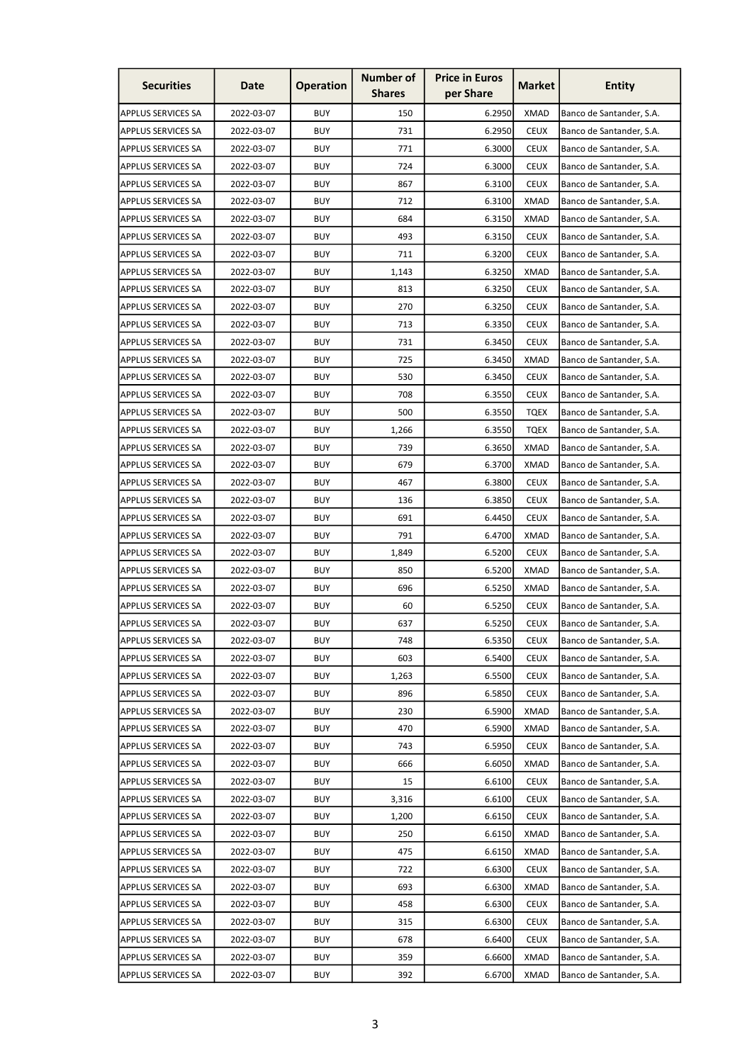| Securities | Date | Operation | Number of Shares | Price in Euros per Share | Market | Entity |
|---|---|---|---|---|---|---|
| APPLUS SERVICES SA | 2022-03-07 | BUY | 150 | 6.2950 | XMAD | Banco de Santander, S.A. |
| APPLUS SERVICES SA | 2022-03-07 | BUY | 731 | 6.2950 | CEUX | Banco de Santander, S.A. |
| APPLUS SERVICES SA | 2022-03-07 | BUY | 771 | 6.3000 | CEUX | Banco de Santander, S.A. |
| APPLUS SERVICES SA | 2022-03-07 | BUY | 724 | 6.3000 | CEUX | Banco de Santander, S.A. |
| APPLUS SERVICES SA | 2022-03-07 | BUY | 867 | 6.3100 | CEUX | Banco de Santander, S.A. |
| APPLUS SERVICES SA | 2022-03-07 | BUY | 712 | 6.3100 | XMAD | Banco de Santander, S.A. |
| APPLUS SERVICES SA | 2022-03-07 | BUY | 684 | 6.3150 | XMAD | Banco de Santander, S.A. |
| APPLUS SERVICES SA | 2022-03-07 | BUY | 493 | 6.3150 | CEUX | Banco de Santander, S.A. |
| APPLUS SERVICES SA | 2022-03-07 | BUY | 711 | 6.3200 | CEUX | Banco de Santander, S.A. |
| APPLUS SERVICES SA | 2022-03-07 | BUY | 1,143 | 6.3250 | XMAD | Banco de Santander, S.A. |
| APPLUS SERVICES SA | 2022-03-07 | BUY | 813 | 6.3250 | CEUX | Banco de Santander, S.A. |
| APPLUS SERVICES SA | 2022-03-07 | BUY | 270 | 6.3250 | CEUX | Banco de Santander, S.A. |
| APPLUS SERVICES SA | 2022-03-07 | BUY | 713 | 6.3350 | CEUX | Banco de Santander, S.A. |
| APPLUS SERVICES SA | 2022-03-07 | BUY | 731 | 6.3450 | CEUX | Banco de Santander, S.A. |
| APPLUS SERVICES SA | 2022-03-07 | BUY | 725 | 6.3450 | XMAD | Banco de Santander, S.A. |
| APPLUS SERVICES SA | 2022-03-07 | BUY | 530 | 6.3450 | CEUX | Banco de Santander, S.A. |
| APPLUS SERVICES SA | 2022-03-07 | BUY | 708 | 6.3550 | CEUX | Banco de Santander, S.A. |
| APPLUS SERVICES SA | 2022-03-07 | BUY | 500 | 6.3550 | TQEX | Banco de Santander, S.A. |
| APPLUS SERVICES SA | 2022-03-07 | BUY | 1,266 | 6.3550 | TQEX | Banco de Santander, S.A. |
| APPLUS SERVICES SA | 2022-03-07 | BUY | 739 | 6.3650 | XMAD | Banco de Santander, S.A. |
| APPLUS SERVICES SA | 2022-03-07 | BUY | 679 | 6.3700 | XMAD | Banco de Santander, S.A. |
| APPLUS SERVICES SA | 2022-03-07 | BUY | 467 | 6.3800 | CEUX | Banco de Santander, S.A. |
| APPLUS SERVICES SA | 2022-03-07 | BUY | 136 | 6.3850 | CEUX | Banco de Santander, S.A. |
| APPLUS SERVICES SA | 2022-03-07 | BUY | 691 | 6.4450 | CEUX | Banco de Santander, S.A. |
| APPLUS SERVICES SA | 2022-03-07 | BUY | 791 | 6.4700 | XMAD | Banco de Santander, S.A. |
| APPLUS SERVICES SA | 2022-03-07 | BUY | 1,849 | 6.5200 | CEUX | Banco de Santander, S.A. |
| APPLUS SERVICES SA | 2022-03-07 | BUY | 850 | 6.5200 | XMAD | Banco de Santander, S.A. |
| APPLUS SERVICES SA | 2022-03-07 | BUY | 696 | 6.5250 | XMAD | Banco de Santander, S.A. |
| APPLUS SERVICES SA | 2022-03-07 | BUY | 60 | 6.5250 | CEUX | Banco de Santander, S.A. |
| APPLUS SERVICES SA | 2022-03-07 | BUY | 637 | 6.5250 | CEUX | Banco de Santander, S.A. |
| APPLUS SERVICES SA | 2022-03-07 | BUY | 748 | 6.5350 | CEUX | Banco de Santander, S.A. |
| APPLUS SERVICES SA | 2022-03-07 | BUY | 603 | 6.5400 | CEUX | Banco de Santander, S.A. |
| APPLUS SERVICES SA | 2022-03-07 | BUY | 1,263 | 6.5500 | CEUX | Banco de Santander, S.A. |
| APPLUS SERVICES SA | 2022-03-07 | BUY | 896 | 6.5850 | CEUX | Banco de Santander, S.A. |
| APPLUS SERVICES SA | 2022-03-07 | BUY | 230 | 6.5900 | XMAD | Banco de Santander, S.A. |
| APPLUS SERVICES SA | 2022-03-07 | BUY | 470 | 6.5900 | XMAD | Banco de Santander, S.A. |
| APPLUS SERVICES SA | 2022-03-07 | BUY | 743 | 6.5950 | CEUX | Banco de Santander, S.A. |
| APPLUS SERVICES SA | 2022-03-07 | BUY | 666 | 6.6050 | XMAD | Banco de Santander, S.A. |
| APPLUS SERVICES SA | 2022-03-07 | BUY | 15 | 6.6100 | CEUX | Banco de Santander, S.A. |
| APPLUS SERVICES SA | 2022-03-07 | BUY | 3,316 | 6.6100 | CEUX | Banco de Santander, S.A. |
| APPLUS SERVICES SA | 2022-03-07 | BUY | 1,200 | 6.6150 | CEUX | Banco de Santander, S.A. |
| APPLUS SERVICES SA | 2022-03-07 | BUY | 250 | 6.6150 | XMAD | Banco de Santander, S.A. |
| APPLUS SERVICES SA | 2022-03-07 | BUY | 475 | 6.6150 | XMAD | Banco de Santander, S.A. |
| APPLUS SERVICES SA | 2022-03-07 | BUY | 722 | 6.6300 | CEUX | Banco de Santander, S.A. |
| APPLUS SERVICES SA | 2022-03-07 | BUY | 693 | 6.6300 | XMAD | Banco de Santander, S.A. |
| APPLUS SERVICES SA | 2022-03-07 | BUY | 458 | 6.6300 | CEUX | Banco de Santander, S.A. |
| APPLUS SERVICES SA | 2022-03-07 | BUY | 315 | 6.6300 | CEUX | Banco de Santander, S.A. |
| APPLUS SERVICES SA | 2022-03-07 | BUY | 678 | 6.6400 | CEUX | Banco de Santander, S.A. |
| APPLUS SERVICES SA | 2022-03-07 | BUY | 359 | 6.6600 | XMAD | Banco de Santander, S.A. |
| APPLUS SERVICES SA | 2022-03-07 | BUY | 392 | 6.6700 | XMAD | Banco de Santander, S.A. |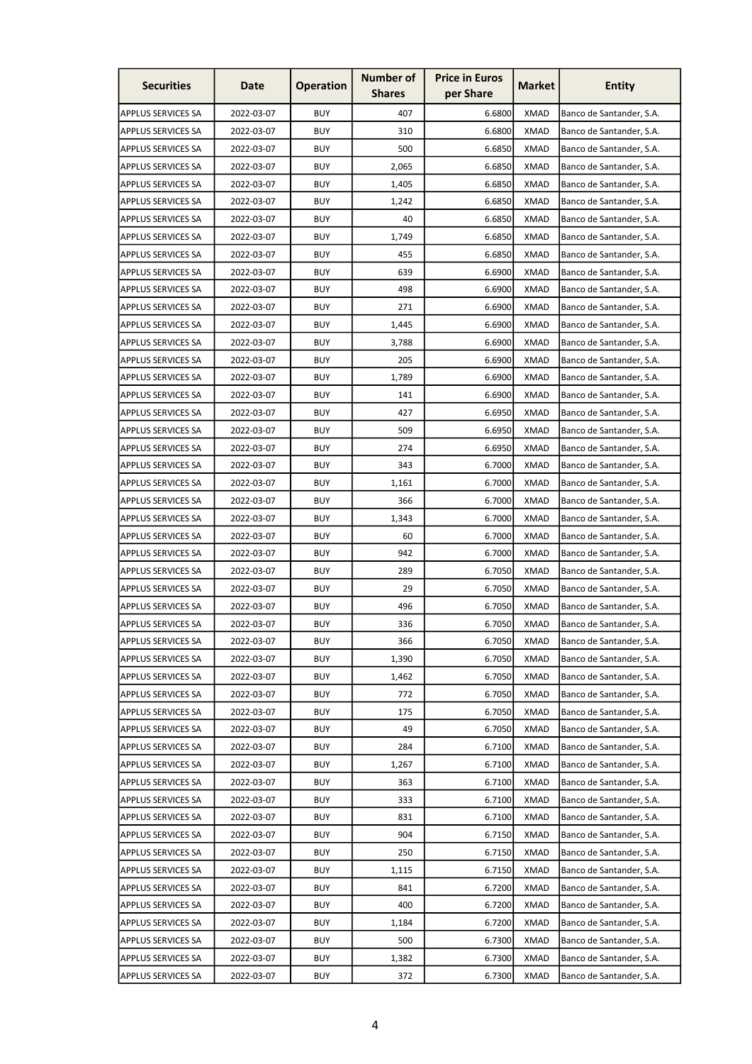| Securities | Date | Operation | Number of Shares | Price in Euros per Share | Market | Entity |
|---|---|---|---|---|---|---|
| APPLUS SERVICES SA | 2022-03-07 | BUY | 407 | 6.6800 | XMAD | Banco de Santander, S.A. |
| APPLUS SERVICES SA | 2022-03-07 | BUY | 310 | 6.6800 | XMAD | Banco de Santander, S.A. |
| APPLUS SERVICES SA | 2022-03-07 | BUY | 500 | 6.6850 | XMAD | Banco de Santander, S.A. |
| APPLUS SERVICES SA | 2022-03-07 | BUY | 2,065 | 6.6850 | XMAD | Banco de Santander, S.A. |
| APPLUS SERVICES SA | 2022-03-07 | BUY | 1,405 | 6.6850 | XMAD | Banco de Santander, S.A. |
| APPLUS SERVICES SA | 2022-03-07 | BUY | 1,242 | 6.6850 | XMAD | Banco de Santander, S.A. |
| APPLUS SERVICES SA | 2022-03-07 | BUY | 40 | 6.6850 | XMAD | Banco de Santander, S.A. |
| APPLUS SERVICES SA | 2022-03-07 | BUY | 1,749 | 6.6850 | XMAD | Banco de Santander, S.A. |
| APPLUS SERVICES SA | 2022-03-07 | BUY | 455 | 6.6850 | XMAD | Banco de Santander, S.A. |
| APPLUS SERVICES SA | 2022-03-07 | BUY | 639 | 6.6900 | XMAD | Banco de Santander, S.A. |
| APPLUS SERVICES SA | 2022-03-07 | BUY | 498 | 6.6900 | XMAD | Banco de Santander, S.A. |
| APPLUS SERVICES SA | 2022-03-07 | BUY | 271 | 6.6900 | XMAD | Banco de Santander, S.A. |
| APPLUS SERVICES SA | 2022-03-07 | BUY | 1,445 | 6.6900 | XMAD | Banco de Santander, S.A. |
| APPLUS SERVICES SA | 2022-03-07 | BUY | 3,788 | 6.6900 | XMAD | Banco de Santander, S.A. |
| APPLUS SERVICES SA | 2022-03-07 | BUY | 205 | 6.6900 | XMAD | Banco de Santander, S.A. |
| APPLUS SERVICES SA | 2022-03-07 | BUY | 1,789 | 6.6900 | XMAD | Banco de Santander, S.A. |
| APPLUS SERVICES SA | 2022-03-07 | BUY | 141 | 6.6900 | XMAD | Banco de Santander, S.A. |
| APPLUS SERVICES SA | 2022-03-07 | BUY | 427 | 6.6950 | XMAD | Banco de Santander, S.A. |
| APPLUS SERVICES SA | 2022-03-07 | BUY | 509 | 6.6950 | XMAD | Banco de Santander, S.A. |
| APPLUS SERVICES SA | 2022-03-07 | BUY | 274 | 6.6950 | XMAD | Banco de Santander, S.A. |
| APPLUS SERVICES SA | 2022-03-07 | BUY | 343 | 6.7000 | XMAD | Banco de Santander, S.A. |
| APPLUS SERVICES SA | 2022-03-07 | BUY | 1,161 | 6.7000 | XMAD | Banco de Santander, S.A. |
| APPLUS SERVICES SA | 2022-03-07 | BUY | 366 | 6.7000 | XMAD | Banco de Santander, S.A. |
| APPLUS SERVICES SA | 2022-03-07 | BUY | 1,343 | 6.7000 | XMAD | Banco de Santander, S.A. |
| APPLUS SERVICES SA | 2022-03-07 | BUY | 60 | 6.7000 | XMAD | Banco de Santander, S.A. |
| APPLUS SERVICES SA | 2022-03-07 | BUY | 942 | 6.7000 | XMAD | Banco de Santander, S.A. |
| APPLUS SERVICES SA | 2022-03-07 | BUY | 289 | 6.7050 | XMAD | Banco de Santander, S.A. |
| APPLUS SERVICES SA | 2022-03-07 | BUY | 29 | 6.7050 | XMAD | Banco de Santander, S.A. |
| APPLUS SERVICES SA | 2022-03-07 | BUY | 496 | 6.7050 | XMAD | Banco de Santander, S.A. |
| APPLUS SERVICES SA | 2022-03-07 | BUY | 336 | 6.7050 | XMAD | Banco de Santander, S.A. |
| APPLUS SERVICES SA | 2022-03-07 | BUY | 366 | 6.7050 | XMAD | Banco de Santander, S.A. |
| APPLUS SERVICES SA | 2022-03-07 | BUY | 1,390 | 6.7050 | XMAD | Banco de Santander, S.A. |
| APPLUS SERVICES SA | 2022-03-07 | BUY | 1,462 | 6.7050 | XMAD | Banco de Santander, S.A. |
| APPLUS SERVICES SA | 2022-03-07 | BUY | 772 | 6.7050 | XMAD | Banco de Santander, S.A. |
| APPLUS SERVICES SA | 2022-03-07 | BUY | 175 | 6.7050 | XMAD | Banco de Santander, S.A. |
| APPLUS SERVICES SA | 2022-03-07 | BUY | 49 | 6.7050 | XMAD | Banco de Santander, S.A. |
| APPLUS SERVICES SA | 2022-03-07 | BUY | 284 | 6.7100 | XMAD | Banco de Santander, S.A. |
| APPLUS SERVICES SA | 2022-03-07 | BUY | 1,267 | 6.7100 | XMAD | Banco de Santander, S.A. |
| APPLUS SERVICES SA | 2022-03-07 | BUY | 363 | 6.7100 | XMAD | Banco de Santander, S.A. |
| APPLUS SERVICES SA | 2022-03-07 | BUY | 333 | 6.7100 | XMAD | Banco de Santander, S.A. |
| APPLUS SERVICES SA | 2022-03-07 | BUY | 831 | 6.7100 | XMAD | Banco de Santander, S.A. |
| APPLUS SERVICES SA | 2022-03-07 | BUY | 904 | 6.7150 | XMAD | Banco de Santander, S.A. |
| APPLUS SERVICES SA | 2022-03-07 | BUY | 250 | 6.7150 | XMAD | Banco de Santander, S.A. |
| APPLUS SERVICES SA | 2022-03-07 | BUY | 1,115 | 6.7150 | XMAD | Banco de Santander, S.A. |
| APPLUS SERVICES SA | 2022-03-07 | BUY | 841 | 6.7200 | XMAD | Banco de Santander, S.A. |
| APPLUS SERVICES SA | 2022-03-07 | BUY | 400 | 6.7200 | XMAD | Banco de Santander, S.A. |
| APPLUS SERVICES SA | 2022-03-07 | BUY | 1,184 | 6.7200 | XMAD | Banco de Santander, S.A. |
| APPLUS SERVICES SA | 2022-03-07 | BUY | 500 | 6.7300 | XMAD | Banco de Santander, S.A. |
| APPLUS SERVICES SA | 2022-03-07 | BUY | 1,382 | 6.7300 | XMAD | Banco de Santander, S.A. |
| APPLUS SERVICES SA | 2022-03-07 | BUY | 372 | 6.7300 | XMAD | Banco de Santander, S.A. |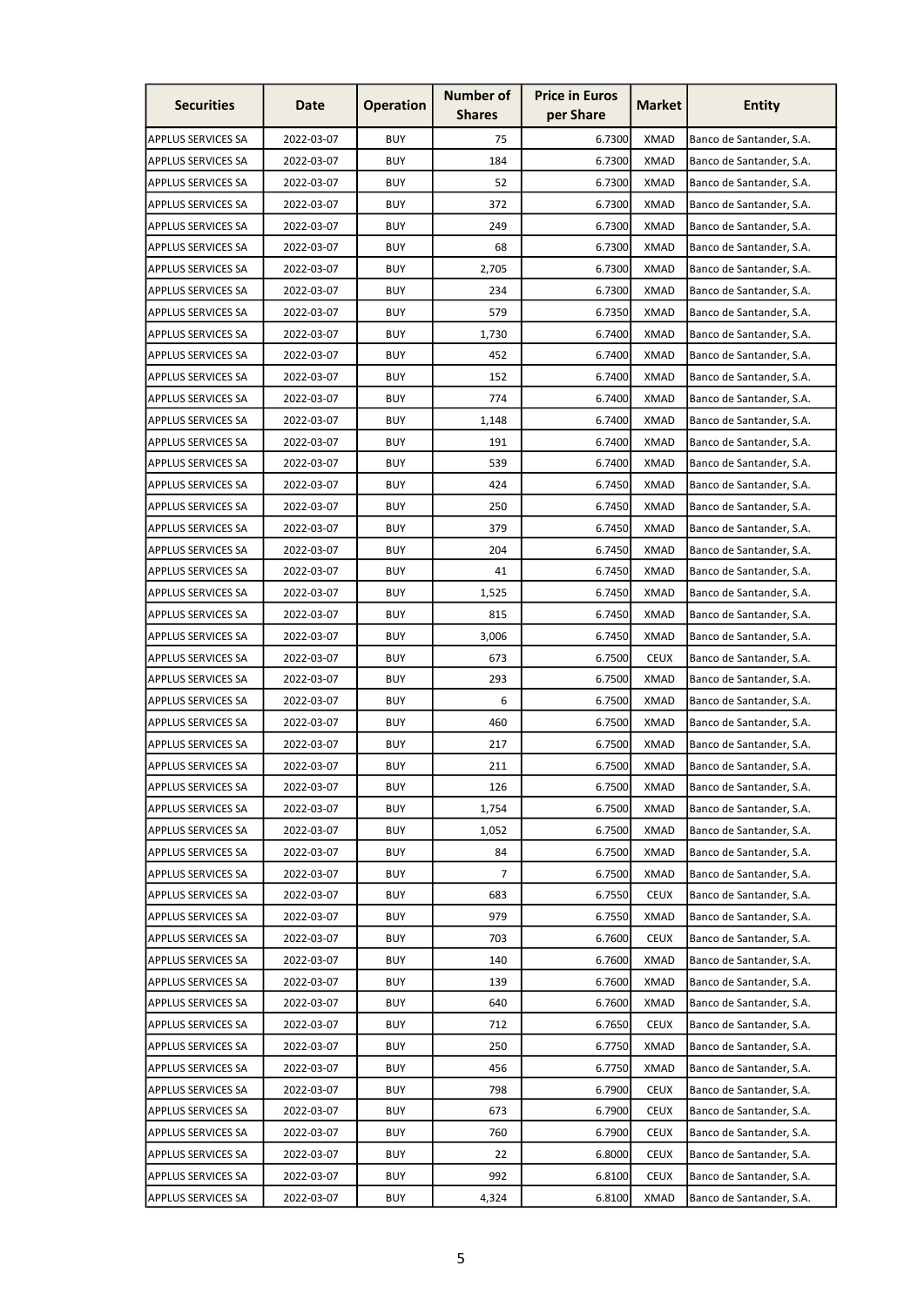| Securities | Date | Operation | Number of Shares | Price in Euros per Share | Market | Entity |
|---|---|---|---|---|---|---|
| APPLUS SERVICES SA | 2022-03-07 | BUY | 75 | 6.7300 | XMAD | Banco de Santander, S.A. |
| APPLUS SERVICES SA | 2022-03-07 | BUY | 184 | 6.7300 | XMAD | Banco de Santander, S.A. |
| APPLUS SERVICES SA | 2022-03-07 | BUY | 52 | 6.7300 | XMAD | Banco de Santander, S.A. |
| APPLUS SERVICES SA | 2022-03-07 | BUY | 372 | 6.7300 | XMAD | Banco de Santander, S.A. |
| APPLUS SERVICES SA | 2022-03-07 | BUY | 249 | 6.7300 | XMAD | Banco de Santander, S.A. |
| APPLUS SERVICES SA | 2022-03-07 | BUY | 68 | 6.7300 | XMAD | Banco de Santander, S.A. |
| APPLUS SERVICES SA | 2022-03-07 | BUY | 2,705 | 6.7300 | XMAD | Banco de Santander, S.A. |
| APPLUS SERVICES SA | 2022-03-07 | BUY | 234 | 6.7300 | XMAD | Banco de Santander, S.A. |
| APPLUS SERVICES SA | 2022-03-07 | BUY | 579 | 6.7350 | XMAD | Banco de Santander, S.A. |
| APPLUS SERVICES SA | 2022-03-07 | BUY | 1,730 | 6.7400 | XMAD | Banco de Santander, S.A. |
| APPLUS SERVICES SA | 2022-03-07 | BUY | 452 | 6.7400 | XMAD | Banco de Santander, S.A. |
| APPLUS SERVICES SA | 2022-03-07 | BUY | 152 | 6.7400 | XMAD | Banco de Santander, S.A. |
| APPLUS SERVICES SA | 2022-03-07 | BUY | 774 | 6.7400 | XMAD | Banco de Santander, S.A. |
| APPLUS SERVICES SA | 2022-03-07 | BUY | 1,148 | 6.7400 | XMAD | Banco de Santander, S.A. |
| APPLUS SERVICES SA | 2022-03-07 | BUY | 191 | 6.7400 | XMAD | Banco de Santander, S.A. |
| APPLUS SERVICES SA | 2022-03-07 | BUY | 539 | 6.7400 | XMAD | Banco de Santander, S.A. |
| APPLUS SERVICES SA | 2022-03-07 | BUY | 424 | 6.7450 | XMAD | Banco de Santander, S.A. |
| APPLUS SERVICES SA | 2022-03-07 | BUY | 250 | 6.7450 | XMAD | Banco de Santander, S.A. |
| APPLUS SERVICES SA | 2022-03-07 | BUY | 379 | 6.7450 | XMAD | Banco de Santander, S.A. |
| APPLUS SERVICES SA | 2022-03-07 | BUY | 204 | 6.7450 | XMAD | Banco de Santander, S.A. |
| APPLUS SERVICES SA | 2022-03-07 | BUY | 41 | 6.7450 | XMAD | Banco de Santander, S.A. |
| APPLUS SERVICES SA | 2022-03-07 | BUY | 1,525 | 6.7450 | XMAD | Banco de Santander, S.A. |
| APPLUS SERVICES SA | 2022-03-07 | BUY | 815 | 6.7450 | XMAD | Banco de Santander, S.A. |
| APPLUS SERVICES SA | 2022-03-07 | BUY | 3,006 | 6.7450 | XMAD | Banco de Santander, S.A. |
| APPLUS SERVICES SA | 2022-03-07 | BUY | 673 | 6.7500 | CEUX | Banco de Santander, S.A. |
| APPLUS SERVICES SA | 2022-03-07 | BUY | 293 | 6.7500 | XMAD | Banco de Santander, S.A. |
| APPLUS SERVICES SA | 2022-03-07 | BUY | 6 | 6.7500 | XMAD | Banco de Santander, S.A. |
| APPLUS SERVICES SA | 2022-03-07 | BUY | 460 | 6.7500 | XMAD | Banco de Santander, S.A. |
| APPLUS SERVICES SA | 2022-03-07 | BUY | 217 | 6.7500 | XMAD | Banco de Santander, S.A. |
| APPLUS SERVICES SA | 2022-03-07 | BUY | 211 | 6.7500 | XMAD | Banco de Santander, S.A. |
| APPLUS SERVICES SA | 2022-03-07 | BUY | 126 | 6.7500 | XMAD | Banco de Santander, S.A. |
| APPLUS SERVICES SA | 2022-03-07 | BUY | 1,754 | 6.7500 | XMAD | Banco de Santander, S.A. |
| APPLUS SERVICES SA | 2022-03-07 | BUY | 1,052 | 6.7500 | XMAD | Banco de Santander, S.A. |
| APPLUS SERVICES SA | 2022-03-07 | BUY | 84 | 6.7500 | XMAD | Banco de Santander, S.A. |
| APPLUS SERVICES SA | 2022-03-07 | BUY | 7 | 6.7500 | XMAD | Banco de Santander, S.A. |
| APPLUS SERVICES SA | 2022-03-07 | BUY | 683 | 6.7550 | CEUX | Banco de Santander, S.A. |
| APPLUS SERVICES SA | 2022-03-07 | BUY | 979 | 6.7550 | XMAD | Banco de Santander, S.A. |
| APPLUS SERVICES SA | 2022-03-07 | BUY | 703 | 6.7600 | CEUX | Banco de Santander, S.A. |
| APPLUS SERVICES SA | 2022-03-07 | BUY | 140 | 6.7600 | XMAD | Banco de Santander, S.A. |
| APPLUS SERVICES SA | 2022-03-07 | BUY | 139 | 6.7600 | XMAD | Banco de Santander, S.A. |
| APPLUS SERVICES SA | 2022-03-07 | BUY | 640 | 6.7600 | XMAD | Banco de Santander, S.A. |
| APPLUS SERVICES SA | 2022-03-07 | BUY | 712 | 6.7650 | CEUX | Banco de Santander, S.A. |
| APPLUS SERVICES SA | 2022-03-07 | BUY | 250 | 6.7750 | XMAD | Banco de Santander, S.A. |
| APPLUS SERVICES SA | 2022-03-07 | BUY | 456 | 6.7750 | XMAD | Banco de Santander, S.A. |
| APPLUS SERVICES SA | 2022-03-07 | BUY | 798 | 6.7900 | CEUX | Banco de Santander, S.A. |
| APPLUS SERVICES SA | 2022-03-07 | BUY | 673 | 6.7900 | CEUX | Banco de Santander, S.A. |
| APPLUS SERVICES SA | 2022-03-07 | BUY | 760 | 6.7900 | CEUX | Banco de Santander, S.A. |
| APPLUS SERVICES SA | 2022-03-07 | BUY | 22 | 6.8000 | CEUX | Banco de Santander, S.A. |
| APPLUS SERVICES SA | 2022-03-07 | BUY | 992 | 6.8100 | CEUX | Banco de Santander, S.A. |
| APPLUS SERVICES SA | 2022-03-07 | BUY | 4,324 | 6.8100 | XMAD | Banco de Santander, S.A. |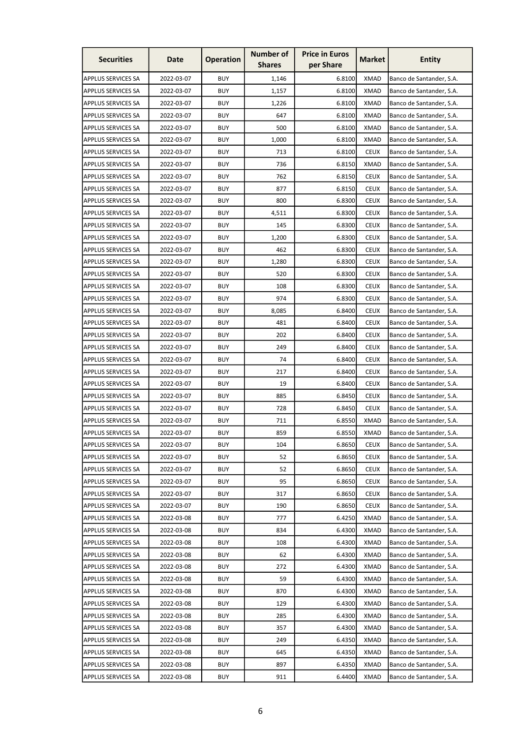| Securities | Date | Operation | Number of Shares | Price in Euros per Share | Market | Entity |
|---|---|---|---|---|---|---|
| APPLUS SERVICES SA | 2022-03-07 | BUY | 1,146 | 6.8100 | XMAD | Banco de Santander, S.A. |
| APPLUS SERVICES SA | 2022-03-07 | BUY | 1,157 | 6.8100 | XMAD | Banco de Santander, S.A. |
| APPLUS SERVICES SA | 2022-03-07 | BUY | 1,226 | 6.8100 | XMAD | Banco de Santander, S.A. |
| APPLUS SERVICES SA | 2022-03-07 | BUY | 647 | 6.8100 | XMAD | Banco de Santander, S.A. |
| APPLUS SERVICES SA | 2022-03-07 | BUY | 500 | 6.8100 | XMAD | Banco de Santander, S.A. |
| APPLUS SERVICES SA | 2022-03-07 | BUY | 1,000 | 6.8100 | XMAD | Banco de Santander, S.A. |
| APPLUS SERVICES SA | 2022-03-07 | BUY | 713 | 6.8100 | CEUX | Banco de Santander, S.A. |
| APPLUS SERVICES SA | 2022-03-07 | BUY | 736 | 6.8150 | XMAD | Banco de Santander, S.A. |
| APPLUS SERVICES SA | 2022-03-07 | BUY | 762 | 6.8150 | CEUX | Banco de Santander, S.A. |
| APPLUS SERVICES SA | 2022-03-07 | BUY | 877 | 6.8150 | CEUX | Banco de Santander, S.A. |
| APPLUS SERVICES SA | 2022-03-07 | BUY | 800 | 6.8300 | CEUX | Banco de Santander, S.A. |
| APPLUS SERVICES SA | 2022-03-07 | BUY | 4,511 | 6.8300 | CEUX | Banco de Santander, S.A. |
| APPLUS SERVICES SA | 2022-03-07 | BUY | 145 | 6.8300 | CEUX | Banco de Santander, S.A. |
| APPLUS SERVICES SA | 2022-03-07 | BUY | 1,200 | 6.8300 | CEUX | Banco de Santander, S.A. |
| APPLUS SERVICES SA | 2022-03-07 | BUY | 462 | 6.8300 | CEUX | Banco de Santander, S.A. |
| APPLUS SERVICES SA | 2022-03-07 | BUY | 1,280 | 6.8300 | CEUX | Banco de Santander, S.A. |
| APPLUS SERVICES SA | 2022-03-07 | BUY | 520 | 6.8300 | CEUX | Banco de Santander, S.A. |
| APPLUS SERVICES SA | 2022-03-07 | BUY | 108 | 6.8300 | CEUX | Banco de Santander, S.A. |
| APPLUS SERVICES SA | 2022-03-07 | BUY | 974 | 6.8300 | CEUX | Banco de Santander, S.A. |
| APPLUS SERVICES SA | 2022-03-07 | BUY | 8,085 | 6.8400 | CEUX | Banco de Santander, S.A. |
| APPLUS SERVICES SA | 2022-03-07 | BUY | 481 | 6.8400 | CEUX | Banco de Santander, S.A. |
| APPLUS SERVICES SA | 2022-03-07 | BUY | 202 | 6.8400 | CEUX | Banco de Santander, S.A. |
| APPLUS SERVICES SA | 2022-03-07 | BUY | 249 | 6.8400 | CEUX | Banco de Santander, S.A. |
| APPLUS SERVICES SA | 2022-03-07 | BUY | 74 | 6.8400 | CEUX | Banco de Santander, S.A. |
| APPLUS SERVICES SA | 2022-03-07 | BUY | 217 | 6.8400 | CEUX | Banco de Santander, S.A. |
| APPLUS SERVICES SA | 2022-03-07 | BUY | 19 | 6.8400 | CEUX | Banco de Santander, S.A. |
| APPLUS SERVICES SA | 2022-03-07 | BUY | 885 | 6.8450 | CEUX | Banco de Santander, S.A. |
| APPLUS SERVICES SA | 2022-03-07 | BUY | 728 | 6.8450 | CEUX | Banco de Santander, S.A. |
| APPLUS SERVICES SA | 2022-03-07 | BUY | 711 | 6.8550 | XMAD | Banco de Santander, S.A. |
| APPLUS SERVICES SA | 2022-03-07 | BUY | 859 | 6.8550 | XMAD | Banco de Santander, S.A. |
| APPLUS SERVICES SA | 2022-03-07 | BUY | 104 | 6.8650 | CEUX | Banco de Santander, S.A. |
| APPLUS SERVICES SA | 2022-03-07 | BUY | 52 | 6.8650 | CEUX | Banco de Santander, S.A. |
| APPLUS SERVICES SA | 2022-03-07 | BUY | 52 | 6.8650 | CEUX | Banco de Santander, S.A. |
| APPLUS SERVICES SA | 2022-03-07 | BUY | 95 | 6.8650 | CEUX | Banco de Santander, S.A. |
| APPLUS SERVICES SA | 2022-03-07 | BUY | 317 | 6.8650 | CEUX | Banco de Santander, S.A. |
| APPLUS SERVICES SA | 2022-03-07 | BUY | 190 | 6.8650 | CEUX | Banco de Santander, S.A. |
| APPLUS SERVICES SA | 2022-03-08 | BUY | 777 | 6.4250 | XMAD | Banco de Santander, S.A. |
| APPLUS SERVICES SA | 2022-03-08 | BUY | 834 | 6.4300 | XMAD | Banco de Santander, S.A. |
| APPLUS SERVICES SA | 2022-03-08 | BUY | 108 | 6.4300 | XMAD | Banco de Santander, S.A. |
| APPLUS SERVICES SA | 2022-03-08 | BUY | 62 | 6.4300 | XMAD | Banco de Santander, S.A. |
| APPLUS SERVICES SA | 2022-03-08 | BUY | 272 | 6.4300 | XMAD | Banco de Santander, S.A. |
| APPLUS SERVICES SA | 2022-03-08 | BUY | 59 | 6.4300 | XMAD | Banco de Santander, S.A. |
| APPLUS SERVICES SA | 2022-03-08 | BUY | 870 | 6.4300 | XMAD | Banco de Santander, S.A. |
| APPLUS SERVICES SA | 2022-03-08 | BUY | 129 | 6.4300 | XMAD | Banco de Santander, S.A. |
| APPLUS SERVICES SA | 2022-03-08 | BUY | 285 | 6.4300 | XMAD | Banco de Santander, S.A. |
| APPLUS SERVICES SA | 2022-03-08 | BUY | 357 | 6.4300 | XMAD | Banco de Santander, S.A. |
| APPLUS SERVICES SA | 2022-03-08 | BUY | 249 | 6.4350 | XMAD | Banco de Santander, S.A. |
| APPLUS SERVICES SA | 2022-03-08 | BUY | 645 | 6.4350 | XMAD | Banco de Santander, S.A. |
| APPLUS SERVICES SA | 2022-03-08 | BUY | 897 | 6.4350 | XMAD | Banco de Santander, S.A. |
| APPLUS SERVICES SA | 2022-03-08 | BUY | 911 | 6.4400 | XMAD | Banco de Santander, S.A. |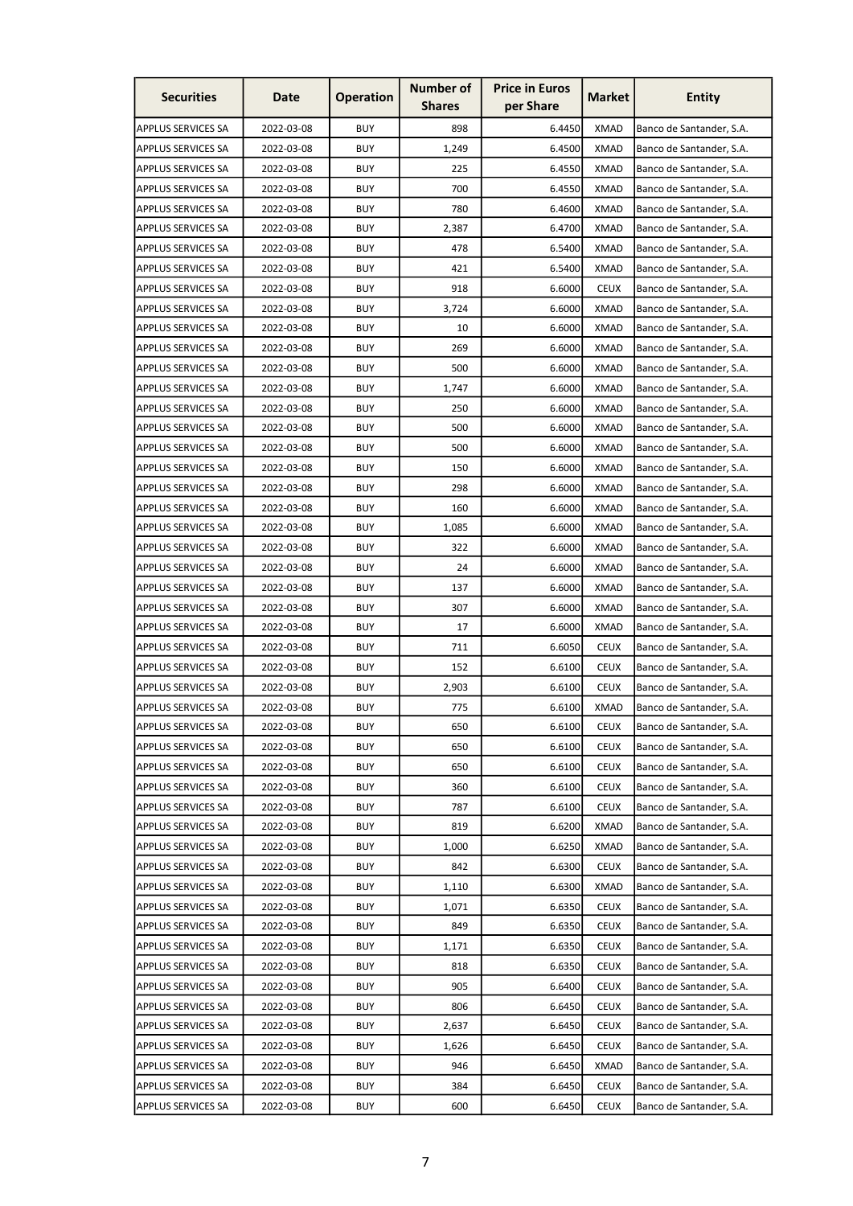| Securities | Date | Operation | Number of Shares | Price in Euros per Share | Market | Entity |
|---|---|---|---|---|---|---|
| APPLUS SERVICES SA | 2022-03-08 | BUY | 898 | 6.4450 | XMAD | Banco de Santander, S.A. |
| APPLUS SERVICES SA | 2022-03-08 | BUY | 1,249 | 6.4500 | XMAD | Banco de Santander, S.A. |
| APPLUS SERVICES SA | 2022-03-08 | BUY | 225 | 6.4550 | XMAD | Banco de Santander, S.A. |
| APPLUS SERVICES SA | 2022-03-08 | BUY | 700 | 6.4550 | XMAD | Banco de Santander, S.A. |
| APPLUS SERVICES SA | 2022-03-08 | BUY | 780 | 6.4600 | XMAD | Banco de Santander, S.A. |
| APPLUS SERVICES SA | 2022-03-08 | BUY | 2,387 | 6.4700 | XMAD | Banco de Santander, S.A. |
| APPLUS SERVICES SA | 2022-03-08 | BUY | 478 | 6.5400 | XMAD | Banco de Santander, S.A. |
| APPLUS SERVICES SA | 2022-03-08 | BUY | 421 | 6.5400 | XMAD | Banco de Santander, S.A. |
| APPLUS SERVICES SA | 2022-03-08 | BUY | 918 | 6.6000 | CEUX | Banco de Santander, S.A. |
| APPLUS SERVICES SA | 2022-03-08 | BUY | 3,724 | 6.6000 | XMAD | Banco de Santander, S.A. |
| APPLUS SERVICES SA | 2022-03-08 | BUY | 10 | 6.6000 | XMAD | Banco de Santander, S.A. |
| APPLUS SERVICES SA | 2022-03-08 | BUY | 269 | 6.6000 | XMAD | Banco de Santander, S.A. |
| APPLUS SERVICES SA | 2022-03-08 | BUY | 500 | 6.6000 | XMAD | Banco de Santander, S.A. |
| APPLUS SERVICES SA | 2022-03-08 | BUY | 1,747 | 6.6000 | XMAD | Banco de Santander, S.A. |
| APPLUS SERVICES SA | 2022-03-08 | BUY | 250 | 6.6000 | XMAD | Banco de Santander, S.A. |
| APPLUS SERVICES SA | 2022-03-08 | BUY | 500 | 6.6000 | XMAD | Banco de Santander, S.A. |
| APPLUS SERVICES SA | 2022-03-08 | BUY | 500 | 6.6000 | XMAD | Banco de Santander, S.A. |
| APPLUS SERVICES SA | 2022-03-08 | BUY | 150 | 6.6000 | XMAD | Banco de Santander, S.A. |
| APPLUS SERVICES SA | 2022-03-08 | BUY | 298 | 6.6000 | XMAD | Banco de Santander, S.A. |
| APPLUS SERVICES SA | 2022-03-08 | BUY | 160 | 6.6000 | XMAD | Banco de Santander, S.A. |
| APPLUS SERVICES SA | 2022-03-08 | BUY | 1,085 | 6.6000 | XMAD | Banco de Santander, S.A. |
| APPLUS SERVICES SA | 2022-03-08 | BUY | 322 | 6.6000 | XMAD | Banco de Santander, S.A. |
| APPLUS SERVICES SA | 2022-03-08 | BUY | 24 | 6.6000 | XMAD | Banco de Santander, S.A. |
| APPLUS SERVICES SA | 2022-03-08 | BUY | 137 | 6.6000 | XMAD | Banco de Santander, S.A. |
| APPLUS SERVICES SA | 2022-03-08 | BUY | 307 | 6.6000 | XMAD | Banco de Santander, S.A. |
| APPLUS SERVICES SA | 2022-03-08 | BUY | 17 | 6.6000 | XMAD | Banco de Santander, S.A. |
| APPLUS SERVICES SA | 2022-03-08 | BUY | 711 | 6.6050 | CEUX | Banco de Santander, S.A. |
| APPLUS SERVICES SA | 2022-03-08 | BUY | 152 | 6.6100 | CEUX | Banco de Santander, S.A. |
| APPLUS SERVICES SA | 2022-03-08 | BUY | 2,903 | 6.6100 | CEUX | Banco de Santander, S.A. |
| APPLUS SERVICES SA | 2022-03-08 | BUY | 775 | 6.6100 | XMAD | Banco de Santander, S.A. |
| APPLUS SERVICES SA | 2022-03-08 | BUY | 650 | 6.6100 | CEUX | Banco de Santander, S.A. |
| APPLUS SERVICES SA | 2022-03-08 | BUY | 650 | 6.6100 | CEUX | Banco de Santander, S.A. |
| APPLUS SERVICES SA | 2022-03-08 | BUY | 650 | 6.6100 | CEUX | Banco de Santander, S.A. |
| APPLUS SERVICES SA | 2022-03-08 | BUY | 360 | 6.6100 | CEUX | Banco de Santander, S.A. |
| APPLUS SERVICES SA | 2022-03-08 | BUY | 787 | 6.6100 | CEUX | Banco de Santander, S.A. |
| APPLUS SERVICES SA | 2022-03-08 | BUY | 819 | 6.6200 | XMAD | Banco de Santander, S.A. |
| APPLUS SERVICES SA | 2022-03-08 | BUY | 1,000 | 6.6250 | XMAD | Banco de Santander, S.A. |
| APPLUS SERVICES SA | 2022-03-08 | BUY | 842 | 6.6300 | CEUX | Banco de Santander, S.A. |
| APPLUS SERVICES SA | 2022-03-08 | BUY | 1,110 | 6.6300 | XMAD | Banco de Santander, S.A. |
| APPLUS SERVICES SA | 2022-03-08 | BUY | 1,071 | 6.6350 | CEUX | Banco de Santander, S.A. |
| APPLUS SERVICES SA | 2022-03-08 | BUY | 849 | 6.6350 | CEUX | Banco de Santander, S.A. |
| APPLUS SERVICES SA | 2022-03-08 | BUY | 1,171 | 6.6350 | CEUX | Banco de Santander, S.A. |
| APPLUS SERVICES SA | 2022-03-08 | BUY | 818 | 6.6350 | CEUX | Banco de Santander, S.A. |
| APPLUS SERVICES SA | 2022-03-08 | BUY | 905 | 6.6400 | CEUX | Banco de Santander, S.A. |
| APPLUS SERVICES SA | 2022-03-08 | BUY | 806 | 6.6450 | CEUX | Banco de Santander, S.A. |
| APPLUS SERVICES SA | 2022-03-08 | BUY | 2,637 | 6.6450 | CEUX | Banco de Santander, S.A. |
| APPLUS SERVICES SA | 2022-03-08 | BUY | 1,626 | 6.6450 | CEUX | Banco de Santander, S.A. |
| APPLUS SERVICES SA | 2022-03-08 | BUY | 946 | 6.6450 | XMAD | Banco de Santander, S.A. |
| APPLUS SERVICES SA | 2022-03-08 | BUY | 384 | 6.6450 | CEUX | Banco de Santander, S.A. |
| APPLUS SERVICES SA | 2022-03-08 | BUY | 600 | 6.6450 | CEUX | Banco de Santander, S.A. |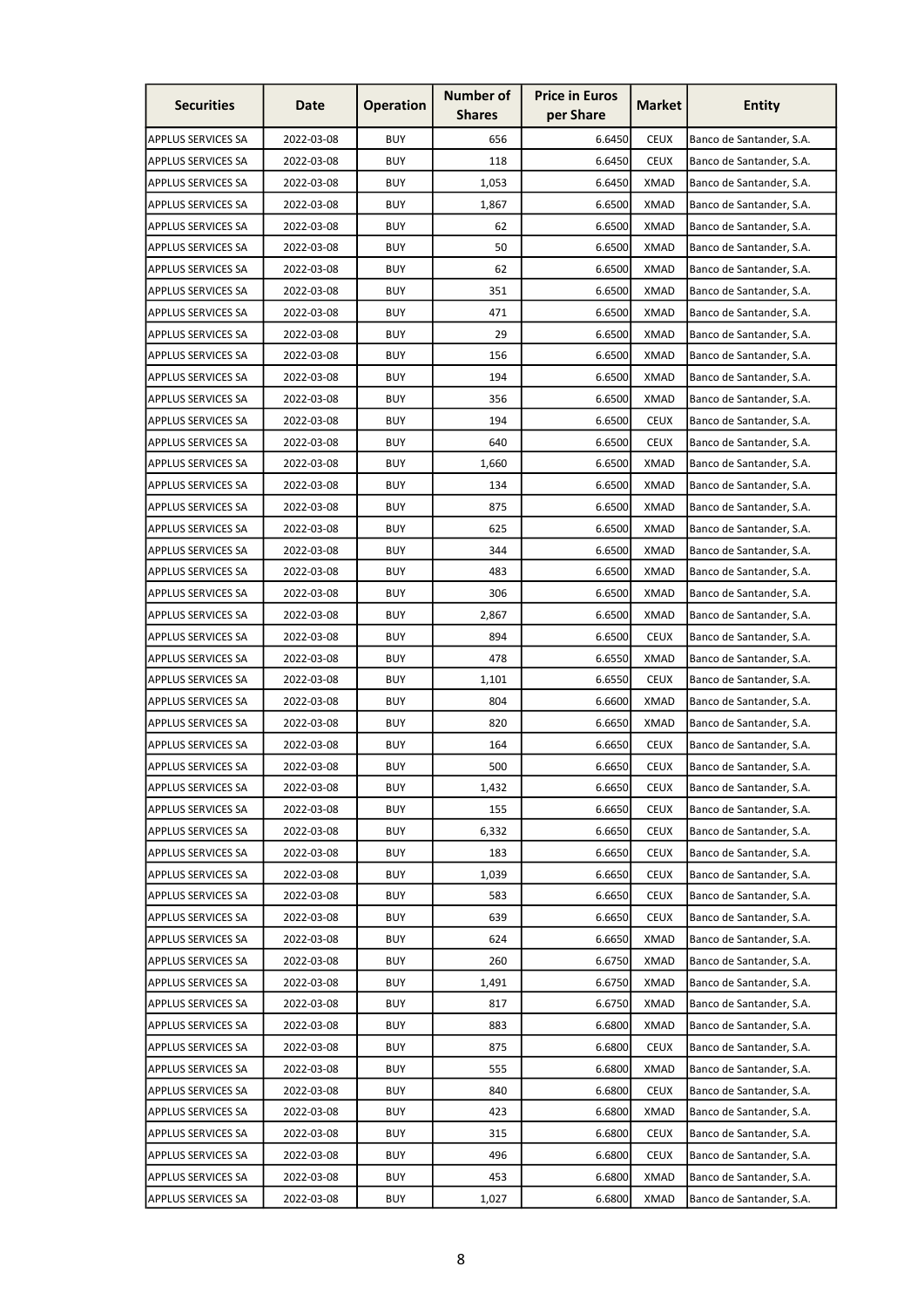| Securities | Date | Operation | Number of Shares | Price in Euros per Share | Market | Entity |
|---|---|---|---|---|---|---|
| APPLUS SERVICES SA | 2022-03-08 | BUY | 656 | 6.6450 | CEUX | Banco de Santander, S.A. |
| APPLUS SERVICES SA | 2022-03-08 | BUY | 118 | 6.6450 | CEUX | Banco de Santander, S.A. |
| APPLUS SERVICES SA | 2022-03-08 | BUY | 1,053 | 6.6450 | XMAD | Banco de Santander, S.A. |
| APPLUS SERVICES SA | 2022-03-08 | BUY | 1,867 | 6.6500 | XMAD | Banco de Santander, S.A. |
| APPLUS SERVICES SA | 2022-03-08 | BUY | 62 | 6.6500 | XMAD | Banco de Santander, S.A. |
| APPLUS SERVICES SA | 2022-03-08 | BUY | 50 | 6.6500 | XMAD | Banco de Santander, S.A. |
| APPLUS SERVICES SA | 2022-03-08 | BUY | 62 | 6.6500 | XMAD | Banco de Santander, S.A. |
| APPLUS SERVICES SA | 2022-03-08 | BUY | 351 | 6.6500 | XMAD | Banco de Santander, S.A. |
| APPLUS SERVICES SA | 2022-03-08 | BUY | 471 | 6.6500 | XMAD | Banco de Santander, S.A. |
| APPLUS SERVICES SA | 2022-03-08 | BUY | 29 | 6.6500 | XMAD | Banco de Santander, S.A. |
| APPLUS SERVICES SA | 2022-03-08 | BUY | 156 | 6.6500 | XMAD | Banco de Santander, S.A. |
| APPLUS SERVICES SA | 2022-03-08 | BUY | 194 | 6.6500 | XMAD | Banco de Santander, S.A. |
| APPLUS SERVICES SA | 2022-03-08 | BUY | 356 | 6.6500 | XMAD | Banco de Santander, S.A. |
| APPLUS SERVICES SA | 2022-03-08 | BUY | 194 | 6.6500 | CEUX | Banco de Santander, S.A. |
| APPLUS SERVICES SA | 2022-03-08 | BUY | 640 | 6.6500 | CEUX | Banco de Santander, S.A. |
| APPLUS SERVICES SA | 2022-03-08 | BUY | 1,660 | 6.6500 | XMAD | Banco de Santander, S.A. |
| APPLUS SERVICES SA | 2022-03-08 | BUY | 134 | 6.6500 | XMAD | Banco de Santander, S.A. |
| APPLUS SERVICES SA | 2022-03-08 | BUY | 875 | 6.6500 | XMAD | Banco de Santander, S.A. |
| APPLUS SERVICES SA | 2022-03-08 | BUY | 625 | 6.6500 | XMAD | Banco de Santander, S.A. |
| APPLUS SERVICES SA | 2022-03-08 | BUY | 344 | 6.6500 | XMAD | Banco de Santander, S.A. |
| APPLUS SERVICES SA | 2022-03-08 | BUY | 483 | 6.6500 | XMAD | Banco de Santander, S.A. |
| APPLUS SERVICES SA | 2022-03-08 | BUY | 306 | 6.6500 | XMAD | Banco de Santander, S.A. |
| APPLUS SERVICES SA | 2022-03-08 | BUY | 2,867 | 6.6500 | XMAD | Banco de Santander, S.A. |
| APPLUS SERVICES SA | 2022-03-08 | BUY | 894 | 6.6500 | CEUX | Banco de Santander, S.A. |
| APPLUS SERVICES SA | 2022-03-08 | BUY | 478 | 6.6550 | XMAD | Banco de Santander, S.A. |
| APPLUS SERVICES SA | 2022-03-08 | BUY | 1,101 | 6.6550 | CEUX | Banco de Santander, S.A. |
| APPLUS SERVICES SA | 2022-03-08 | BUY | 804 | 6.6600 | XMAD | Banco de Santander, S.A. |
| APPLUS SERVICES SA | 2022-03-08 | BUY | 820 | 6.6650 | XMAD | Banco de Santander, S.A. |
| APPLUS SERVICES SA | 2022-03-08 | BUY | 164 | 6.6650 | CEUX | Banco de Santander, S.A. |
| APPLUS SERVICES SA | 2022-03-08 | BUY | 500 | 6.6650 | CEUX | Banco de Santander, S.A. |
| APPLUS SERVICES SA | 2022-03-08 | BUY | 1,432 | 6.6650 | CEUX | Banco de Santander, S.A. |
| APPLUS SERVICES SA | 2022-03-08 | BUY | 155 | 6.6650 | CEUX | Banco de Santander, S.A. |
| APPLUS SERVICES SA | 2022-03-08 | BUY | 6,332 | 6.6650 | CEUX | Banco de Santander, S.A. |
| APPLUS SERVICES SA | 2022-03-08 | BUY | 183 | 6.6650 | CEUX | Banco de Santander, S.A. |
| APPLUS SERVICES SA | 2022-03-08 | BUY | 1,039 | 6.6650 | CEUX | Banco de Santander, S.A. |
| APPLUS SERVICES SA | 2022-03-08 | BUY | 583 | 6.6650 | CEUX | Banco de Santander, S.A. |
| APPLUS SERVICES SA | 2022-03-08 | BUY | 639 | 6.6650 | CEUX | Banco de Santander, S.A. |
| APPLUS SERVICES SA | 2022-03-08 | BUY | 624 | 6.6650 | XMAD | Banco de Santander, S.A. |
| APPLUS SERVICES SA | 2022-03-08 | BUY | 260 | 6.6750 | XMAD | Banco de Santander, S.A. |
| APPLUS SERVICES SA | 2022-03-08 | BUY | 1,491 | 6.6750 | XMAD | Banco de Santander, S.A. |
| APPLUS SERVICES SA | 2022-03-08 | BUY | 817 | 6.6750 | XMAD | Banco de Santander, S.A. |
| APPLUS SERVICES SA | 2022-03-08 | BUY | 883 | 6.6800 | XMAD | Banco de Santander, S.A. |
| APPLUS SERVICES SA | 2022-03-08 | BUY | 875 | 6.6800 | CEUX | Banco de Santander, S.A. |
| APPLUS SERVICES SA | 2022-03-08 | BUY | 555 | 6.6800 | XMAD | Banco de Santander, S.A. |
| APPLUS SERVICES SA | 2022-03-08 | BUY | 840 | 6.6800 | CEUX | Banco de Santander, S.A. |
| APPLUS SERVICES SA | 2022-03-08 | BUY | 423 | 6.6800 | XMAD | Banco de Santander, S.A. |
| APPLUS SERVICES SA | 2022-03-08 | BUY | 315 | 6.6800 | CEUX | Banco de Santander, S.A. |
| APPLUS SERVICES SA | 2022-03-08 | BUY | 496 | 6.6800 | CEUX | Banco de Santander, S.A. |
| APPLUS SERVICES SA | 2022-03-08 | BUY | 453 | 6.6800 | XMAD | Banco de Santander, S.A. |
| APPLUS SERVICES SA | 2022-03-08 | BUY | 1,027 | 6.6800 | XMAD | Banco de Santander, S.A. |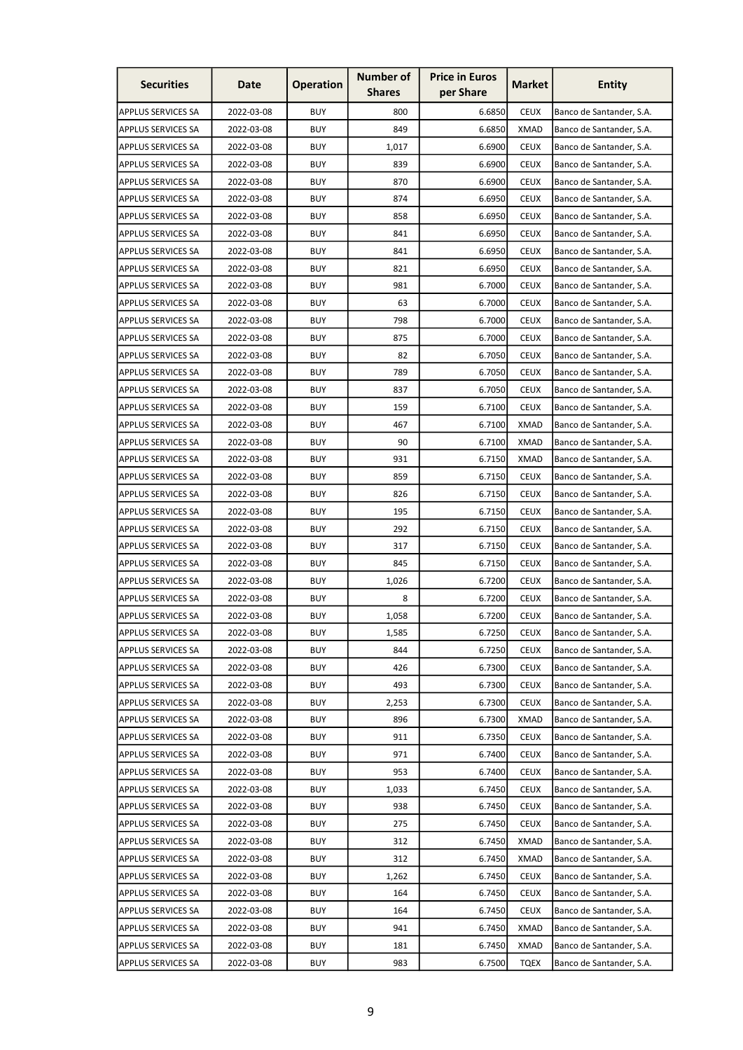| Securities | Date | Operation | Number of Shares | Price in Euros per Share | Market | Entity |
|---|---|---|---|---|---|---|
| APPLUS SERVICES SA | 2022-03-08 | BUY | 800 | 6.6850 | CEUX | Banco de Santander, S.A. |
| APPLUS SERVICES SA | 2022-03-08 | BUY | 849 | 6.6850 | XMAD | Banco de Santander, S.A. |
| APPLUS SERVICES SA | 2022-03-08 | BUY | 1,017 | 6.6900 | CEUX | Banco de Santander, S.A. |
| APPLUS SERVICES SA | 2022-03-08 | BUY | 839 | 6.6900 | CEUX | Banco de Santander, S.A. |
| APPLUS SERVICES SA | 2022-03-08 | BUY | 870 | 6.6900 | CEUX | Banco de Santander, S.A. |
| APPLUS SERVICES SA | 2022-03-08 | BUY | 874 | 6.6950 | CEUX | Banco de Santander, S.A. |
| APPLUS SERVICES SA | 2022-03-08 | BUY | 858 | 6.6950 | CEUX | Banco de Santander, S.A. |
| APPLUS SERVICES SA | 2022-03-08 | BUY | 841 | 6.6950 | CEUX | Banco de Santander, S.A. |
| APPLUS SERVICES SA | 2022-03-08 | BUY | 841 | 6.6950 | CEUX | Banco de Santander, S.A. |
| APPLUS SERVICES SA | 2022-03-08 | BUY | 821 | 6.6950 | CEUX | Banco de Santander, S.A. |
| APPLUS SERVICES SA | 2022-03-08 | BUY | 981 | 6.7000 | CEUX | Banco de Santander, S.A. |
| APPLUS SERVICES SA | 2022-03-08 | BUY | 63 | 6.7000 | CEUX | Banco de Santander, S.A. |
| APPLUS SERVICES SA | 2022-03-08 | BUY | 798 | 6.7000 | CEUX | Banco de Santander, S.A. |
| APPLUS SERVICES SA | 2022-03-08 | BUY | 875 | 6.7000 | CEUX | Banco de Santander, S.A. |
| APPLUS SERVICES SA | 2022-03-08 | BUY | 82 | 6.7050 | CEUX | Banco de Santander, S.A. |
| APPLUS SERVICES SA | 2022-03-08 | BUY | 789 | 6.7050 | CEUX | Banco de Santander, S.A. |
| APPLUS SERVICES SA | 2022-03-08 | BUY | 837 | 6.7050 | CEUX | Banco de Santander, S.A. |
| APPLUS SERVICES SA | 2022-03-08 | BUY | 159 | 6.7100 | CEUX | Banco de Santander, S.A. |
| APPLUS SERVICES SA | 2022-03-08 | BUY | 467 | 6.7100 | XMAD | Banco de Santander, S.A. |
| APPLUS SERVICES SA | 2022-03-08 | BUY | 90 | 6.7100 | XMAD | Banco de Santander, S.A. |
| APPLUS SERVICES SA | 2022-03-08 | BUY | 931 | 6.7150 | XMAD | Banco de Santander, S.A. |
| APPLUS SERVICES SA | 2022-03-08 | BUY | 859 | 6.7150 | CEUX | Banco de Santander, S.A. |
| APPLUS SERVICES SA | 2022-03-08 | BUY | 826 | 6.7150 | CEUX | Banco de Santander, S.A. |
| APPLUS SERVICES SA | 2022-03-08 | BUY | 195 | 6.7150 | CEUX | Banco de Santander, S.A. |
| APPLUS SERVICES SA | 2022-03-08 | BUY | 292 | 6.7150 | CEUX | Banco de Santander, S.A. |
| APPLUS SERVICES SA | 2022-03-08 | BUY | 317 | 6.7150 | CEUX | Banco de Santander, S.A. |
| APPLUS SERVICES SA | 2022-03-08 | BUY | 845 | 6.7150 | CEUX | Banco de Santander, S.A. |
| APPLUS SERVICES SA | 2022-03-08 | BUY | 1,026 | 6.7200 | CEUX | Banco de Santander, S.A. |
| APPLUS SERVICES SA | 2022-03-08 | BUY | 8 | 6.7200 | CEUX | Banco de Santander, S.A. |
| APPLUS SERVICES SA | 2022-03-08 | BUY | 1,058 | 6.7200 | CEUX | Banco de Santander, S.A. |
| APPLUS SERVICES SA | 2022-03-08 | BUY | 1,585 | 6.7250 | CEUX | Banco de Santander, S.A. |
| APPLUS SERVICES SA | 2022-03-08 | BUY | 844 | 6.7250 | CEUX | Banco de Santander, S.A. |
| APPLUS SERVICES SA | 2022-03-08 | BUY | 426 | 6.7300 | CEUX | Banco de Santander, S.A. |
| APPLUS SERVICES SA | 2022-03-08 | BUY | 493 | 6.7300 | CEUX | Banco de Santander, S.A. |
| APPLUS SERVICES SA | 2022-03-08 | BUY | 2,253 | 6.7300 | CEUX | Banco de Santander, S.A. |
| APPLUS SERVICES SA | 2022-03-08 | BUY | 896 | 6.7300 | XMAD | Banco de Santander, S.A. |
| APPLUS SERVICES SA | 2022-03-08 | BUY | 911 | 6.7350 | CEUX | Banco de Santander, S.A. |
| APPLUS SERVICES SA | 2022-03-08 | BUY | 971 | 6.7400 | CEUX | Banco de Santander, S.A. |
| APPLUS SERVICES SA | 2022-03-08 | BUY | 953 | 6.7400 | CEUX | Banco de Santander, S.A. |
| APPLUS SERVICES SA | 2022-03-08 | BUY | 1,033 | 6.7450 | CEUX | Banco de Santander, S.A. |
| APPLUS SERVICES SA | 2022-03-08 | BUY | 938 | 6.7450 | CEUX | Banco de Santander, S.A. |
| APPLUS SERVICES SA | 2022-03-08 | BUY | 275 | 6.7450 | CEUX | Banco de Santander, S.A. |
| APPLUS SERVICES SA | 2022-03-08 | BUY | 312 | 6.7450 | XMAD | Banco de Santander, S.A. |
| APPLUS SERVICES SA | 2022-03-08 | BUY | 312 | 6.7450 | XMAD | Banco de Santander, S.A. |
| APPLUS SERVICES SA | 2022-03-08 | BUY | 1,262 | 6.7450 | CEUX | Banco de Santander, S.A. |
| APPLUS SERVICES SA | 2022-03-08 | BUY | 164 | 6.7450 | CEUX | Banco de Santander, S.A. |
| APPLUS SERVICES SA | 2022-03-08 | BUY | 164 | 6.7450 | CEUX | Banco de Santander, S.A. |
| APPLUS SERVICES SA | 2022-03-08 | BUY | 941 | 6.7450 | XMAD | Banco de Santander, S.A. |
| APPLUS SERVICES SA | 2022-03-08 | BUY | 181 | 6.7450 | XMAD | Banco de Santander, S.A. |
| APPLUS SERVICES SA | 2022-03-08 | BUY | 983 | 6.7500 | TQEX | Banco de Santander, S.A. |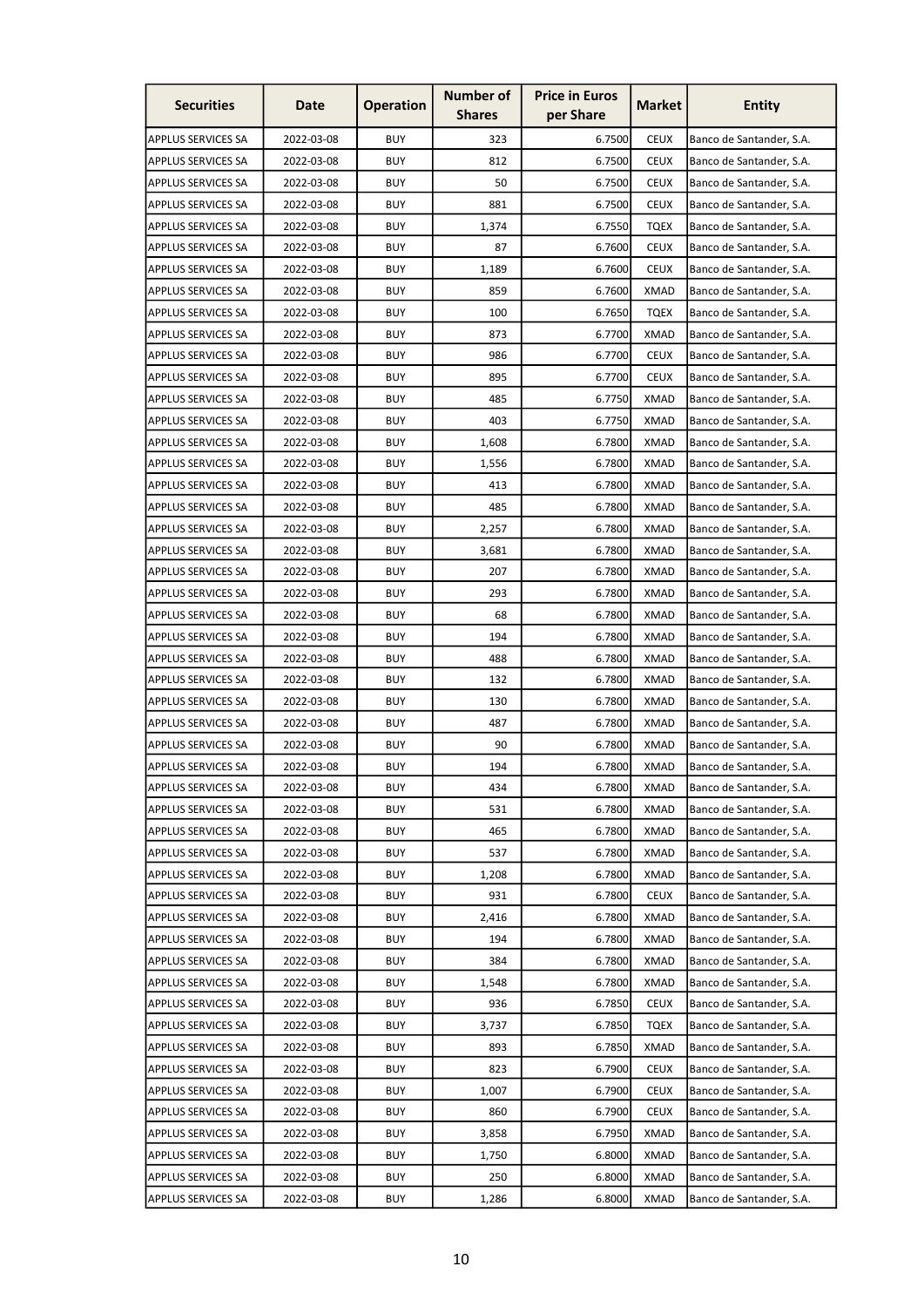| Securities | Date | Operation | Number of Shares | Price in Euros per Share | Market | Entity |
|---|---|---|---|---|---|---|
| APPLUS SERVICES SA | 2022-03-08 | BUY | 323 | 6.7500 | CEUX | Banco de Santander, S.A. |
| APPLUS SERVICES SA | 2022-03-08 | BUY | 812 | 6.7500 | CEUX | Banco de Santander, S.A. |
| APPLUS SERVICES SA | 2022-03-08 | BUY | 50 | 6.7500 | CEUX | Banco de Santander, S.A. |
| APPLUS SERVICES SA | 2022-03-08 | BUY | 881 | 6.7500 | CEUX | Banco de Santander, S.A. |
| APPLUS SERVICES SA | 2022-03-08 | BUY | 1,374 | 6.7550 | TQEX | Banco de Santander, S.A. |
| APPLUS SERVICES SA | 2022-03-08 | BUY | 87 | 6.7600 | CEUX | Banco de Santander, S.A. |
| APPLUS SERVICES SA | 2022-03-08 | BUY | 1,189 | 6.7600 | CEUX | Banco de Santander, S.A. |
| APPLUS SERVICES SA | 2022-03-08 | BUY | 859 | 6.7600 | XMAD | Banco de Santander, S.A. |
| APPLUS SERVICES SA | 2022-03-08 | BUY | 100 | 6.7650 | TQEX | Banco de Santander, S.A. |
| APPLUS SERVICES SA | 2022-03-08 | BUY | 873 | 6.7700 | XMAD | Banco de Santander, S.A. |
| APPLUS SERVICES SA | 2022-03-08 | BUY | 986 | 6.7700 | CEUX | Banco de Santander, S.A. |
| APPLUS SERVICES SA | 2022-03-08 | BUY | 895 | 6.7700 | CEUX | Banco de Santander, S.A. |
| APPLUS SERVICES SA | 2022-03-08 | BUY | 485 | 6.7750 | XMAD | Banco de Santander, S.A. |
| APPLUS SERVICES SA | 2022-03-08 | BUY | 403 | 6.7750 | XMAD | Banco de Santander, S.A. |
| APPLUS SERVICES SA | 2022-03-08 | BUY | 1,608 | 6.7800 | XMAD | Banco de Santander, S.A. |
| APPLUS SERVICES SA | 2022-03-08 | BUY | 1,556 | 6.7800 | XMAD | Banco de Santander, S.A. |
| APPLUS SERVICES SA | 2022-03-08 | BUY | 413 | 6.7800 | XMAD | Banco de Santander, S.A. |
| APPLUS SERVICES SA | 2022-03-08 | BUY | 485 | 6.7800 | XMAD | Banco de Santander, S.A. |
| APPLUS SERVICES SA | 2022-03-08 | BUY | 2,257 | 6.7800 | XMAD | Banco de Santander, S.A. |
| APPLUS SERVICES SA | 2022-03-08 | BUY | 3,681 | 6.7800 | XMAD | Banco de Santander, S.A. |
| APPLUS SERVICES SA | 2022-03-08 | BUY | 207 | 6.7800 | XMAD | Banco de Santander, S.A. |
| APPLUS SERVICES SA | 2022-03-08 | BUY | 293 | 6.7800 | XMAD | Banco de Santander, S.A. |
| APPLUS SERVICES SA | 2022-03-08 | BUY | 68 | 6.7800 | XMAD | Banco de Santander, S.A. |
| APPLUS SERVICES SA | 2022-03-08 | BUY | 194 | 6.7800 | XMAD | Banco de Santander, S.A. |
| APPLUS SERVICES SA | 2022-03-08 | BUY | 488 | 6.7800 | XMAD | Banco de Santander, S.A. |
| APPLUS SERVICES SA | 2022-03-08 | BUY | 132 | 6.7800 | XMAD | Banco de Santander, S.A. |
| APPLUS SERVICES SA | 2022-03-08 | BUY | 130 | 6.7800 | XMAD | Banco de Santander, S.A. |
| APPLUS SERVICES SA | 2022-03-08 | BUY | 487 | 6.7800 | XMAD | Banco de Santander, S.A. |
| APPLUS SERVICES SA | 2022-03-08 | BUY | 90 | 6.7800 | XMAD | Banco de Santander, S.A. |
| APPLUS SERVICES SA | 2022-03-08 | BUY | 194 | 6.7800 | XMAD | Banco de Santander, S.A. |
| APPLUS SERVICES SA | 2022-03-08 | BUY | 434 | 6.7800 | XMAD | Banco de Santander, S.A. |
| APPLUS SERVICES SA | 2022-03-08 | BUY | 531 | 6.7800 | XMAD | Banco de Santander, S.A. |
| APPLUS SERVICES SA | 2022-03-08 | BUY | 465 | 6.7800 | XMAD | Banco de Santander, S.A. |
| APPLUS SERVICES SA | 2022-03-08 | BUY | 537 | 6.7800 | XMAD | Banco de Santander, S.A. |
| APPLUS SERVICES SA | 2022-03-08 | BUY | 1,208 | 6.7800 | XMAD | Banco de Santander, S.A. |
| APPLUS SERVICES SA | 2022-03-08 | BUY | 931 | 6.7800 | CEUX | Banco de Santander, S.A. |
| APPLUS SERVICES SA | 2022-03-08 | BUY | 2,416 | 6.7800 | XMAD | Banco de Santander, S.A. |
| APPLUS SERVICES SA | 2022-03-08 | BUY | 194 | 6.7800 | XMAD | Banco de Santander, S.A. |
| APPLUS SERVICES SA | 2022-03-08 | BUY | 384 | 6.7800 | XMAD | Banco de Santander, S.A. |
| APPLUS SERVICES SA | 2022-03-08 | BUY | 1,548 | 6.7800 | XMAD | Banco de Santander, S.A. |
| APPLUS SERVICES SA | 2022-03-08 | BUY | 936 | 6.7850 | CEUX | Banco de Santander, S.A. |
| APPLUS SERVICES SA | 2022-03-08 | BUY | 3,737 | 6.7850 | TQEX | Banco de Santander, S.A. |
| APPLUS SERVICES SA | 2022-03-08 | BUY | 893 | 6.7850 | XMAD | Banco de Santander, S.A. |
| APPLUS SERVICES SA | 2022-03-08 | BUY | 823 | 6.7900 | CEUX | Banco de Santander, S.A. |
| APPLUS SERVICES SA | 2022-03-08 | BUY | 1,007 | 6.7900 | CEUX | Banco de Santander, S.A. |
| APPLUS SERVICES SA | 2022-03-08 | BUY | 860 | 6.7900 | CEUX | Banco de Santander, S.A. |
| APPLUS SERVICES SA | 2022-03-08 | BUY | 3,858 | 6.7950 | XMAD | Banco de Santander, S.A. |
| APPLUS SERVICES SA | 2022-03-08 | BUY | 1,750 | 6.8000 | XMAD | Banco de Santander, S.A. |
| APPLUS SERVICES SA | 2022-03-08 | BUY | 250 | 6.8000 | XMAD | Banco de Santander, S.A. |
| APPLUS SERVICES SA | 2022-03-08 | BUY | 1,286 | 6.8000 | XMAD | Banco de Santander, S.A. |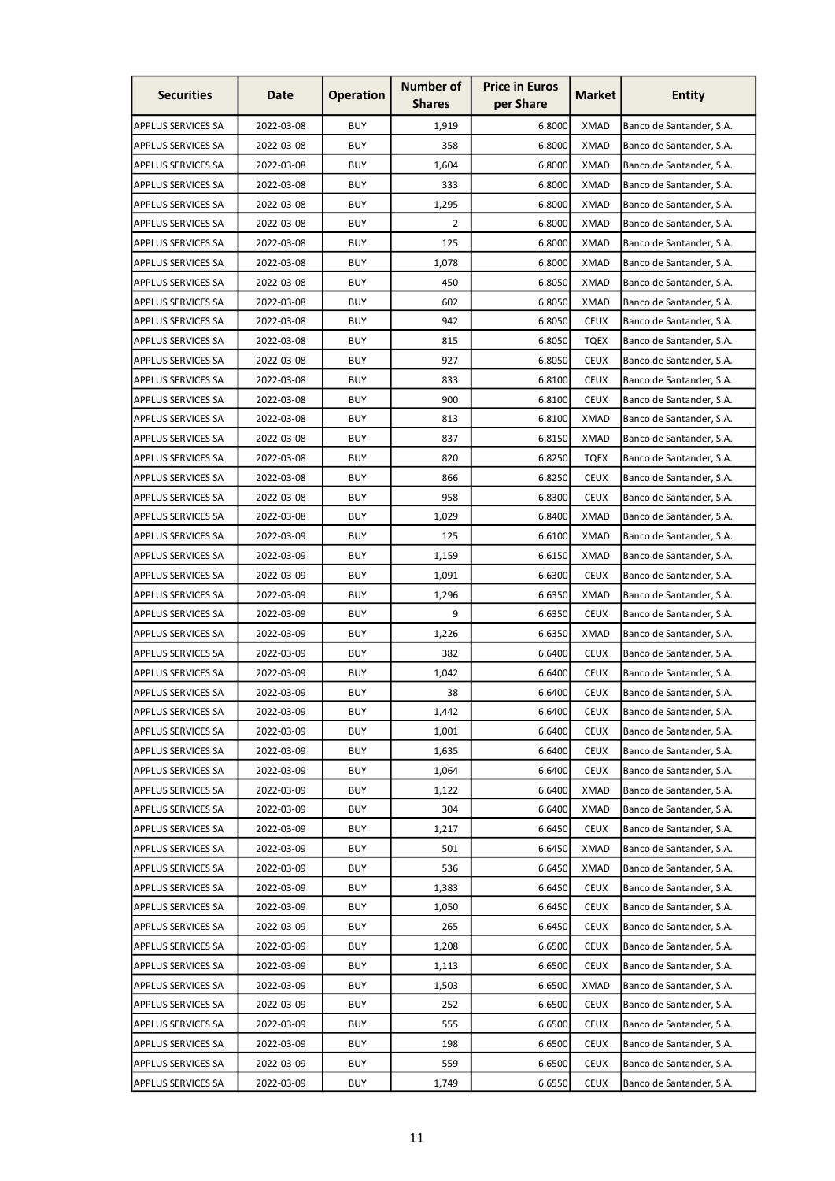| Securities | Date | Operation | Number of Shares | Price in Euros per Share | Market | Entity |
|---|---|---|---|---|---|---|
| APPLUS SERVICES SA | 2022-03-08 | BUY | 1,919 | 6.8000 | XMAD | Banco de Santander, S.A. |
| APPLUS SERVICES SA | 2022-03-08 | BUY | 358 | 6.8000 | XMAD | Banco de Santander, S.A. |
| APPLUS SERVICES SA | 2022-03-08 | BUY | 1,604 | 6.8000 | XMAD | Banco de Santander, S.A. |
| APPLUS SERVICES SA | 2022-03-08 | BUY | 333 | 6.8000 | XMAD | Banco de Santander, S.A. |
| APPLUS SERVICES SA | 2022-03-08 | BUY | 1,295 | 6.8000 | XMAD | Banco de Santander, S.A. |
| APPLUS SERVICES SA | 2022-03-08 | BUY | 2 | 6.8000 | XMAD | Banco de Santander, S.A. |
| APPLUS SERVICES SA | 2022-03-08 | BUY | 125 | 6.8000 | XMAD | Banco de Santander, S.A. |
| APPLUS SERVICES SA | 2022-03-08 | BUY | 1,078 | 6.8000 | XMAD | Banco de Santander, S.A. |
| APPLUS SERVICES SA | 2022-03-08 | BUY | 450 | 6.8050 | XMAD | Banco de Santander, S.A. |
| APPLUS SERVICES SA | 2022-03-08 | BUY | 602 | 6.8050 | XMAD | Banco de Santander, S.A. |
| APPLUS SERVICES SA | 2022-03-08 | BUY | 942 | 6.8050 | CEUX | Banco de Santander, S.A. |
| APPLUS SERVICES SA | 2022-03-08 | BUY | 815 | 6.8050 | TQEX | Banco de Santander, S.A. |
| APPLUS SERVICES SA | 2022-03-08 | BUY | 927 | 6.8050 | CEUX | Banco de Santander, S.A. |
| APPLUS SERVICES SA | 2022-03-08 | BUY | 833 | 6.8100 | CEUX | Banco de Santander, S.A. |
| APPLUS SERVICES SA | 2022-03-08 | BUY | 900 | 6.8100 | CEUX | Banco de Santander, S.A. |
| APPLUS SERVICES SA | 2022-03-08 | BUY | 813 | 6.8100 | XMAD | Banco de Santander, S.A. |
| APPLUS SERVICES SA | 2022-03-08 | BUY | 837 | 6.8150 | XMAD | Banco de Santander, S.A. |
| APPLUS SERVICES SA | 2022-03-08 | BUY | 820 | 6.8250 | TQEX | Banco de Santander, S.A. |
| APPLUS SERVICES SA | 2022-03-08 | BUY | 866 | 6.8250 | CEUX | Banco de Santander, S.A. |
| APPLUS SERVICES SA | 2022-03-08 | BUY | 958 | 6.8300 | CEUX | Banco de Santander, S.A. |
| APPLUS SERVICES SA | 2022-03-08 | BUY | 1,029 | 6.8400 | XMAD | Banco de Santander, S.A. |
| APPLUS SERVICES SA | 2022-03-09 | BUY | 125 | 6.6100 | XMAD | Banco de Santander, S.A. |
| APPLUS SERVICES SA | 2022-03-09 | BUY | 1,159 | 6.6150 | XMAD | Banco de Santander, S.A. |
| APPLUS SERVICES SA | 2022-03-09 | BUY | 1,091 | 6.6300 | CEUX | Banco de Santander, S.A. |
| APPLUS SERVICES SA | 2022-03-09 | BUY | 1,296 | 6.6350 | XMAD | Banco de Santander, S.A. |
| APPLUS SERVICES SA | 2022-03-09 | BUY | 9 | 6.6350 | CEUX | Banco de Santander, S.A. |
| APPLUS SERVICES SA | 2022-03-09 | BUY | 1,226 | 6.6350 | XMAD | Banco de Santander, S.A. |
| APPLUS SERVICES SA | 2022-03-09 | BUY | 382 | 6.6400 | CEUX | Banco de Santander, S.A. |
| APPLUS SERVICES SA | 2022-03-09 | BUY | 1,042 | 6.6400 | CEUX | Banco de Santander, S.A. |
| APPLUS SERVICES SA | 2022-03-09 | BUY | 38 | 6.6400 | CEUX | Banco de Santander, S.A. |
| APPLUS SERVICES SA | 2022-03-09 | BUY | 1,442 | 6.6400 | CEUX | Banco de Santander, S.A. |
| APPLUS SERVICES SA | 2022-03-09 | BUY | 1,001 | 6.6400 | CEUX | Banco de Santander, S.A. |
| APPLUS SERVICES SA | 2022-03-09 | BUY | 1,635 | 6.6400 | CEUX | Banco de Santander, S.A. |
| APPLUS SERVICES SA | 2022-03-09 | BUY | 1,064 | 6.6400 | CEUX | Banco de Santander, S.A. |
| APPLUS SERVICES SA | 2022-03-09 | BUY | 1,122 | 6.6400 | XMAD | Banco de Santander, S.A. |
| APPLUS SERVICES SA | 2022-03-09 | BUY | 304 | 6.6400 | XMAD | Banco de Santander, S.A. |
| APPLUS SERVICES SA | 2022-03-09 | BUY | 1,217 | 6.6450 | CEUX | Banco de Santander, S.A. |
| APPLUS SERVICES SA | 2022-03-09 | BUY | 501 | 6.6450 | XMAD | Banco de Santander, S.A. |
| APPLUS SERVICES SA | 2022-03-09 | BUY | 536 | 6.6450 | XMAD | Banco de Santander, S.A. |
| APPLUS SERVICES SA | 2022-03-09 | BUY | 1,383 | 6.6450 | CEUX | Banco de Santander, S.A. |
| APPLUS SERVICES SA | 2022-03-09 | BUY | 1,050 | 6.6450 | CEUX | Banco de Santander, S.A. |
| APPLUS SERVICES SA | 2022-03-09 | BUY | 265 | 6.6450 | CEUX | Banco de Santander, S.A. |
| APPLUS SERVICES SA | 2022-03-09 | BUY | 1,208 | 6.6500 | CEUX | Banco de Santander, S.A. |
| APPLUS SERVICES SA | 2022-03-09 | BUY | 1,113 | 6.6500 | CEUX | Banco de Santander, S.A. |
| APPLUS SERVICES SA | 2022-03-09 | BUY | 1,503 | 6.6500 | XMAD | Banco de Santander, S.A. |
| APPLUS SERVICES SA | 2022-03-09 | BUY | 252 | 6.6500 | CEUX | Banco de Santander, S.A. |
| APPLUS SERVICES SA | 2022-03-09 | BUY | 555 | 6.6500 | CEUX | Banco de Santander, S.A. |
| APPLUS SERVICES SA | 2022-03-09 | BUY | 198 | 6.6500 | CEUX | Banco de Santander, S.A. |
| APPLUS SERVICES SA | 2022-03-09 | BUY | 559 | 6.6500 | CEUX | Banco de Santander, S.A. |
| APPLUS SERVICES SA | 2022-03-09 | BUY | 1,749 | 6.6550 | CEUX | Banco de Santander, S.A. |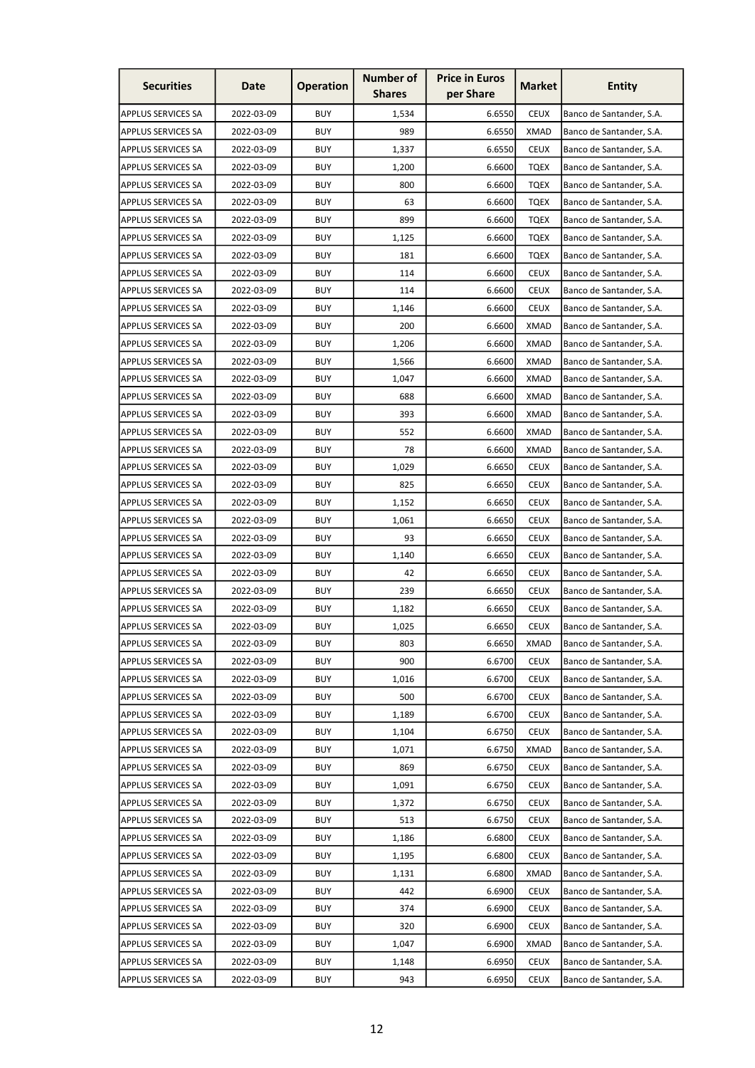| Securities | Date | Operation | Number of Shares | Price in Euros per Share | Market | Entity |
|---|---|---|---|---|---|---|
| APPLUS SERVICES SA | 2022-03-09 | BUY | 1,534 | 6.6550 | CEUX | Banco de Santander, S.A. |
| APPLUS SERVICES SA | 2022-03-09 | BUY | 989 | 6.6550 | XMAD | Banco de Santander, S.A. |
| APPLUS SERVICES SA | 2022-03-09 | BUY | 1,337 | 6.6550 | CEUX | Banco de Santander, S.A. |
| APPLUS SERVICES SA | 2022-03-09 | BUY | 1,200 | 6.6600 | TQEX | Banco de Santander, S.A. |
| APPLUS SERVICES SA | 2022-03-09 | BUY | 800 | 6.6600 | TQEX | Banco de Santander, S.A. |
| APPLUS SERVICES SA | 2022-03-09 | BUY | 63 | 6.6600 | TQEX | Banco de Santander, S.A. |
| APPLUS SERVICES SA | 2022-03-09 | BUY | 899 | 6.6600 | TQEX | Banco de Santander, S.A. |
| APPLUS SERVICES SA | 2022-03-09 | BUY | 1,125 | 6.6600 | TQEX | Banco de Santander, S.A. |
| APPLUS SERVICES SA | 2022-03-09 | BUY | 181 | 6.6600 | TQEX | Banco de Santander, S.A. |
| APPLUS SERVICES SA | 2022-03-09 | BUY | 114 | 6.6600 | CEUX | Banco de Santander, S.A. |
| APPLUS SERVICES SA | 2022-03-09 | BUY | 114 | 6.6600 | CEUX | Banco de Santander, S.A. |
| APPLUS SERVICES SA | 2022-03-09 | BUY | 1,146 | 6.6600 | CEUX | Banco de Santander, S.A. |
| APPLUS SERVICES SA | 2022-03-09 | BUY | 200 | 6.6600 | XMAD | Banco de Santander, S.A. |
| APPLUS SERVICES SA | 2022-03-09 | BUY | 1,206 | 6.6600 | XMAD | Banco de Santander, S.A. |
| APPLUS SERVICES SA | 2022-03-09 | BUY | 1,566 | 6.6600 | XMAD | Banco de Santander, S.A. |
| APPLUS SERVICES SA | 2022-03-09 | BUY | 1,047 | 6.6600 | XMAD | Banco de Santander, S.A. |
| APPLUS SERVICES SA | 2022-03-09 | BUY | 688 | 6.6600 | XMAD | Banco de Santander, S.A. |
| APPLUS SERVICES SA | 2022-03-09 | BUY | 393 | 6.6600 | XMAD | Banco de Santander, S.A. |
| APPLUS SERVICES SA | 2022-03-09 | BUY | 552 | 6.6600 | XMAD | Banco de Santander, S.A. |
| APPLUS SERVICES SA | 2022-03-09 | BUY | 78 | 6.6600 | XMAD | Banco de Santander, S.A. |
| APPLUS SERVICES SA | 2022-03-09 | BUY | 1,029 | 6.6650 | CEUX | Banco de Santander, S.A. |
| APPLUS SERVICES SA | 2022-03-09 | BUY | 825 | 6.6650 | CEUX | Banco de Santander, S.A. |
| APPLUS SERVICES SA | 2022-03-09 | BUY | 1,152 | 6.6650 | CEUX | Banco de Santander, S.A. |
| APPLUS SERVICES SA | 2022-03-09 | BUY | 1,061 | 6.6650 | CEUX | Banco de Santander, S.A. |
| APPLUS SERVICES SA | 2022-03-09 | BUY | 93 | 6.6650 | CEUX | Banco de Santander, S.A. |
| APPLUS SERVICES SA | 2022-03-09 | BUY | 1,140 | 6.6650 | CEUX | Banco de Santander, S.A. |
| APPLUS SERVICES SA | 2022-03-09 | BUY | 42 | 6.6650 | CEUX | Banco de Santander, S.A. |
| APPLUS SERVICES SA | 2022-03-09 | BUY | 239 | 6.6650 | CEUX | Banco de Santander, S.A. |
| APPLUS SERVICES SA | 2022-03-09 | BUY | 1,182 | 6.6650 | CEUX | Banco de Santander, S.A. |
| APPLUS SERVICES SA | 2022-03-09 | BUY | 1,025 | 6.6650 | CEUX | Banco de Santander, S.A. |
| APPLUS SERVICES SA | 2022-03-09 | BUY | 803 | 6.6650 | XMAD | Banco de Santander, S.A. |
| APPLUS SERVICES SA | 2022-03-09 | BUY | 900 | 6.6700 | CEUX | Banco de Santander, S.A. |
| APPLUS SERVICES SA | 2022-03-09 | BUY | 1,016 | 6.6700 | CEUX | Banco de Santander, S.A. |
| APPLUS SERVICES SA | 2022-03-09 | BUY | 500 | 6.6700 | CEUX | Banco de Santander, S.A. |
| APPLUS SERVICES SA | 2022-03-09 | BUY | 1,189 | 6.6700 | CEUX | Banco de Santander, S.A. |
| APPLUS SERVICES SA | 2022-03-09 | BUY | 1,104 | 6.6750 | CEUX | Banco de Santander, S.A. |
| APPLUS SERVICES SA | 2022-03-09 | BUY | 1,071 | 6.6750 | XMAD | Banco de Santander, S.A. |
| APPLUS SERVICES SA | 2022-03-09 | BUY | 869 | 6.6750 | CEUX | Banco de Santander, S.A. |
| APPLUS SERVICES SA | 2022-03-09 | BUY | 1,091 | 6.6750 | CEUX | Banco de Santander, S.A. |
| APPLUS SERVICES SA | 2022-03-09 | BUY | 1,372 | 6.6750 | CEUX | Banco de Santander, S.A. |
| APPLUS SERVICES SA | 2022-03-09 | BUY | 513 | 6.6750 | CEUX | Banco de Santander, S.A. |
| APPLUS SERVICES SA | 2022-03-09 | BUY | 1,186 | 6.6800 | CEUX | Banco de Santander, S.A. |
| APPLUS SERVICES SA | 2022-03-09 | BUY | 1,195 | 6.6800 | CEUX | Banco de Santander, S.A. |
| APPLUS SERVICES SA | 2022-03-09 | BUY | 1,131 | 6.6800 | XMAD | Banco de Santander, S.A. |
| APPLUS SERVICES SA | 2022-03-09 | BUY | 442 | 6.6900 | CEUX | Banco de Santander, S.A. |
| APPLUS SERVICES SA | 2022-03-09 | BUY | 374 | 6.6900 | CEUX | Banco de Santander, S.A. |
| APPLUS SERVICES SA | 2022-03-09 | BUY | 320 | 6.6900 | CEUX | Banco de Santander, S.A. |
| APPLUS SERVICES SA | 2022-03-09 | BUY | 1,047 | 6.6900 | XMAD | Banco de Santander, S.A. |
| APPLUS SERVICES SA | 2022-03-09 | BUY | 1,148 | 6.6950 | CEUX | Banco de Santander, S.A. |
| APPLUS SERVICES SA | 2022-03-09 | BUY | 943 | 6.6950 | CEUX | Banco de Santander, S.A. |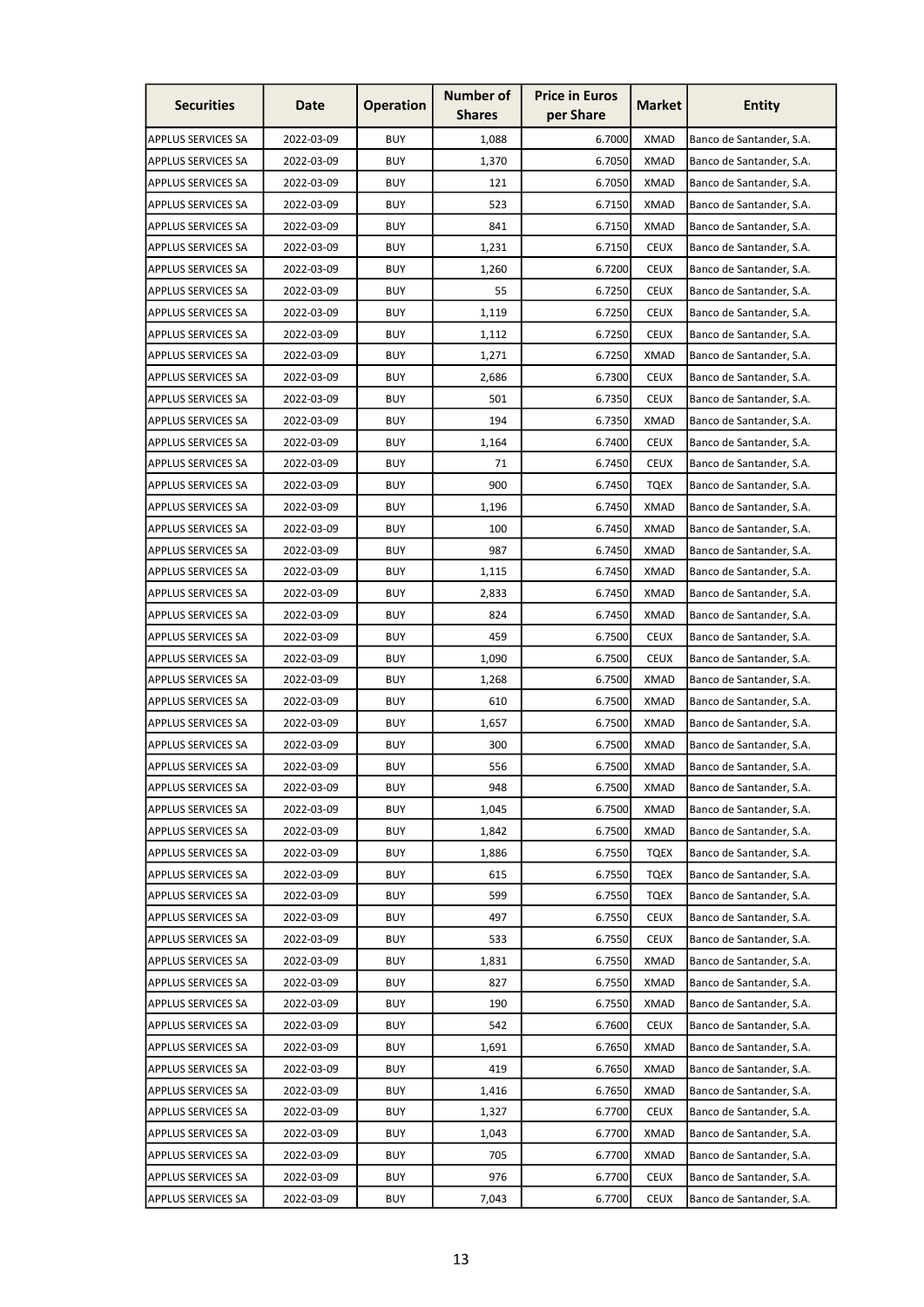| Securities | Date | Operation | Number of Shares | Price in Euros per Share | Market | Entity |
|---|---|---|---|---|---|---|
| APPLUS SERVICES SA | 2022-03-09 | BUY | 1,088 | 6.7000 | XMAD | Banco de Santander, S.A. |
| APPLUS SERVICES SA | 2022-03-09 | BUY | 1,370 | 6.7050 | XMAD | Banco de Santander, S.A. |
| APPLUS SERVICES SA | 2022-03-09 | BUY | 121 | 6.7050 | XMAD | Banco de Santander, S.A. |
| APPLUS SERVICES SA | 2022-03-09 | BUY | 523 | 6.7150 | XMAD | Banco de Santander, S.A. |
| APPLUS SERVICES SA | 2022-03-09 | BUY | 841 | 6.7150 | XMAD | Banco de Santander, S.A. |
| APPLUS SERVICES SA | 2022-03-09 | BUY | 1,231 | 6.7150 | CEUX | Banco de Santander, S.A. |
| APPLUS SERVICES SA | 2022-03-09 | BUY | 1,260 | 6.7200 | CEUX | Banco de Santander, S.A. |
| APPLUS SERVICES SA | 2022-03-09 | BUY | 55 | 6.7250 | CEUX | Banco de Santander, S.A. |
| APPLUS SERVICES SA | 2022-03-09 | BUY | 1,119 | 6.7250 | CEUX | Banco de Santander, S.A. |
| APPLUS SERVICES SA | 2022-03-09 | BUY | 1,112 | 6.7250 | CEUX | Banco de Santander, S.A. |
| APPLUS SERVICES SA | 2022-03-09 | BUY | 1,271 | 6.7250 | XMAD | Banco de Santander, S.A. |
| APPLUS SERVICES SA | 2022-03-09 | BUY | 2,686 | 6.7300 | CEUX | Banco de Santander, S.A. |
| APPLUS SERVICES SA | 2022-03-09 | BUY | 501 | 6.7350 | CEUX | Banco de Santander, S.A. |
| APPLUS SERVICES SA | 2022-03-09 | BUY | 194 | 6.7350 | XMAD | Banco de Santander, S.A. |
| APPLUS SERVICES SA | 2022-03-09 | BUY | 1,164 | 6.7400 | CEUX | Banco de Santander, S.A. |
| APPLUS SERVICES SA | 2022-03-09 | BUY | 71 | 6.7450 | CEUX | Banco de Santander, S.A. |
| APPLUS SERVICES SA | 2022-03-09 | BUY | 900 | 6.7450 | TQEX | Banco de Santander, S.A. |
| APPLUS SERVICES SA | 2022-03-09 | BUY | 1,196 | 6.7450 | XMAD | Banco de Santander, S.A. |
| APPLUS SERVICES SA | 2022-03-09 | BUY | 100 | 6.7450 | XMAD | Banco de Santander, S.A. |
| APPLUS SERVICES SA | 2022-03-09 | BUY | 987 | 6.7450 | XMAD | Banco de Santander, S.A. |
| APPLUS SERVICES SA | 2022-03-09 | BUY | 1,115 | 6.7450 | XMAD | Banco de Santander, S.A. |
| APPLUS SERVICES SA | 2022-03-09 | BUY | 2,833 | 6.7450 | XMAD | Banco de Santander, S.A. |
| APPLUS SERVICES SA | 2022-03-09 | BUY | 824 | 6.7450 | XMAD | Banco de Santander, S.A. |
| APPLUS SERVICES SA | 2022-03-09 | BUY | 459 | 6.7500 | CEUX | Banco de Santander, S.A. |
| APPLUS SERVICES SA | 2022-03-09 | BUY | 1,090 | 6.7500 | CEUX | Banco de Santander, S.A. |
| APPLUS SERVICES SA | 2022-03-09 | BUY | 1,268 | 6.7500 | XMAD | Banco de Santander, S.A. |
| APPLUS SERVICES SA | 2022-03-09 | BUY | 610 | 6.7500 | XMAD | Banco de Santander, S.A. |
| APPLUS SERVICES SA | 2022-03-09 | BUY | 1,657 | 6.7500 | XMAD | Banco de Santander, S.A. |
| APPLUS SERVICES SA | 2022-03-09 | BUY | 300 | 6.7500 | XMAD | Banco de Santander, S.A. |
| APPLUS SERVICES SA | 2022-03-09 | BUY | 556 | 6.7500 | XMAD | Banco de Santander, S.A. |
| APPLUS SERVICES SA | 2022-03-09 | BUY | 948 | 6.7500 | XMAD | Banco de Santander, S.A. |
| APPLUS SERVICES SA | 2022-03-09 | BUY | 1,045 | 6.7500 | XMAD | Banco de Santander, S.A. |
| APPLUS SERVICES SA | 2022-03-09 | BUY | 1,842 | 6.7500 | XMAD | Banco de Santander, S.A. |
| APPLUS SERVICES SA | 2022-03-09 | BUY | 1,886 | 6.7550 | TQEX | Banco de Santander, S.A. |
| APPLUS SERVICES SA | 2022-03-09 | BUY | 615 | 6.7550 | TQEX | Banco de Santander, S.A. |
| APPLUS SERVICES SA | 2022-03-09 | BUY | 599 | 6.7550 | TQEX | Banco de Santander, S.A. |
| APPLUS SERVICES SA | 2022-03-09 | BUY | 497 | 6.7550 | CEUX | Banco de Santander, S.A. |
| APPLUS SERVICES SA | 2022-03-09 | BUY | 533 | 6.7550 | CEUX | Banco de Santander, S.A. |
| APPLUS SERVICES SA | 2022-03-09 | BUY | 1,831 | 6.7550 | XMAD | Banco de Santander, S.A. |
| APPLUS SERVICES SA | 2022-03-09 | BUY | 827 | 6.7550 | XMAD | Banco de Santander, S.A. |
| APPLUS SERVICES SA | 2022-03-09 | BUY | 190 | 6.7550 | XMAD | Banco de Santander, S.A. |
| APPLUS SERVICES SA | 2022-03-09 | BUY | 542 | 6.7600 | CEUX | Banco de Santander, S.A. |
| APPLUS SERVICES SA | 2022-03-09 | BUY | 1,691 | 6.7650 | XMAD | Banco de Santander, S.A. |
| APPLUS SERVICES SA | 2022-03-09 | BUY | 419 | 6.7650 | XMAD | Banco de Santander, S.A. |
| APPLUS SERVICES SA | 2022-03-09 | BUY | 1,416 | 6.7650 | XMAD | Banco de Santander, S.A. |
| APPLUS SERVICES SA | 2022-03-09 | BUY | 1,327 | 6.7700 | CEUX | Banco de Santander, S.A. |
| APPLUS SERVICES SA | 2022-03-09 | BUY | 1,043 | 6.7700 | XMAD | Banco de Santander, S.A. |
| APPLUS SERVICES SA | 2022-03-09 | BUY | 705 | 6.7700 | XMAD | Banco de Santander, S.A. |
| APPLUS SERVICES SA | 2022-03-09 | BUY | 976 | 6.7700 | CEUX | Banco de Santander, S.A. |
| APPLUS SERVICES SA | 2022-03-09 | BUY | 7,043 | 6.7700 | CEUX | Banco de Santander, S.A. |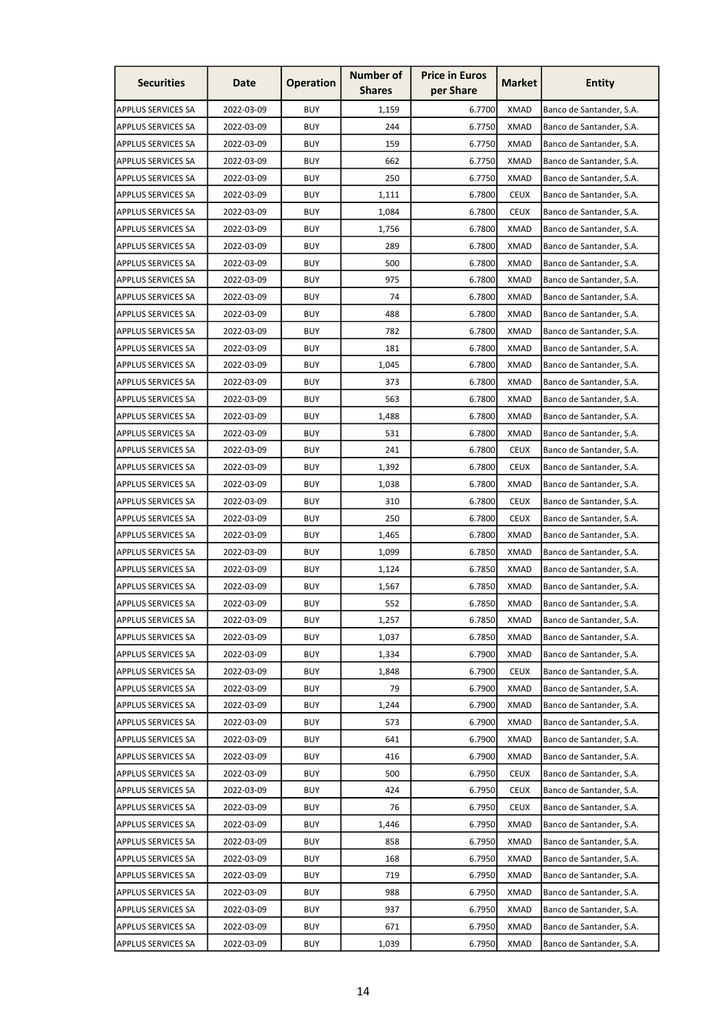| Securities | Date | Operation | Number of Shares | Price in Euros per Share | Market | Entity |
|---|---|---|---|---|---|---|
| APPLUS SERVICES SA | 2022-03-09 | BUY | 1,159 | 6.7700 | XMAD | Banco de Santander, S.A. |
| APPLUS SERVICES SA | 2022-03-09 | BUY | 244 | 6.7750 | XMAD | Banco de Santander, S.A. |
| APPLUS SERVICES SA | 2022-03-09 | BUY | 159 | 6.7750 | XMAD | Banco de Santander, S.A. |
| APPLUS SERVICES SA | 2022-03-09 | BUY | 662 | 6.7750 | XMAD | Banco de Santander, S.A. |
| APPLUS SERVICES SA | 2022-03-09 | BUY | 250 | 6.7750 | XMAD | Banco de Santander, S.A. |
| APPLUS SERVICES SA | 2022-03-09 | BUY | 1,111 | 6.7800 | CEUX | Banco de Santander, S.A. |
| APPLUS SERVICES SA | 2022-03-09 | BUY | 1,084 | 6.7800 | CEUX | Banco de Santander, S.A. |
| APPLUS SERVICES SA | 2022-03-09 | BUY | 1,756 | 6.7800 | XMAD | Banco de Santander, S.A. |
| APPLUS SERVICES SA | 2022-03-09 | BUY | 289 | 6.7800 | XMAD | Banco de Santander, S.A. |
| APPLUS SERVICES SA | 2022-03-09 | BUY | 500 | 6.7800 | XMAD | Banco de Santander, S.A. |
| APPLUS SERVICES SA | 2022-03-09 | BUY | 975 | 6.7800 | XMAD | Banco de Santander, S.A. |
| APPLUS SERVICES SA | 2022-03-09 | BUY | 74 | 6.7800 | XMAD | Banco de Santander, S.A. |
| APPLUS SERVICES SA | 2022-03-09 | BUY | 488 | 6.7800 | XMAD | Banco de Santander, S.A. |
| APPLUS SERVICES SA | 2022-03-09 | BUY | 782 | 6.7800 | XMAD | Banco de Santander, S.A. |
| APPLUS SERVICES SA | 2022-03-09 | BUY | 181 | 6.7800 | XMAD | Banco de Santander, S.A. |
| APPLUS SERVICES SA | 2022-03-09 | BUY | 1,045 | 6.7800 | XMAD | Banco de Santander, S.A. |
| APPLUS SERVICES SA | 2022-03-09 | BUY | 373 | 6.7800 | XMAD | Banco de Santander, S.A. |
| APPLUS SERVICES SA | 2022-03-09 | BUY | 563 | 6.7800 | XMAD | Banco de Santander, S.A. |
| APPLUS SERVICES SA | 2022-03-09 | BUY | 1,488 | 6.7800 | XMAD | Banco de Santander, S.A. |
| APPLUS SERVICES SA | 2022-03-09 | BUY | 531 | 6.7800 | XMAD | Banco de Santander, S.A. |
| APPLUS SERVICES SA | 2022-03-09 | BUY | 241 | 6.7800 | CEUX | Banco de Santander, S.A. |
| APPLUS SERVICES SA | 2022-03-09 | BUY | 1,392 | 6.7800 | CEUX | Banco de Santander, S.A. |
| APPLUS SERVICES SA | 2022-03-09 | BUY | 1,038 | 6.7800 | XMAD | Banco de Santander, S.A. |
| APPLUS SERVICES SA | 2022-03-09 | BUY | 310 | 6.7800 | CEUX | Banco de Santander, S.A. |
| APPLUS SERVICES SA | 2022-03-09 | BUY | 250 | 6.7800 | CEUX | Banco de Santander, S.A. |
| APPLUS SERVICES SA | 2022-03-09 | BUY | 1,465 | 6.7800 | XMAD | Banco de Santander, S.A. |
| APPLUS SERVICES SA | 2022-03-09 | BUY | 1,099 | 6.7850 | XMAD | Banco de Santander, S.A. |
| APPLUS SERVICES SA | 2022-03-09 | BUY | 1,124 | 6.7850 | XMAD | Banco de Santander, S.A. |
| APPLUS SERVICES SA | 2022-03-09 | BUY | 1,567 | 6.7850 | XMAD | Banco de Santander, S.A. |
| APPLUS SERVICES SA | 2022-03-09 | BUY | 552 | 6.7850 | XMAD | Banco de Santander, S.A. |
| APPLUS SERVICES SA | 2022-03-09 | BUY | 1,257 | 6.7850 | XMAD | Banco de Santander, S.A. |
| APPLUS SERVICES SA | 2022-03-09 | BUY | 1,037 | 6.7850 | XMAD | Banco de Santander, S.A. |
| APPLUS SERVICES SA | 2022-03-09 | BUY | 1,334 | 6.7900 | XMAD | Banco de Santander, S.A. |
| APPLUS SERVICES SA | 2022-03-09 | BUY | 1,848 | 6.7900 | CEUX | Banco de Santander, S.A. |
| APPLUS SERVICES SA | 2022-03-09 | BUY | 79 | 6.7900 | XMAD | Banco de Santander, S.A. |
| APPLUS SERVICES SA | 2022-03-09 | BUY | 1,244 | 6.7900 | XMAD | Banco de Santander, S.A. |
| APPLUS SERVICES SA | 2022-03-09 | BUY | 573 | 6.7900 | XMAD | Banco de Santander, S.A. |
| APPLUS SERVICES SA | 2022-03-09 | BUY | 641 | 6.7900 | XMAD | Banco de Santander, S.A. |
| APPLUS SERVICES SA | 2022-03-09 | BUY | 416 | 6.7900 | XMAD | Banco de Santander, S.A. |
| APPLUS SERVICES SA | 2022-03-09 | BUY | 500 | 6.7950 | CEUX | Banco de Santander, S.A. |
| APPLUS SERVICES SA | 2022-03-09 | BUY | 424 | 6.7950 | CEUX | Banco de Santander, S.A. |
| APPLUS SERVICES SA | 2022-03-09 | BUY | 76 | 6.7950 | CEUX | Banco de Santander, S.A. |
| APPLUS SERVICES SA | 2022-03-09 | BUY | 1,446 | 6.7950 | XMAD | Banco de Santander, S.A. |
| APPLUS SERVICES SA | 2022-03-09 | BUY | 858 | 6.7950 | XMAD | Banco de Santander, S.A. |
| APPLUS SERVICES SA | 2022-03-09 | BUY | 168 | 6.7950 | XMAD | Banco de Santander, S.A. |
| APPLUS SERVICES SA | 2022-03-09 | BUY | 719 | 6.7950 | XMAD | Banco de Santander, S.A. |
| APPLUS SERVICES SA | 2022-03-09 | BUY | 988 | 6.7950 | XMAD | Banco de Santander, S.A. |
| APPLUS SERVICES SA | 2022-03-09 | BUY | 937 | 6.7950 | XMAD | Banco de Santander, S.A. |
| APPLUS SERVICES SA | 2022-03-09 | BUY | 671 | 6.7950 | XMAD | Banco de Santander, S.A. |
| APPLUS SERVICES SA | 2022-03-09 | BUY | 1,039 | 6.7950 | XMAD | Banco de Santander, S.A. |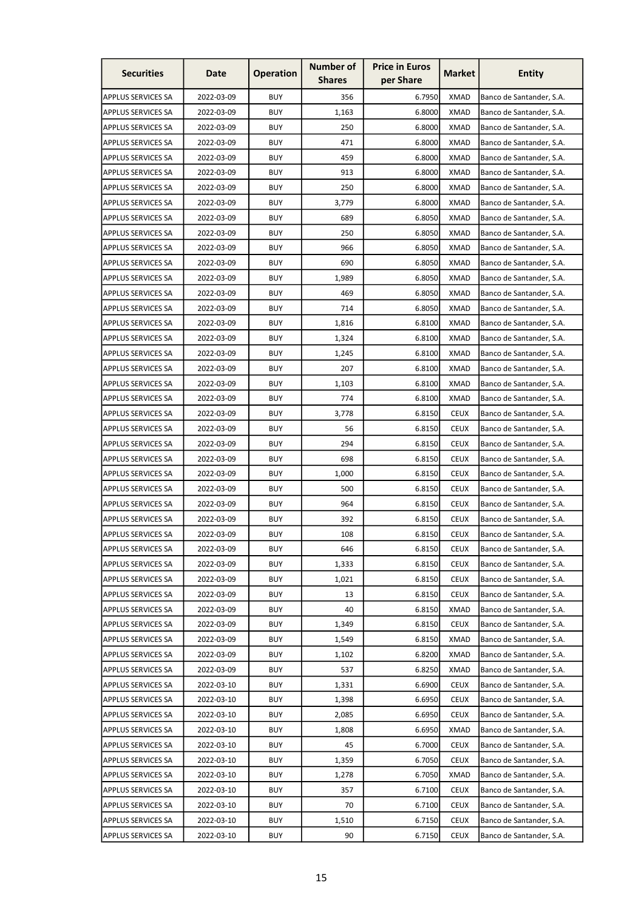| Securities | Date | Operation | Number of Shares | Price in Euros per Share | Market | Entity |
|---|---|---|---|---|---|---|
| APPLUS SERVICES SA | 2022-03-09 | BUY | 356 | 6.7950 | XMAD | Banco de Santander, S.A. |
| APPLUS SERVICES SA | 2022-03-09 | BUY | 1,163 | 6.8000 | XMAD | Banco de Santander, S.A. |
| APPLUS SERVICES SA | 2022-03-09 | BUY | 250 | 6.8000 | XMAD | Banco de Santander, S.A. |
| APPLUS SERVICES SA | 2022-03-09 | BUY | 471 | 6.8000 | XMAD | Banco de Santander, S.A. |
| APPLUS SERVICES SA | 2022-03-09 | BUY | 459 | 6.8000 | XMAD | Banco de Santander, S.A. |
| APPLUS SERVICES SA | 2022-03-09 | BUY | 913 | 6.8000 | XMAD | Banco de Santander, S.A. |
| APPLUS SERVICES SA | 2022-03-09 | BUY | 250 | 6.8000 | XMAD | Banco de Santander, S.A. |
| APPLUS SERVICES SA | 2022-03-09 | BUY | 3,779 | 6.8000 | XMAD | Banco de Santander, S.A. |
| APPLUS SERVICES SA | 2022-03-09 | BUY | 689 | 6.8050 | XMAD | Banco de Santander, S.A. |
| APPLUS SERVICES SA | 2022-03-09 | BUY | 250 | 6.8050 | XMAD | Banco de Santander, S.A. |
| APPLUS SERVICES SA | 2022-03-09 | BUY | 966 | 6.8050 | XMAD | Banco de Santander, S.A. |
| APPLUS SERVICES SA | 2022-03-09 | BUY | 690 | 6.8050 | XMAD | Banco de Santander, S.A. |
| APPLUS SERVICES SA | 2022-03-09 | BUY | 1,989 | 6.8050 | XMAD | Banco de Santander, S.A. |
| APPLUS SERVICES SA | 2022-03-09 | BUY | 469 | 6.8050 | XMAD | Banco de Santander, S.A. |
| APPLUS SERVICES SA | 2022-03-09 | BUY | 714 | 6.8050 | XMAD | Banco de Santander, S.A. |
| APPLUS SERVICES SA | 2022-03-09 | BUY | 1,816 | 6.8100 | XMAD | Banco de Santander, S.A. |
| APPLUS SERVICES SA | 2022-03-09 | BUY | 1,324 | 6.8100 | XMAD | Banco de Santander, S.A. |
| APPLUS SERVICES SA | 2022-03-09 | BUY | 1,245 | 6.8100 | XMAD | Banco de Santander, S.A. |
| APPLUS SERVICES SA | 2022-03-09 | BUY | 207 | 6.8100 | XMAD | Banco de Santander, S.A. |
| APPLUS SERVICES SA | 2022-03-09 | BUY | 1,103 | 6.8100 | XMAD | Banco de Santander, S.A. |
| APPLUS SERVICES SA | 2022-03-09 | BUY | 774 | 6.8100 | XMAD | Banco de Santander, S.A. |
| APPLUS SERVICES SA | 2022-03-09 | BUY | 3,778 | 6.8150 | CEUX | Banco de Santander, S.A. |
| APPLUS SERVICES SA | 2022-03-09 | BUY | 56 | 6.8150 | CEUX | Banco de Santander, S.A. |
| APPLUS SERVICES SA | 2022-03-09 | BUY | 294 | 6.8150 | CEUX | Banco de Santander, S.A. |
| APPLUS SERVICES SA | 2022-03-09 | BUY | 698 | 6.8150 | CEUX | Banco de Santander, S.A. |
| APPLUS SERVICES SA | 2022-03-09 | BUY | 1,000 | 6.8150 | CEUX | Banco de Santander, S.A. |
| APPLUS SERVICES SA | 2022-03-09 | BUY | 500 | 6.8150 | CEUX | Banco de Santander, S.A. |
| APPLUS SERVICES SA | 2022-03-09 | BUY | 964 | 6.8150 | CEUX | Banco de Santander, S.A. |
| APPLUS SERVICES SA | 2022-03-09 | BUY | 392 | 6.8150 | CEUX | Banco de Santander, S.A. |
| APPLUS SERVICES SA | 2022-03-09 | BUY | 108 | 6.8150 | CEUX | Banco de Santander, S.A. |
| APPLUS SERVICES SA | 2022-03-09 | BUY | 646 | 6.8150 | CEUX | Banco de Santander, S.A. |
| APPLUS SERVICES SA | 2022-03-09 | BUY | 1,333 | 6.8150 | CEUX | Banco de Santander, S.A. |
| APPLUS SERVICES SA | 2022-03-09 | BUY | 1,021 | 6.8150 | CEUX | Banco de Santander, S.A. |
| APPLUS SERVICES SA | 2022-03-09 | BUY | 13 | 6.8150 | CEUX | Banco de Santander, S.A. |
| APPLUS SERVICES SA | 2022-03-09 | BUY | 40 | 6.8150 | XMAD | Banco de Santander, S.A. |
| APPLUS SERVICES SA | 2022-03-09 | BUY | 1,349 | 6.8150 | CEUX | Banco de Santander, S.A. |
| APPLUS SERVICES SA | 2022-03-09 | BUY | 1,549 | 6.8150 | XMAD | Banco de Santander, S.A. |
| APPLUS SERVICES SA | 2022-03-09 | BUY | 1,102 | 6.8200 | XMAD | Banco de Santander, S.A. |
| APPLUS SERVICES SA | 2022-03-09 | BUY | 537 | 6.8250 | XMAD | Banco de Santander, S.A. |
| APPLUS SERVICES SA | 2022-03-10 | BUY | 1,331 | 6.6900 | CEUX | Banco de Santander, S.A. |
| APPLUS SERVICES SA | 2022-03-10 | BUY | 1,398 | 6.6950 | CEUX | Banco de Santander, S.A. |
| APPLUS SERVICES SA | 2022-03-10 | BUY | 2,085 | 6.6950 | CEUX | Banco de Santander, S.A. |
| APPLUS SERVICES SA | 2022-03-10 | BUY | 1,808 | 6.6950 | XMAD | Banco de Santander, S.A. |
| APPLUS SERVICES SA | 2022-03-10 | BUY | 45 | 6.7000 | CEUX | Banco de Santander, S.A. |
| APPLUS SERVICES SA | 2022-03-10 | BUY | 1,359 | 6.7050 | CEUX | Banco de Santander, S.A. |
| APPLUS SERVICES SA | 2022-03-10 | BUY | 1,278 | 6.7050 | XMAD | Banco de Santander, S.A. |
| APPLUS SERVICES SA | 2022-03-10 | BUY | 357 | 6.7100 | CEUX | Banco de Santander, S.A. |
| APPLUS SERVICES SA | 2022-03-10 | BUY | 70 | 6.7100 | CEUX | Banco de Santander, S.A. |
| APPLUS SERVICES SA | 2022-03-10 | BUY | 1,510 | 6.7150 | CEUX | Banco de Santander, S.A. |
| APPLUS SERVICES SA | 2022-03-10 | BUY | 90 | 6.7150 | CEUX | Banco de Santander, S.A. |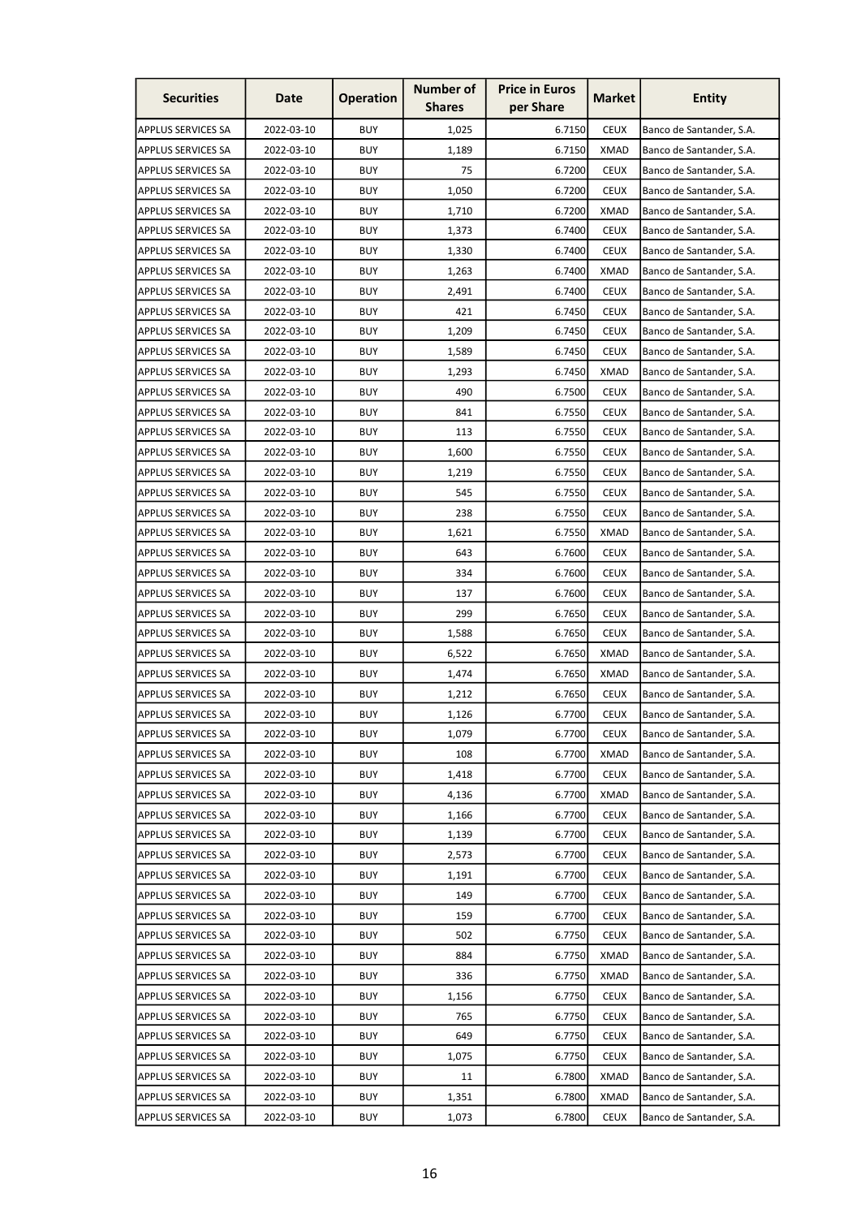| Securities | Date | Operation | Number of Shares | Price in Euros per Share | Market | Entity |
|---|---|---|---|---|---|---|
| APPLUS SERVICES SA | 2022-03-10 | BUY | 1,025 | 6.7150 | CEUX | Banco de Santander, S.A. |
| APPLUS SERVICES SA | 2022-03-10 | BUY | 1,189 | 6.7150 | XMAD | Banco de Santander, S.A. |
| APPLUS SERVICES SA | 2022-03-10 | BUY | 75 | 6.7200 | CEUX | Banco de Santander, S.A. |
| APPLUS SERVICES SA | 2022-03-10 | BUY | 1,050 | 6.7200 | CEUX | Banco de Santander, S.A. |
| APPLUS SERVICES SA | 2022-03-10 | BUY | 1,710 | 6.7200 | XMAD | Banco de Santander, S.A. |
| APPLUS SERVICES SA | 2022-03-10 | BUY | 1,373 | 6.7400 | CEUX | Banco de Santander, S.A. |
| APPLUS SERVICES SA | 2022-03-10 | BUY | 1,330 | 6.7400 | CEUX | Banco de Santander, S.A. |
| APPLUS SERVICES SA | 2022-03-10 | BUY | 1,263 | 6.7400 | XMAD | Banco de Santander, S.A. |
| APPLUS SERVICES SA | 2022-03-10 | BUY | 2,491 | 6.7400 | CEUX | Banco de Santander, S.A. |
| APPLUS SERVICES SA | 2022-03-10 | BUY | 421 | 6.7450 | CEUX | Banco de Santander, S.A. |
| APPLUS SERVICES SA | 2022-03-10 | BUY | 1,209 | 6.7450 | CEUX | Banco de Santander, S.A. |
| APPLUS SERVICES SA | 2022-03-10 | BUY | 1,589 | 6.7450 | CEUX | Banco de Santander, S.A. |
| APPLUS SERVICES SA | 2022-03-10 | BUY | 1,293 | 6.7450 | XMAD | Banco de Santander, S.A. |
| APPLUS SERVICES SA | 2022-03-10 | BUY | 490 | 6.7500 | CEUX | Banco de Santander, S.A. |
| APPLUS SERVICES SA | 2022-03-10 | BUY | 841 | 6.7550 | CEUX | Banco de Santander, S.A. |
| APPLUS SERVICES SA | 2022-03-10 | BUY | 113 | 6.7550 | CEUX | Banco de Santander, S.A. |
| APPLUS SERVICES SA | 2022-03-10 | BUY | 1,600 | 6.7550 | CEUX | Banco de Santander, S.A. |
| APPLUS SERVICES SA | 2022-03-10 | BUY | 1,219 | 6.7550 | CEUX | Banco de Santander, S.A. |
| APPLUS SERVICES SA | 2022-03-10 | BUY | 545 | 6.7550 | CEUX | Banco de Santander, S.A. |
| APPLUS SERVICES SA | 2022-03-10 | BUY | 238 | 6.7550 | CEUX | Banco de Santander, S.A. |
| APPLUS SERVICES SA | 2022-03-10 | BUY | 1,621 | 6.7550 | XMAD | Banco de Santander, S.A. |
| APPLUS SERVICES SA | 2022-03-10 | BUY | 643 | 6.7600 | CEUX | Banco de Santander, S.A. |
| APPLUS SERVICES SA | 2022-03-10 | BUY | 334 | 6.7600 | CEUX | Banco de Santander, S.A. |
| APPLUS SERVICES SA | 2022-03-10 | BUY | 137 | 6.7600 | CEUX | Banco de Santander, S.A. |
| APPLUS SERVICES SA | 2022-03-10 | BUY | 299 | 6.7650 | CEUX | Banco de Santander, S.A. |
| APPLUS SERVICES SA | 2022-03-10 | BUY | 1,588 | 6.7650 | CEUX | Banco de Santander, S.A. |
| APPLUS SERVICES SA | 2022-03-10 | BUY | 6,522 | 6.7650 | XMAD | Banco de Santander, S.A. |
| APPLUS SERVICES SA | 2022-03-10 | BUY | 1,474 | 6.7650 | XMAD | Banco de Santander, S.A. |
| APPLUS SERVICES SA | 2022-03-10 | BUY | 1,212 | 6.7650 | CEUX | Banco de Santander, S.A. |
| APPLUS SERVICES SA | 2022-03-10 | BUY | 1,126 | 6.7700 | CEUX | Banco de Santander, S.A. |
| APPLUS SERVICES SA | 2022-03-10 | BUY | 1,079 | 6.7700 | CEUX | Banco de Santander, S.A. |
| APPLUS SERVICES SA | 2022-03-10 | BUY | 108 | 6.7700 | XMAD | Banco de Santander, S.A. |
| APPLUS SERVICES SA | 2022-03-10 | BUY | 1,418 | 6.7700 | CEUX | Banco de Santander, S.A. |
| APPLUS SERVICES SA | 2022-03-10 | BUY | 4,136 | 6.7700 | XMAD | Banco de Santander, S.A. |
| APPLUS SERVICES SA | 2022-03-10 | BUY | 1,166 | 6.7700 | CEUX | Banco de Santander, S.A. |
| APPLUS SERVICES SA | 2022-03-10 | BUY | 1,139 | 6.7700 | CEUX | Banco de Santander, S.A. |
| APPLUS SERVICES SA | 2022-03-10 | BUY | 2,573 | 6.7700 | CEUX | Banco de Santander, S.A. |
| APPLUS SERVICES SA | 2022-03-10 | BUY | 1,191 | 6.7700 | CEUX | Banco de Santander, S.A. |
| APPLUS SERVICES SA | 2022-03-10 | BUY | 149 | 6.7700 | CEUX | Banco de Santander, S.A. |
| APPLUS SERVICES SA | 2022-03-10 | BUY | 159 | 6.7700 | CEUX | Banco de Santander, S.A. |
| APPLUS SERVICES SA | 2022-03-10 | BUY | 502 | 6.7750 | CEUX | Banco de Santander, S.A. |
| APPLUS SERVICES SA | 2022-03-10 | BUY | 884 | 6.7750 | XMAD | Banco de Santander, S.A. |
| APPLUS SERVICES SA | 2022-03-10 | BUY | 336 | 6.7750 | XMAD | Banco de Santander, S.A. |
| APPLUS SERVICES SA | 2022-03-10 | BUY | 1,156 | 6.7750 | CEUX | Banco de Santander, S.A. |
| APPLUS SERVICES SA | 2022-03-10 | BUY | 765 | 6.7750 | CEUX | Banco de Santander, S.A. |
| APPLUS SERVICES SA | 2022-03-10 | BUY | 649 | 6.7750 | CEUX | Banco de Santander, S.A. |
| APPLUS SERVICES SA | 2022-03-10 | BUY | 1,075 | 6.7750 | CEUX | Banco de Santander, S.A. |
| APPLUS SERVICES SA | 2022-03-10 | BUY | 11 | 6.7800 | XMAD | Banco de Santander, S.A. |
| APPLUS SERVICES SA | 2022-03-10 | BUY | 1,351 | 6.7800 | XMAD | Banco de Santander, S.A. |
| APPLUS SERVICES SA | 2022-03-10 | BUY | 1,073 | 6.7800 | CEUX | Banco de Santander, S.A. |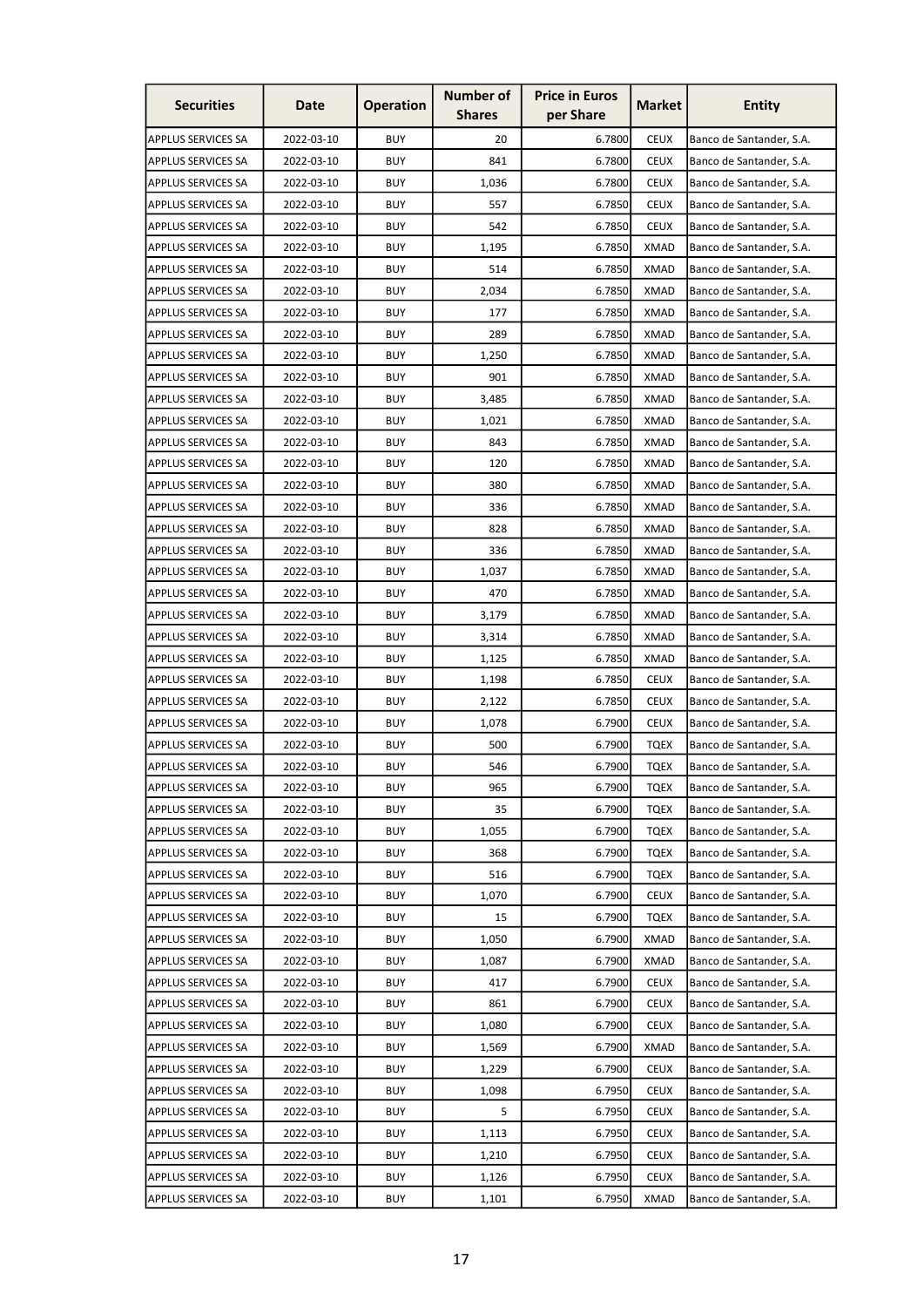| Securities | Date | Operation | Number of Shares | Price in Euros per Share | Market | Entity |
|---|---|---|---|---|---|---|
| APPLUS SERVICES SA | 2022-03-10 | BUY | 20 | 6.7800 | CEUX | Banco de Santander, S.A. |
| APPLUS SERVICES SA | 2022-03-10 | BUY | 841 | 6.7800 | CEUX | Banco de Santander, S.A. |
| APPLUS SERVICES SA | 2022-03-10 | BUY | 1,036 | 6.7800 | CEUX | Banco de Santander, S.A. |
| APPLUS SERVICES SA | 2022-03-10 | BUY | 557 | 6.7850 | CEUX | Banco de Santander, S.A. |
| APPLUS SERVICES SA | 2022-03-10 | BUY | 542 | 6.7850 | CEUX | Banco de Santander, S.A. |
| APPLUS SERVICES SA | 2022-03-10 | BUY | 1,195 | 6.7850 | XMAD | Banco de Santander, S.A. |
| APPLUS SERVICES SA | 2022-03-10 | BUY | 514 | 6.7850 | XMAD | Banco de Santander, S.A. |
| APPLUS SERVICES SA | 2022-03-10 | BUY | 2,034 | 6.7850 | XMAD | Banco de Santander, S.A. |
| APPLUS SERVICES SA | 2022-03-10 | BUY | 177 | 6.7850 | XMAD | Banco de Santander, S.A. |
| APPLUS SERVICES SA | 2022-03-10 | BUY | 289 | 6.7850 | XMAD | Banco de Santander, S.A. |
| APPLUS SERVICES SA | 2022-03-10 | BUY | 1,250 | 6.7850 | XMAD | Banco de Santander, S.A. |
| APPLUS SERVICES SA | 2022-03-10 | BUY | 901 | 6.7850 | XMAD | Banco de Santander, S.A. |
| APPLUS SERVICES SA | 2022-03-10 | BUY | 3,485 | 6.7850 | XMAD | Banco de Santander, S.A. |
| APPLUS SERVICES SA | 2022-03-10 | BUY | 1,021 | 6.7850 | XMAD | Banco de Santander, S.A. |
| APPLUS SERVICES SA | 2022-03-10 | BUY | 843 | 6.7850 | XMAD | Banco de Santander, S.A. |
| APPLUS SERVICES SA | 2022-03-10 | BUY | 120 | 6.7850 | XMAD | Banco de Santander, S.A. |
| APPLUS SERVICES SA | 2022-03-10 | BUY | 380 | 6.7850 | XMAD | Banco de Santander, S.A. |
| APPLUS SERVICES SA | 2022-03-10 | BUY | 336 | 6.7850 | XMAD | Banco de Santander, S.A. |
| APPLUS SERVICES SA | 2022-03-10 | BUY | 828 | 6.7850 | XMAD | Banco de Santander, S.A. |
| APPLUS SERVICES SA | 2022-03-10 | BUY | 336 | 6.7850 | XMAD | Banco de Santander, S.A. |
| APPLUS SERVICES SA | 2022-03-10 | BUY | 1,037 | 6.7850 | XMAD | Banco de Santander, S.A. |
| APPLUS SERVICES SA | 2022-03-10 | BUY | 470 | 6.7850 | XMAD | Banco de Santander, S.A. |
| APPLUS SERVICES SA | 2022-03-10 | BUY | 3,179 | 6.7850 | XMAD | Banco de Santander, S.A. |
| APPLUS SERVICES SA | 2022-03-10 | BUY | 3,314 | 6.7850 | XMAD | Banco de Santander, S.A. |
| APPLUS SERVICES SA | 2022-03-10 | BUY | 1,125 | 6.7850 | XMAD | Banco de Santander, S.A. |
| APPLUS SERVICES SA | 2022-03-10 | BUY | 1,198 | 6.7850 | CEUX | Banco de Santander, S.A. |
| APPLUS SERVICES SA | 2022-03-10 | BUY | 2,122 | 6.7850 | CEUX | Banco de Santander, S.A. |
| APPLUS SERVICES SA | 2022-03-10 | BUY | 1,078 | 6.7900 | CEUX | Banco de Santander, S.A. |
| APPLUS SERVICES SA | 2022-03-10 | BUY | 500 | 6.7900 | TQEX | Banco de Santander, S.A. |
| APPLUS SERVICES SA | 2022-03-10 | BUY | 546 | 6.7900 | TQEX | Banco de Santander, S.A. |
| APPLUS SERVICES SA | 2022-03-10 | BUY | 965 | 6.7900 | TQEX | Banco de Santander, S.A. |
| APPLUS SERVICES SA | 2022-03-10 | BUY | 35 | 6.7900 | TQEX | Banco de Santander, S.A. |
| APPLUS SERVICES SA | 2022-03-10 | BUY | 1,055 | 6.7900 | TQEX | Banco de Santander, S.A. |
| APPLUS SERVICES SA | 2022-03-10 | BUY | 368 | 6.7900 | TQEX | Banco de Santander, S.A. |
| APPLUS SERVICES SA | 2022-03-10 | BUY | 516 | 6.7900 | TQEX | Banco de Santander, S.A. |
| APPLUS SERVICES SA | 2022-03-10 | BUY | 1,070 | 6.7900 | CEUX | Banco de Santander, S.A. |
| APPLUS SERVICES SA | 2022-03-10 | BUY | 15 | 6.7900 | TQEX | Banco de Santander, S.A. |
| APPLUS SERVICES SA | 2022-03-10 | BUY | 1,050 | 6.7900 | XMAD | Banco de Santander, S.A. |
| APPLUS SERVICES SA | 2022-03-10 | BUY | 1,087 | 6.7900 | XMAD | Banco de Santander, S.A. |
| APPLUS SERVICES SA | 2022-03-10 | BUY | 417 | 6.7900 | CEUX | Banco de Santander, S.A. |
| APPLUS SERVICES SA | 2022-03-10 | BUY | 861 | 6.7900 | CEUX | Banco de Santander, S.A. |
| APPLUS SERVICES SA | 2022-03-10 | BUY | 1,080 | 6.7900 | CEUX | Banco de Santander, S.A. |
| APPLUS SERVICES SA | 2022-03-10 | BUY | 1,569 | 6.7900 | XMAD | Banco de Santander, S.A. |
| APPLUS SERVICES SA | 2022-03-10 | BUY | 1,229 | 6.7900 | CEUX | Banco de Santander, S.A. |
| APPLUS SERVICES SA | 2022-03-10 | BUY | 1,098 | 6.7950 | CEUX | Banco de Santander, S.A. |
| APPLUS SERVICES SA | 2022-03-10 | BUY | 5 | 6.7950 | CEUX | Banco de Santander, S.A. |
| APPLUS SERVICES SA | 2022-03-10 | BUY | 1,113 | 6.7950 | CEUX | Banco de Santander, S.A. |
| APPLUS SERVICES SA | 2022-03-10 | BUY | 1,210 | 6.7950 | CEUX | Banco de Santander, S.A. |
| APPLUS SERVICES SA | 2022-03-10 | BUY | 1,126 | 6.7950 | CEUX | Banco de Santander, S.A. |
| APPLUS SERVICES SA | 2022-03-10 | BUY | 1,101 | 6.7950 | XMAD | Banco de Santander, S.A. |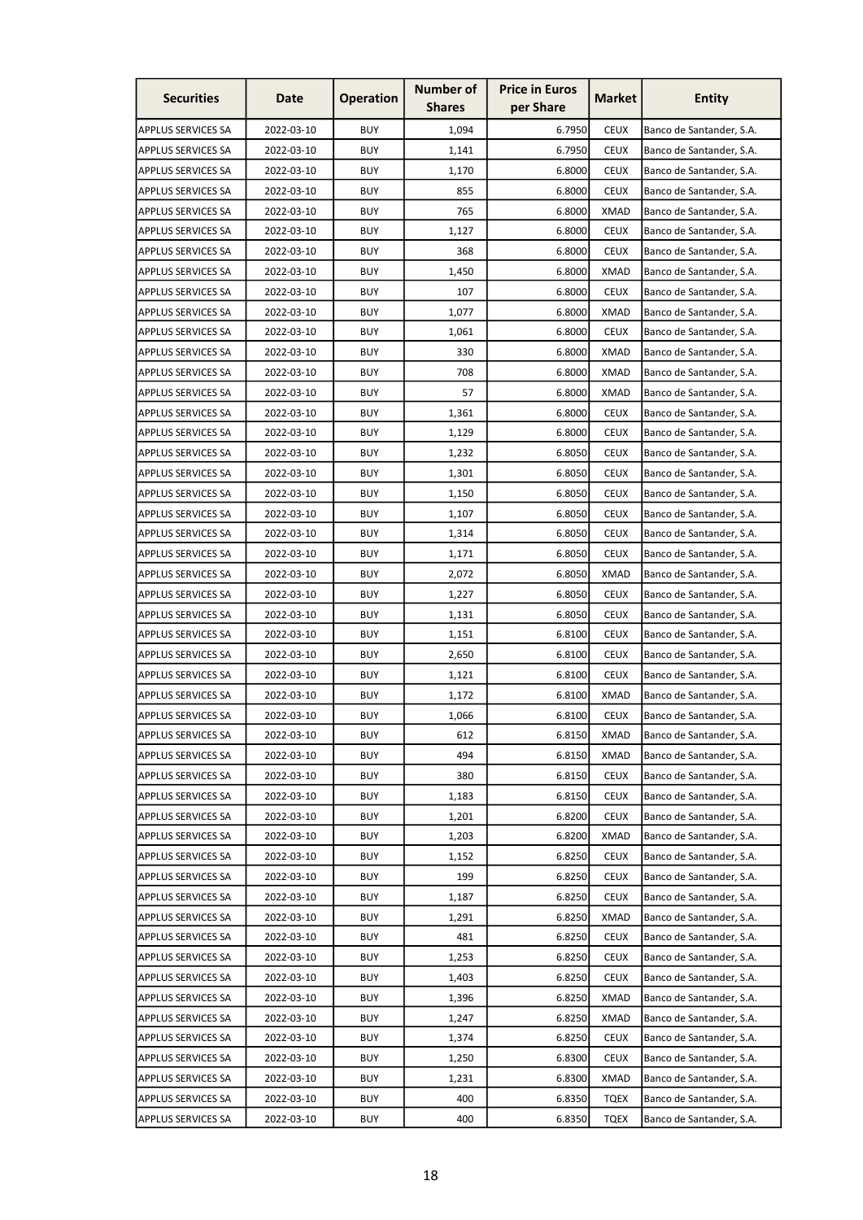| Securities | Date | Operation | Number of Shares | Price in Euros per Share | Market | Entity |
|---|---|---|---|---|---|---|
| APPLUS SERVICES SA | 2022-03-10 | BUY | 1,094 | 6.7950 | CEUX | Banco de Santander, S.A. |
| APPLUS SERVICES SA | 2022-03-10 | BUY | 1,141 | 6.7950 | CEUX | Banco de Santander, S.A. |
| APPLUS SERVICES SA | 2022-03-10 | BUY | 1,170 | 6.8000 | CEUX | Banco de Santander, S.A. |
| APPLUS SERVICES SA | 2022-03-10 | BUY | 855 | 6.8000 | CEUX | Banco de Santander, S.A. |
| APPLUS SERVICES SA | 2022-03-10 | BUY | 765 | 6.8000 | XMAD | Banco de Santander, S.A. |
| APPLUS SERVICES SA | 2022-03-10 | BUY | 1,127 | 6.8000 | CEUX | Banco de Santander, S.A. |
| APPLUS SERVICES SA | 2022-03-10 | BUY | 368 | 6.8000 | CEUX | Banco de Santander, S.A. |
| APPLUS SERVICES SA | 2022-03-10 | BUY | 1,450 | 6.8000 | XMAD | Banco de Santander, S.A. |
| APPLUS SERVICES SA | 2022-03-10 | BUY | 107 | 6.8000 | CEUX | Banco de Santander, S.A. |
| APPLUS SERVICES SA | 2022-03-10 | BUY | 1,077 | 6.8000 | XMAD | Banco de Santander, S.A. |
| APPLUS SERVICES SA | 2022-03-10 | BUY | 1,061 | 6.8000 | CEUX | Banco de Santander, S.A. |
| APPLUS SERVICES SA | 2022-03-10 | BUY | 330 | 6.8000 | XMAD | Banco de Santander, S.A. |
| APPLUS SERVICES SA | 2022-03-10 | BUY | 708 | 6.8000 | XMAD | Banco de Santander, S.A. |
| APPLUS SERVICES SA | 2022-03-10 | BUY | 57 | 6.8000 | XMAD | Banco de Santander, S.A. |
| APPLUS SERVICES SA | 2022-03-10 | BUY | 1,361 | 6.8000 | CEUX | Banco de Santander, S.A. |
| APPLUS SERVICES SA | 2022-03-10 | BUY | 1,129 | 6.8000 | CEUX | Banco de Santander, S.A. |
| APPLUS SERVICES SA | 2022-03-10 | BUY | 1,232 | 6.8050 | CEUX | Banco de Santander, S.A. |
| APPLUS SERVICES SA | 2022-03-10 | BUY | 1,301 | 6.8050 | CEUX | Banco de Santander, S.A. |
| APPLUS SERVICES SA | 2022-03-10 | BUY | 1,150 | 6.8050 | CEUX | Banco de Santander, S.A. |
| APPLUS SERVICES SA | 2022-03-10 | BUY | 1,107 | 6.8050 | CEUX | Banco de Santander, S.A. |
| APPLUS SERVICES SA | 2022-03-10 | BUY | 1,314 | 6.8050 | CEUX | Banco de Santander, S.A. |
| APPLUS SERVICES SA | 2022-03-10 | BUY | 1,171 | 6.8050 | CEUX | Banco de Santander, S.A. |
| APPLUS SERVICES SA | 2022-03-10 | BUY | 2,072 | 6.8050 | XMAD | Banco de Santander, S.A. |
| APPLUS SERVICES SA | 2022-03-10 | BUY | 1,227 | 6.8050 | CEUX | Banco de Santander, S.A. |
| APPLUS SERVICES SA | 2022-03-10 | BUY | 1,131 | 6.8050 | CEUX | Banco de Santander, S.A. |
| APPLUS SERVICES SA | 2022-03-10 | BUY | 1,151 | 6.8100 | CEUX | Banco de Santander, S.A. |
| APPLUS SERVICES SA | 2022-03-10 | BUY | 2,650 | 6.8100 | CEUX | Banco de Santander, S.A. |
| APPLUS SERVICES SA | 2022-03-10 | BUY | 1,121 | 6.8100 | CEUX | Banco de Santander, S.A. |
| APPLUS SERVICES SA | 2022-03-10 | BUY | 1,172 | 6.8100 | XMAD | Banco de Santander, S.A. |
| APPLUS SERVICES SA | 2022-03-10 | BUY | 1,066 | 6.8100 | CEUX | Banco de Santander, S.A. |
| APPLUS SERVICES SA | 2022-03-10 | BUY | 612 | 6.8150 | XMAD | Banco de Santander, S.A. |
| APPLUS SERVICES SA | 2022-03-10 | BUY | 494 | 6.8150 | XMAD | Banco de Santander, S.A. |
| APPLUS SERVICES SA | 2022-03-10 | BUY | 380 | 6.8150 | CEUX | Banco de Santander, S.A. |
| APPLUS SERVICES SA | 2022-03-10 | BUY | 1,183 | 6.8150 | CEUX | Banco de Santander, S.A. |
| APPLUS SERVICES SA | 2022-03-10 | BUY | 1,201 | 6.8200 | CEUX | Banco de Santander, S.A. |
| APPLUS SERVICES SA | 2022-03-10 | BUY | 1,203 | 6.8200 | XMAD | Banco de Santander, S.A. |
| APPLUS SERVICES SA | 2022-03-10 | BUY | 1,152 | 6.8250 | CEUX | Banco de Santander, S.A. |
| APPLUS SERVICES SA | 2022-03-10 | BUY | 199 | 6.8250 | CEUX | Banco de Santander, S.A. |
| APPLUS SERVICES SA | 2022-03-10 | BUY | 1,187 | 6.8250 | CEUX | Banco de Santander, S.A. |
| APPLUS SERVICES SA | 2022-03-10 | BUY | 1,291 | 6.8250 | XMAD | Banco de Santander, S.A. |
| APPLUS SERVICES SA | 2022-03-10 | BUY | 481 | 6.8250 | CEUX | Banco de Santander, S.A. |
| APPLUS SERVICES SA | 2022-03-10 | BUY | 1,253 | 6.8250 | CEUX | Banco de Santander, S.A. |
| APPLUS SERVICES SA | 2022-03-10 | BUY | 1,403 | 6.8250 | CEUX | Banco de Santander, S.A. |
| APPLUS SERVICES SA | 2022-03-10 | BUY | 1,396 | 6.8250 | XMAD | Banco de Santander, S.A. |
| APPLUS SERVICES SA | 2022-03-10 | BUY | 1,247 | 6.8250 | XMAD | Banco de Santander, S.A. |
| APPLUS SERVICES SA | 2022-03-10 | BUY | 1,374 | 6.8250 | CEUX | Banco de Santander, S.A. |
| APPLUS SERVICES SA | 2022-03-10 | BUY | 1,250 | 6.8300 | CEUX | Banco de Santander, S.A. |
| APPLUS SERVICES SA | 2022-03-10 | BUY | 1,231 | 6.8300 | XMAD | Banco de Santander, S.A. |
| APPLUS SERVICES SA | 2022-03-10 | BUY | 400 | 6.8350 | TQEX | Banco de Santander, S.A. |
| APPLUS SERVICES SA | 2022-03-10 | BUY | 400 | 6.8350 | TQEX | Banco de Santander, S.A. |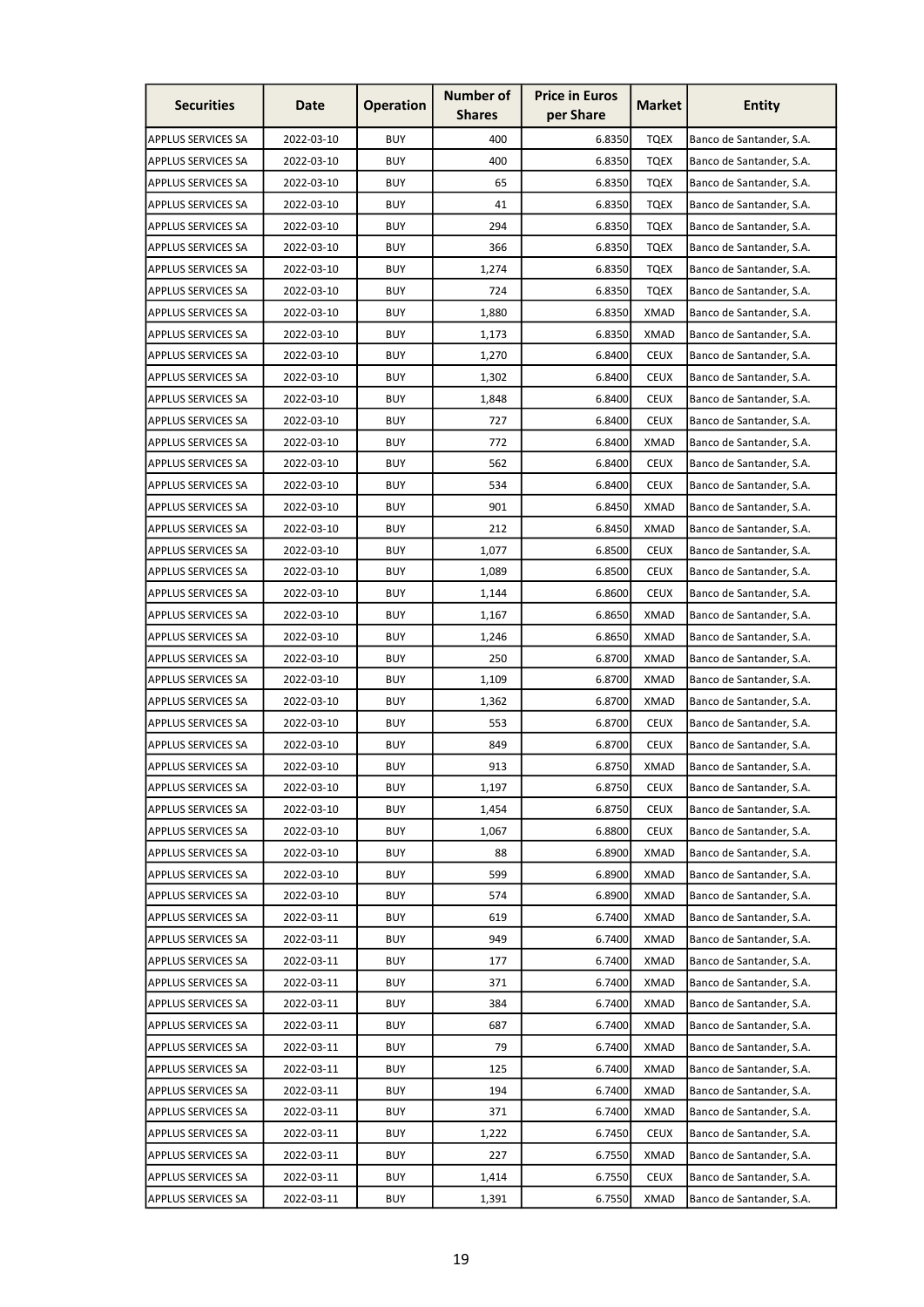| Securities | Date | Operation | Number of Shares | Price in Euros per Share | Market | Entity |
|---|---|---|---|---|---|---|
| APPLUS SERVICES SA | 2022-03-10 | BUY | 400 | 6.8350 | TQEX | Banco de Santander, S.A. |
| APPLUS SERVICES SA | 2022-03-10 | BUY | 400 | 6.8350 | TQEX | Banco de Santander, S.A. |
| APPLUS SERVICES SA | 2022-03-10 | BUY | 65 | 6.8350 | TQEX | Banco de Santander, S.A. |
| APPLUS SERVICES SA | 2022-03-10 | BUY | 41 | 6.8350 | TQEX | Banco de Santander, S.A. |
| APPLUS SERVICES SA | 2022-03-10 | BUY | 294 | 6.8350 | TQEX | Banco de Santander, S.A. |
| APPLUS SERVICES SA | 2022-03-10 | BUY | 366 | 6.8350 | TQEX | Banco de Santander, S.A. |
| APPLUS SERVICES SA | 2022-03-10 | BUY | 1,274 | 6.8350 | TQEX | Banco de Santander, S.A. |
| APPLUS SERVICES SA | 2022-03-10 | BUY | 724 | 6.8350 | TQEX | Banco de Santander, S.A. |
| APPLUS SERVICES SA | 2022-03-10 | BUY | 1,880 | 6.8350 | XMAD | Banco de Santander, S.A. |
| APPLUS SERVICES SA | 2022-03-10 | BUY | 1,173 | 6.8350 | XMAD | Banco de Santander, S.A. |
| APPLUS SERVICES SA | 2022-03-10 | BUY | 1,270 | 6.8400 | CEUX | Banco de Santander, S.A. |
| APPLUS SERVICES SA | 2022-03-10 | BUY | 1,302 | 6.8400 | CEUX | Banco de Santander, S.A. |
| APPLUS SERVICES SA | 2022-03-10 | BUY | 1,848 | 6.8400 | CEUX | Banco de Santander, S.A. |
| APPLUS SERVICES SA | 2022-03-10 | BUY | 727 | 6.8400 | CEUX | Banco de Santander, S.A. |
| APPLUS SERVICES SA | 2022-03-10 | BUY | 772 | 6.8400 | XMAD | Banco de Santander, S.A. |
| APPLUS SERVICES SA | 2022-03-10 | BUY | 562 | 6.8400 | CEUX | Banco de Santander, S.A. |
| APPLUS SERVICES SA | 2022-03-10 | BUY | 534 | 6.8400 | CEUX | Banco de Santander, S.A. |
| APPLUS SERVICES SA | 2022-03-10 | BUY | 901 | 6.8450 | XMAD | Banco de Santander, S.A. |
| APPLUS SERVICES SA | 2022-03-10 | BUY | 212 | 6.8450 | XMAD | Banco de Santander, S.A. |
| APPLUS SERVICES SA | 2022-03-10 | BUY | 1,077 | 6.8500 | CEUX | Banco de Santander, S.A. |
| APPLUS SERVICES SA | 2022-03-10 | BUY | 1,089 | 6.8500 | CEUX | Banco de Santander, S.A. |
| APPLUS SERVICES SA | 2022-03-10 | BUY | 1,144 | 6.8600 | CEUX | Banco de Santander, S.A. |
| APPLUS SERVICES SA | 2022-03-10 | BUY | 1,167 | 6.8650 | XMAD | Banco de Santander, S.A. |
| APPLUS SERVICES SA | 2022-03-10 | BUY | 1,246 | 6.8650 | XMAD | Banco de Santander, S.A. |
| APPLUS SERVICES SA | 2022-03-10 | BUY | 250 | 6.8700 | XMAD | Banco de Santander, S.A. |
| APPLUS SERVICES SA | 2022-03-10 | BUY | 1,109 | 6.8700 | XMAD | Banco de Santander, S.A. |
| APPLUS SERVICES SA | 2022-03-10 | BUY | 1,362 | 6.8700 | XMAD | Banco de Santander, S.A. |
| APPLUS SERVICES SA | 2022-03-10 | BUY | 553 | 6.8700 | CEUX | Banco de Santander, S.A. |
| APPLUS SERVICES SA | 2022-03-10 | BUY | 849 | 6.8700 | CEUX | Banco de Santander, S.A. |
| APPLUS SERVICES SA | 2022-03-10 | BUY | 913 | 6.8750 | XMAD | Banco de Santander, S.A. |
| APPLUS SERVICES SA | 2022-03-10 | BUY | 1,197 | 6.8750 | CEUX | Banco de Santander, S.A. |
| APPLUS SERVICES SA | 2022-03-10 | BUY | 1,454 | 6.8750 | CEUX | Banco de Santander, S.A. |
| APPLUS SERVICES SA | 2022-03-10 | BUY | 1,067 | 6.8800 | CEUX | Banco de Santander, S.A. |
| APPLUS SERVICES SA | 2022-03-10 | BUY | 88 | 6.8900 | XMAD | Banco de Santander, S.A. |
| APPLUS SERVICES SA | 2022-03-10 | BUY | 599 | 6.8900 | XMAD | Banco de Santander, S.A. |
| APPLUS SERVICES SA | 2022-03-10 | BUY | 574 | 6.8900 | XMAD | Banco de Santander, S.A. |
| APPLUS SERVICES SA | 2022-03-11 | BUY | 619 | 6.7400 | XMAD | Banco de Santander, S.A. |
| APPLUS SERVICES SA | 2022-03-11 | BUY | 949 | 6.7400 | XMAD | Banco de Santander, S.A. |
| APPLUS SERVICES SA | 2022-03-11 | BUY | 177 | 6.7400 | XMAD | Banco de Santander, S.A. |
| APPLUS SERVICES SA | 2022-03-11 | BUY | 371 | 6.7400 | XMAD | Banco de Santander, S.A. |
| APPLUS SERVICES SA | 2022-03-11 | BUY | 384 | 6.7400 | XMAD | Banco de Santander, S.A. |
| APPLUS SERVICES SA | 2022-03-11 | BUY | 687 | 6.7400 | XMAD | Banco de Santander, S.A. |
| APPLUS SERVICES SA | 2022-03-11 | BUY | 79 | 6.7400 | XMAD | Banco de Santander, S.A. |
| APPLUS SERVICES SA | 2022-03-11 | BUY | 125 | 6.7400 | XMAD | Banco de Santander, S.A. |
| APPLUS SERVICES SA | 2022-03-11 | BUY | 194 | 6.7400 | XMAD | Banco de Santander, S.A. |
| APPLUS SERVICES SA | 2022-03-11 | BUY | 371 | 6.7400 | XMAD | Banco de Santander, S.A. |
| APPLUS SERVICES SA | 2022-03-11 | BUY | 1,222 | 6.7450 | CEUX | Banco de Santander, S.A. |
| APPLUS SERVICES SA | 2022-03-11 | BUY | 227 | 6.7550 | XMAD | Banco de Santander, S.A. |
| APPLUS SERVICES SA | 2022-03-11 | BUY | 1,414 | 6.7550 | CEUX | Banco de Santander, S.A. |
| APPLUS SERVICES SA | 2022-03-11 | BUY | 1,391 | 6.7550 | XMAD | Banco de Santander, S.A. |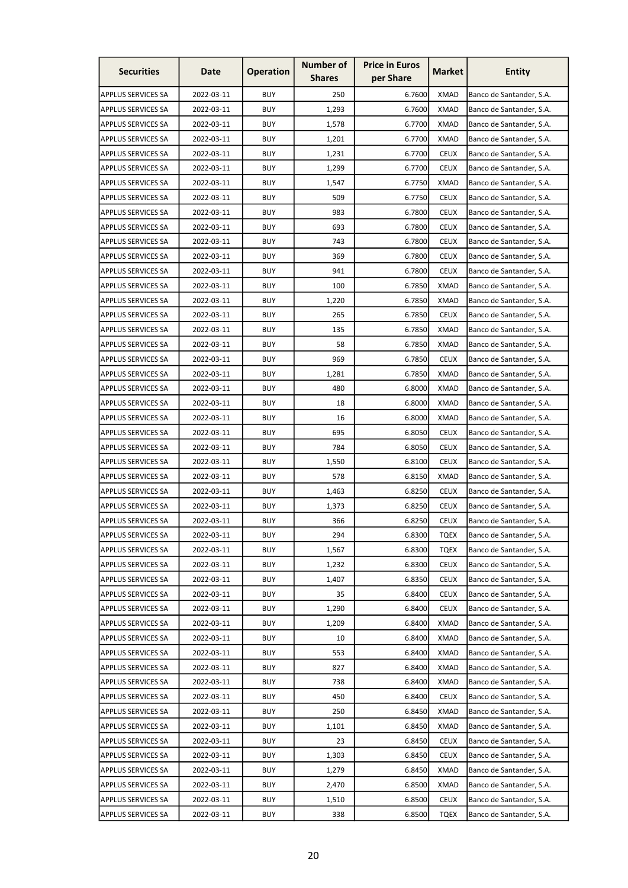| Securities | Date | Operation | Number of Shares | Price in Euros per Share | Market | Entity |
|---|---|---|---|---|---|---|
| APPLUS SERVICES SA | 2022-03-11 | BUY | 250 | 6.7600 | XMAD | Banco de Santander, S.A. |
| APPLUS SERVICES SA | 2022-03-11 | BUY | 1,293 | 6.7600 | XMAD | Banco de Santander, S.A. |
| APPLUS SERVICES SA | 2022-03-11 | BUY | 1,578 | 6.7700 | XMAD | Banco de Santander, S.A. |
| APPLUS SERVICES SA | 2022-03-11 | BUY | 1,201 | 6.7700 | XMAD | Banco de Santander, S.A. |
| APPLUS SERVICES SA | 2022-03-11 | BUY | 1,231 | 6.7700 | CEUX | Banco de Santander, S.A. |
| APPLUS SERVICES SA | 2022-03-11 | BUY | 1,299 | 6.7700 | CEUX | Banco de Santander, S.A. |
| APPLUS SERVICES SA | 2022-03-11 | BUY | 1,547 | 6.7750 | XMAD | Banco de Santander, S.A. |
| APPLUS SERVICES SA | 2022-03-11 | BUY | 509 | 6.7750 | CEUX | Banco de Santander, S.A. |
| APPLUS SERVICES SA | 2022-03-11 | BUY | 983 | 6.7800 | CEUX | Banco de Santander, S.A. |
| APPLUS SERVICES SA | 2022-03-11 | BUY | 693 | 6.7800 | CEUX | Banco de Santander, S.A. |
| APPLUS SERVICES SA | 2022-03-11 | BUY | 743 | 6.7800 | CEUX | Banco de Santander, S.A. |
| APPLUS SERVICES SA | 2022-03-11 | BUY | 369 | 6.7800 | CEUX | Banco de Santander, S.A. |
| APPLUS SERVICES SA | 2022-03-11 | BUY | 941 | 6.7800 | CEUX | Banco de Santander, S.A. |
| APPLUS SERVICES SA | 2022-03-11 | BUY | 100 | 6.7850 | XMAD | Banco de Santander, S.A. |
| APPLUS SERVICES SA | 2022-03-11 | BUY | 1,220 | 6.7850 | XMAD | Banco de Santander, S.A. |
| APPLUS SERVICES SA | 2022-03-11 | BUY | 265 | 6.7850 | CEUX | Banco de Santander, S.A. |
| APPLUS SERVICES SA | 2022-03-11 | BUY | 135 | 6.7850 | XMAD | Banco de Santander, S.A. |
| APPLUS SERVICES SA | 2022-03-11 | BUY | 58 | 6.7850 | XMAD | Banco de Santander, S.A. |
| APPLUS SERVICES SA | 2022-03-11 | BUY | 969 | 6.7850 | CEUX | Banco de Santander, S.A. |
| APPLUS SERVICES SA | 2022-03-11 | BUY | 1,281 | 6.7850 | XMAD | Banco de Santander, S.A. |
| APPLUS SERVICES SA | 2022-03-11 | BUY | 480 | 6.8000 | XMAD | Banco de Santander, S.A. |
| APPLUS SERVICES SA | 2022-03-11 | BUY | 18 | 6.8000 | XMAD | Banco de Santander, S.A. |
| APPLUS SERVICES SA | 2022-03-11 | BUY | 16 | 6.8000 | XMAD | Banco de Santander, S.A. |
| APPLUS SERVICES SA | 2022-03-11 | BUY | 695 | 6.8050 | CEUX | Banco de Santander, S.A. |
| APPLUS SERVICES SA | 2022-03-11 | BUY | 784 | 6.8050 | CEUX | Banco de Santander, S.A. |
| APPLUS SERVICES SA | 2022-03-11 | BUY | 1,550 | 6.8100 | CEUX | Banco de Santander, S.A. |
| APPLUS SERVICES SA | 2022-03-11 | BUY | 578 | 6.8150 | XMAD | Banco de Santander, S.A. |
| APPLUS SERVICES SA | 2022-03-11 | BUY | 1,463 | 6.8250 | CEUX | Banco de Santander, S.A. |
| APPLUS SERVICES SA | 2022-03-11 | BUY | 1,373 | 6.8250 | CEUX | Banco de Santander, S.A. |
| APPLUS SERVICES SA | 2022-03-11 | BUY | 366 | 6.8250 | CEUX | Banco de Santander, S.A. |
| APPLUS SERVICES SA | 2022-03-11 | BUY | 294 | 6.8300 | TQEX | Banco de Santander, S.A. |
| APPLUS SERVICES SA | 2022-03-11 | BUY | 1,567 | 6.8300 | TQEX | Banco de Santander, S.A. |
| APPLUS SERVICES SA | 2022-03-11 | BUY | 1,232 | 6.8300 | CEUX | Banco de Santander, S.A. |
| APPLUS SERVICES SA | 2022-03-11 | BUY | 1,407 | 6.8350 | CEUX | Banco de Santander, S.A. |
| APPLUS SERVICES SA | 2022-03-11 | BUY | 35 | 6.8400 | CEUX | Banco de Santander, S.A. |
| APPLUS SERVICES SA | 2022-03-11 | BUY | 1,290 | 6.8400 | CEUX | Banco de Santander, S.A. |
| APPLUS SERVICES SA | 2022-03-11 | BUY | 1,209 | 6.8400 | XMAD | Banco de Santander, S.A. |
| APPLUS SERVICES SA | 2022-03-11 | BUY | 10 | 6.8400 | XMAD | Banco de Santander, S.A. |
| APPLUS SERVICES SA | 2022-03-11 | BUY | 553 | 6.8400 | XMAD | Banco de Santander, S.A. |
| APPLUS SERVICES SA | 2022-03-11 | BUY | 827 | 6.8400 | XMAD | Banco de Santander, S.A. |
| APPLUS SERVICES SA | 2022-03-11 | BUY | 738 | 6.8400 | XMAD | Banco de Santander, S.A. |
| APPLUS SERVICES SA | 2022-03-11 | BUY | 450 | 6.8400 | CEUX | Banco de Santander, S.A. |
| APPLUS SERVICES SA | 2022-03-11 | BUY | 250 | 6.8450 | XMAD | Banco de Santander, S.A. |
| APPLUS SERVICES SA | 2022-03-11 | BUY | 1,101 | 6.8450 | XMAD | Banco de Santander, S.A. |
| APPLUS SERVICES SA | 2022-03-11 | BUY | 23 | 6.8450 | CEUX | Banco de Santander, S.A. |
| APPLUS SERVICES SA | 2022-03-11 | BUY | 1,303 | 6.8450 | CEUX | Banco de Santander, S.A. |
| APPLUS SERVICES SA | 2022-03-11 | BUY | 1,279 | 6.8450 | XMAD | Banco de Santander, S.A. |
| APPLUS SERVICES SA | 2022-03-11 | BUY | 2,470 | 6.8500 | XMAD | Banco de Santander, S.A. |
| APPLUS SERVICES SA | 2022-03-11 | BUY | 1,510 | 6.8500 | CEUX | Banco de Santander, S.A. |
| APPLUS SERVICES SA | 2022-03-11 | BUY | 338 | 6.8500 | TQEX | Banco de Santander, S.A. |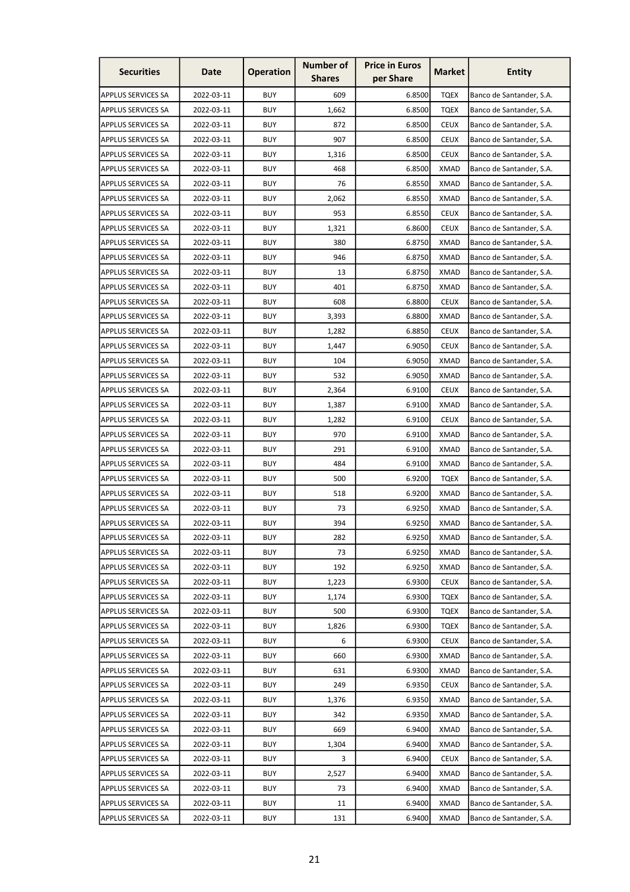| Securities | Date | Operation | Number of Shares | Price in Euros per Share | Market | Entity |
|---|---|---|---|---|---|---|
| APPLUS SERVICES SA | 2022-03-11 | BUY | 609 | 6.8500 | TQEX | Banco de Santander, S.A. |
| APPLUS SERVICES SA | 2022-03-11 | BUY | 1,662 | 6.8500 | TQEX | Banco de Santander, S.A. |
| APPLUS SERVICES SA | 2022-03-11 | BUY | 872 | 6.8500 | CEUX | Banco de Santander, S.A. |
| APPLUS SERVICES SA | 2022-03-11 | BUY | 907 | 6.8500 | CEUX | Banco de Santander, S.A. |
| APPLUS SERVICES SA | 2022-03-11 | BUY | 1,316 | 6.8500 | CEUX | Banco de Santander, S.A. |
| APPLUS SERVICES SA | 2022-03-11 | BUY | 468 | 6.8500 | XMAD | Banco de Santander, S.A. |
| APPLUS SERVICES SA | 2022-03-11 | BUY | 76 | 6.8550 | XMAD | Banco de Santander, S.A. |
| APPLUS SERVICES SA | 2022-03-11 | BUY | 2,062 | 6.8550 | XMAD | Banco de Santander, S.A. |
| APPLUS SERVICES SA | 2022-03-11 | BUY | 953 | 6.8550 | CEUX | Banco de Santander, S.A. |
| APPLUS SERVICES SA | 2022-03-11 | BUY | 1,321 | 6.8600 | CEUX | Banco de Santander, S.A. |
| APPLUS SERVICES SA | 2022-03-11 | BUY | 380 | 6.8750 | XMAD | Banco de Santander, S.A. |
| APPLUS SERVICES SA | 2022-03-11 | BUY | 946 | 6.8750 | XMAD | Banco de Santander, S.A. |
| APPLUS SERVICES SA | 2022-03-11 | BUY | 13 | 6.8750 | XMAD | Banco de Santander, S.A. |
| APPLUS SERVICES SA | 2022-03-11 | BUY | 401 | 6.8750 | XMAD | Banco de Santander, S.A. |
| APPLUS SERVICES SA | 2022-03-11 | BUY | 608 | 6.8800 | CEUX | Banco de Santander, S.A. |
| APPLUS SERVICES SA | 2022-03-11 | BUY | 3,393 | 6.8800 | XMAD | Banco de Santander, S.A. |
| APPLUS SERVICES SA | 2022-03-11 | BUY | 1,282 | 6.8850 | CEUX | Banco de Santander, S.A. |
| APPLUS SERVICES SA | 2022-03-11 | BUY | 1,447 | 6.9050 | CEUX | Banco de Santander, S.A. |
| APPLUS SERVICES SA | 2022-03-11 | BUY | 104 | 6.9050 | XMAD | Banco de Santander, S.A. |
| APPLUS SERVICES SA | 2022-03-11 | BUY | 532 | 6.9050 | XMAD | Banco de Santander, S.A. |
| APPLUS SERVICES SA | 2022-03-11 | BUY | 2,364 | 6.9100 | CEUX | Banco de Santander, S.A. |
| APPLUS SERVICES SA | 2022-03-11 | BUY | 1,387 | 6.9100 | XMAD | Banco de Santander, S.A. |
| APPLUS SERVICES SA | 2022-03-11 | BUY | 1,282 | 6.9100 | CEUX | Banco de Santander, S.A. |
| APPLUS SERVICES SA | 2022-03-11 | BUY | 970 | 6.9100 | XMAD | Banco de Santander, S.A. |
| APPLUS SERVICES SA | 2022-03-11 | BUY | 291 | 6.9100 | XMAD | Banco de Santander, S.A. |
| APPLUS SERVICES SA | 2022-03-11 | BUY | 484 | 6.9100 | XMAD | Banco de Santander, S.A. |
| APPLUS SERVICES SA | 2022-03-11 | BUY | 500 | 6.9200 | TQEX | Banco de Santander, S.A. |
| APPLUS SERVICES SA | 2022-03-11 | BUY | 518 | 6.9200 | XMAD | Banco de Santander, S.A. |
| APPLUS SERVICES SA | 2022-03-11 | BUY | 73 | 6.9250 | XMAD | Banco de Santander, S.A. |
| APPLUS SERVICES SA | 2022-03-11 | BUY | 394 | 6.9250 | XMAD | Banco de Santander, S.A. |
| APPLUS SERVICES SA | 2022-03-11 | BUY | 282 | 6.9250 | XMAD | Banco de Santander, S.A. |
| APPLUS SERVICES SA | 2022-03-11 | BUY | 73 | 6.9250 | XMAD | Banco de Santander, S.A. |
| APPLUS SERVICES SA | 2022-03-11 | BUY | 192 | 6.9250 | XMAD | Banco de Santander, S.A. |
| APPLUS SERVICES SA | 2022-03-11 | BUY | 1,223 | 6.9300 | CEUX | Banco de Santander, S.A. |
| APPLUS SERVICES SA | 2022-03-11 | BUY | 1,174 | 6.9300 | TQEX | Banco de Santander, S.A. |
| APPLUS SERVICES SA | 2022-03-11 | BUY | 500 | 6.9300 | TQEX | Banco de Santander, S.A. |
| APPLUS SERVICES SA | 2022-03-11 | BUY | 1,826 | 6.9300 | TQEX | Banco de Santander, S.A. |
| APPLUS SERVICES SA | 2022-03-11 | BUY | 6 | 6.9300 | CEUX | Banco de Santander, S.A. |
| APPLUS SERVICES SA | 2022-03-11 | BUY | 660 | 6.9300 | XMAD | Banco de Santander, S.A. |
| APPLUS SERVICES SA | 2022-03-11 | BUY | 631 | 6.9300 | XMAD | Banco de Santander, S.A. |
| APPLUS SERVICES SA | 2022-03-11 | BUY | 249 | 6.9350 | CEUX | Banco de Santander, S.A. |
| APPLUS SERVICES SA | 2022-03-11 | BUY | 1,376 | 6.9350 | XMAD | Banco de Santander, S.A. |
| APPLUS SERVICES SA | 2022-03-11 | BUY | 342 | 6.9350 | XMAD | Banco de Santander, S.A. |
| APPLUS SERVICES SA | 2022-03-11 | BUY | 669 | 6.9400 | XMAD | Banco de Santander, S.A. |
| APPLUS SERVICES SA | 2022-03-11 | BUY | 1,304 | 6.9400 | XMAD | Banco de Santander, S.A. |
| APPLUS SERVICES SA | 2022-03-11 | BUY | 3 | 6.9400 | CEUX | Banco de Santander, S.A. |
| APPLUS SERVICES SA | 2022-03-11 | BUY | 2,527 | 6.9400 | XMAD | Banco de Santander, S.A. |
| APPLUS SERVICES SA | 2022-03-11 | BUY | 73 | 6.9400 | XMAD | Banco de Santander, S.A. |
| APPLUS SERVICES SA | 2022-03-11 | BUY | 11 | 6.9400 | XMAD | Banco de Santander, S.A. |
| APPLUS SERVICES SA | 2022-03-11 | BUY | 131 | 6.9400 | XMAD | Banco de Santander, S.A. |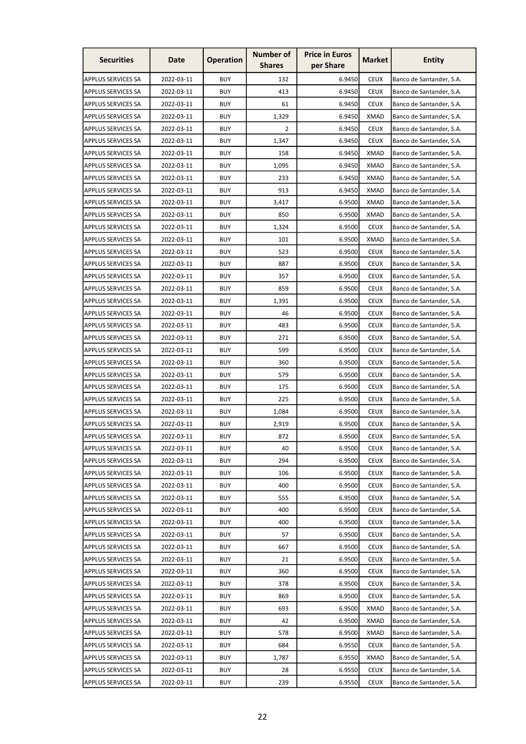| Securities | Date | Operation | Number of Shares | Price in Euros per Share | Market | Entity |
|---|---|---|---|---|---|---|
| APPLUS SERVICES SA | 2022-03-11 | BUY | 132 | 6.9450 | CEUX | Banco de Santander, S.A. |
| APPLUS SERVICES SA | 2022-03-11 | BUY | 413 | 6.9450 | CEUX | Banco de Santander, S.A. |
| APPLUS SERVICES SA | 2022-03-11 | BUY | 61 | 6.9450 | CEUX | Banco de Santander, S.A. |
| APPLUS SERVICES SA | 2022-03-11 | BUY | 1,329 | 6.9450 | XMAD | Banco de Santander, S.A. |
| APPLUS SERVICES SA | 2022-03-11 | BUY | 2 | 6.9450 | CEUX | Banco de Santander, S.A. |
| APPLUS SERVICES SA | 2022-03-11 | BUY | 1,347 | 6.9450 | CEUX | Banco de Santander, S.A. |
| APPLUS SERVICES SA | 2022-03-11 | BUY | 158 | 6.9450 | XMAD | Banco de Santander, S.A. |
| APPLUS SERVICES SA | 2022-03-11 | BUY | 1,095 | 6.9450 | XMAD | Banco de Santander, S.A. |
| APPLUS SERVICES SA | 2022-03-11 | BUY | 233 | 6.9450 | XMAD | Banco de Santander, S.A. |
| APPLUS SERVICES SA | 2022-03-11 | BUY | 913 | 6.9450 | XMAD | Banco de Santander, S.A. |
| APPLUS SERVICES SA | 2022-03-11 | BUY | 3,417 | 6.9500 | XMAD | Banco de Santander, S.A. |
| APPLUS SERVICES SA | 2022-03-11 | BUY | 850 | 6.9500 | XMAD | Banco de Santander, S.A. |
| APPLUS SERVICES SA | 2022-03-11 | BUY | 1,324 | 6.9500 | CEUX | Banco de Santander, S.A. |
| APPLUS SERVICES SA | 2022-03-11 | BUY | 101 | 6.9500 | XMAD | Banco de Santander, S.A. |
| APPLUS SERVICES SA | 2022-03-11 | BUY | 523 | 6.9500 | CEUX | Banco de Santander, S.A. |
| APPLUS SERVICES SA | 2022-03-11 | BUY | 887 | 6.9500 | CEUX | Banco de Santander, S.A. |
| APPLUS SERVICES SA | 2022-03-11 | BUY | 357 | 6.9500 | CEUX | Banco de Santander, S.A. |
| APPLUS SERVICES SA | 2022-03-11 | BUY | 859 | 6.9500 | CEUX | Banco de Santander, S.A. |
| APPLUS SERVICES SA | 2022-03-11 | BUY | 1,391 | 6.9500 | CEUX | Banco de Santander, S.A. |
| APPLUS SERVICES SA | 2022-03-11 | BUY | 46 | 6.9500 | CEUX | Banco de Santander, S.A. |
| APPLUS SERVICES SA | 2022-03-11 | BUY | 483 | 6.9500 | CEUX | Banco de Santander, S.A. |
| APPLUS SERVICES SA | 2022-03-11 | BUY | 271 | 6.9500 | CEUX | Banco de Santander, S.A. |
| APPLUS SERVICES SA | 2022-03-11 | BUY | 599 | 6.9500 | CEUX | Banco de Santander, S.A. |
| APPLUS SERVICES SA | 2022-03-11 | BUY | 360 | 6.9500 | CEUX | Banco de Santander, S.A. |
| APPLUS SERVICES SA | 2022-03-11 | BUY | 579 | 6.9500 | CEUX | Banco de Santander, S.A. |
| APPLUS SERVICES SA | 2022-03-11 | BUY | 175 | 6.9500 | CEUX | Banco de Santander, S.A. |
| APPLUS SERVICES SA | 2022-03-11 | BUY | 225 | 6.9500 | CEUX | Banco de Santander, S.A. |
| APPLUS SERVICES SA | 2022-03-11 | BUY | 1,084 | 6.9500 | CEUX | Banco de Santander, S.A. |
| APPLUS SERVICES SA | 2022-03-11 | BUY | 2,919 | 6.9500 | CEUX | Banco de Santander, S.A. |
| APPLUS SERVICES SA | 2022-03-11 | BUY | 872 | 6.9500 | CEUX | Banco de Santander, S.A. |
| APPLUS SERVICES SA | 2022-03-11 | BUY | 40 | 6.9500 | CEUX | Banco de Santander, S.A. |
| APPLUS SERVICES SA | 2022-03-11 | BUY | 294 | 6.9500 | CEUX | Banco de Santander, S.A. |
| APPLUS SERVICES SA | 2022-03-11 | BUY | 106 | 6.9500 | CEUX | Banco de Santander, S.A. |
| APPLUS SERVICES SA | 2022-03-11 | BUY | 400 | 6.9500 | CEUX | Banco de Santander, S.A. |
| APPLUS SERVICES SA | 2022-03-11 | BUY | 555 | 6.9500 | CEUX | Banco de Santander, S.A. |
| APPLUS SERVICES SA | 2022-03-11 | BUY | 400 | 6.9500 | CEUX | Banco de Santander, S.A. |
| APPLUS SERVICES SA | 2022-03-11 | BUY | 400 | 6.9500 | CEUX | Banco de Santander, S.A. |
| APPLUS SERVICES SA | 2022-03-11 | BUY | 57 | 6.9500 | CEUX | Banco de Santander, S.A. |
| APPLUS SERVICES SA | 2022-03-11 | BUY | 667 | 6.9500 | CEUX | Banco de Santander, S.A. |
| APPLUS SERVICES SA | 2022-03-11 | BUY | 21 | 6.9500 | CEUX | Banco de Santander, S.A. |
| APPLUS SERVICES SA | 2022-03-11 | BUY | 360 | 6.9500 | CEUX | Banco de Santander, S.A. |
| APPLUS SERVICES SA | 2022-03-11 | BUY | 378 | 6.9500 | CEUX | Banco de Santander, S.A. |
| APPLUS SERVICES SA | 2022-03-11 | BUY | 869 | 6.9500 | CEUX | Banco de Santander, S.A. |
| APPLUS SERVICES SA | 2022-03-11 | BUY | 693 | 6.9500 | XMAD | Banco de Santander, S.A. |
| APPLUS SERVICES SA | 2022-03-11 | BUY | 42 | 6.9500 | XMAD | Banco de Santander, S.A. |
| APPLUS SERVICES SA | 2022-03-11 | BUY | 578 | 6.9500 | XMAD | Banco de Santander, S.A. |
| APPLUS SERVICES SA | 2022-03-11 | BUY | 684 | 6.9550 | CEUX | Banco de Santander, S.A. |
| APPLUS SERVICES SA | 2022-03-11 | BUY | 1,787 | 6.9550 | XMAD | Banco de Santander, S.A. |
| APPLUS SERVICES SA | 2022-03-11 | BUY | 28 | 6.9550 | CEUX | Banco de Santander, S.A. |
| APPLUS SERVICES SA | 2022-03-11 | BUY | 239 | 6.9550 | CEUX | Banco de Santander, S.A. |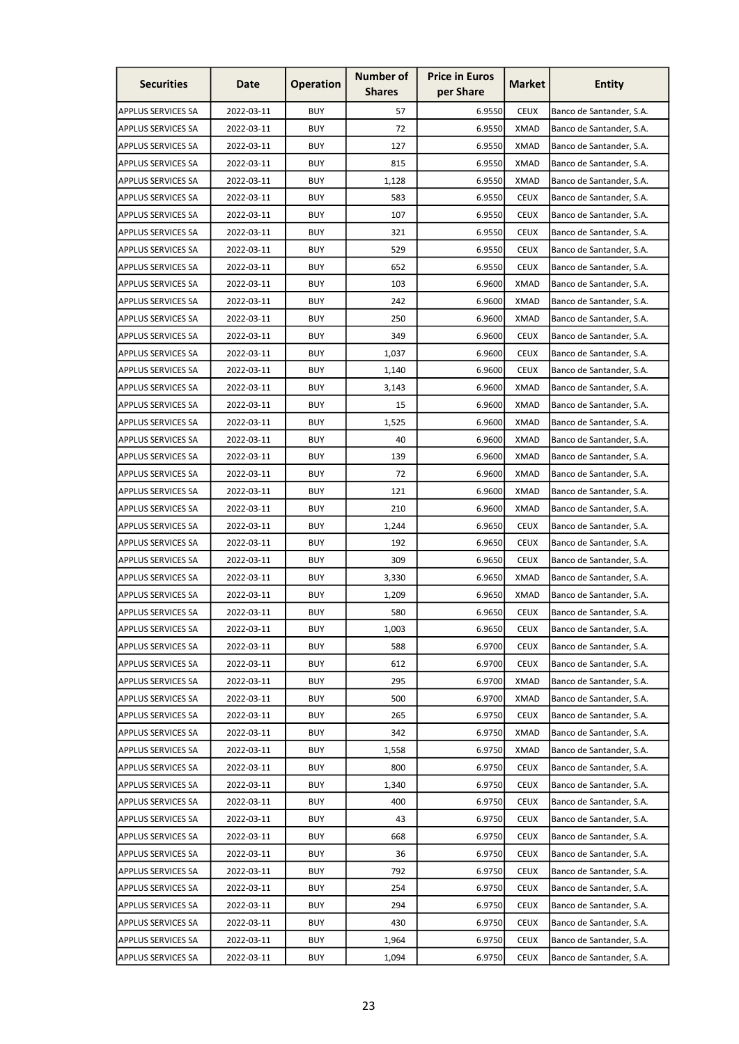| Securities | Date | Operation | Number of Shares | Price in Euros per Share | Market | Entity |
|---|---|---|---|---|---|---|
| APPLUS SERVICES SA | 2022-03-11 | BUY | 57 | 6.9550 | CEUX | Banco de Santander, S.A. |
| APPLUS SERVICES SA | 2022-03-11 | BUY | 72 | 6.9550 | XMAD | Banco de Santander, S.A. |
| APPLUS SERVICES SA | 2022-03-11 | BUY | 127 | 6.9550 | XMAD | Banco de Santander, S.A. |
| APPLUS SERVICES SA | 2022-03-11 | BUY | 815 | 6.9550 | XMAD | Banco de Santander, S.A. |
| APPLUS SERVICES SA | 2022-03-11 | BUY | 1,128 | 6.9550 | XMAD | Banco de Santander, S.A. |
| APPLUS SERVICES SA | 2022-03-11 | BUY | 583 | 6.9550 | CEUX | Banco de Santander, S.A. |
| APPLUS SERVICES SA | 2022-03-11 | BUY | 107 | 6.9550 | CEUX | Banco de Santander, S.A. |
| APPLUS SERVICES SA | 2022-03-11 | BUY | 321 | 6.9550 | CEUX | Banco de Santander, S.A. |
| APPLUS SERVICES SA | 2022-03-11 | BUY | 529 | 6.9550 | CEUX | Banco de Santander, S.A. |
| APPLUS SERVICES SA | 2022-03-11 | BUY | 652 | 6.9550 | CEUX | Banco de Santander, S.A. |
| APPLUS SERVICES SA | 2022-03-11 | BUY | 103 | 6.9600 | XMAD | Banco de Santander, S.A. |
| APPLUS SERVICES SA | 2022-03-11 | BUY | 242 | 6.9600 | XMAD | Banco de Santander, S.A. |
| APPLUS SERVICES SA | 2022-03-11 | BUY | 250 | 6.9600 | XMAD | Banco de Santander, S.A. |
| APPLUS SERVICES SA | 2022-03-11 | BUY | 349 | 6.9600 | CEUX | Banco de Santander, S.A. |
| APPLUS SERVICES SA | 2022-03-11 | BUY | 1,037 | 6.9600 | CEUX | Banco de Santander, S.A. |
| APPLUS SERVICES SA | 2022-03-11 | BUY | 1,140 | 6.9600 | CEUX | Banco de Santander, S.A. |
| APPLUS SERVICES SA | 2022-03-11 | BUY | 3,143 | 6.9600 | XMAD | Banco de Santander, S.A. |
| APPLUS SERVICES SA | 2022-03-11 | BUY | 15 | 6.9600 | XMAD | Banco de Santander, S.A. |
| APPLUS SERVICES SA | 2022-03-11 | BUY | 1,525 | 6.9600 | XMAD | Banco de Santander, S.A. |
| APPLUS SERVICES SA | 2022-03-11 | BUY | 40 | 6.9600 | XMAD | Banco de Santander, S.A. |
| APPLUS SERVICES SA | 2022-03-11 | BUY | 139 | 6.9600 | XMAD | Banco de Santander, S.A. |
| APPLUS SERVICES SA | 2022-03-11 | BUY | 72 | 6.9600 | XMAD | Banco de Santander, S.A. |
| APPLUS SERVICES SA | 2022-03-11 | BUY | 121 | 6.9600 | XMAD | Banco de Santander, S.A. |
| APPLUS SERVICES SA | 2022-03-11 | BUY | 210 | 6.9600 | XMAD | Banco de Santander, S.A. |
| APPLUS SERVICES SA | 2022-03-11 | BUY | 1,244 | 6.9650 | CEUX | Banco de Santander, S.A. |
| APPLUS SERVICES SA | 2022-03-11 | BUY | 192 | 6.9650 | CEUX | Banco de Santander, S.A. |
| APPLUS SERVICES SA | 2022-03-11 | BUY | 309 | 6.9650 | CEUX | Banco de Santander, S.A. |
| APPLUS SERVICES SA | 2022-03-11 | BUY | 3,330 | 6.9650 | XMAD | Banco de Santander, S.A. |
| APPLUS SERVICES SA | 2022-03-11 | BUY | 1,209 | 6.9650 | XMAD | Banco de Santander, S.A. |
| APPLUS SERVICES SA | 2022-03-11 | BUY | 580 | 6.9650 | CEUX | Banco de Santander, S.A. |
| APPLUS SERVICES SA | 2022-03-11 | BUY | 1,003 | 6.9650 | CEUX | Banco de Santander, S.A. |
| APPLUS SERVICES SA | 2022-03-11 | BUY | 588 | 6.9700 | CEUX | Banco de Santander, S.A. |
| APPLUS SERVICES SA | 2022-03-11 | BUY | 612 | 6.9700 | CEUX | Banco de Santander, S.A. |
| APPLUS SERVICES SA | 2022-03-11 | BUY | 295 | 6.9700 | XMAD | Banco de Santander, S.A. |
| APPLUS SERVICES SA | 2022-03-11 | BUY | 500 | 6.9700 | XMAD | Banco de Santander, S.A. |
| APPLUS SERVICES SA | 2022-03-11 | BUY | 265 | 6.9750 | CEUX | Banco de Santander, S.A. |
| APPLUS SERVICES SA | 2022-03-11 | BUY | 342 | 6.9750 | XMAD | Banco de Santander, S.A. |
| APPLUS SERVICES SA | 2022-03-11 | BUY | 1,558 | 6.9750 | XMAD | Banco de Santander, S.A. |
| APPLUS SERVICES SA | 2022-03-11 | BUY | 800 | 6.9750 | CEUX | Banco de Santander, S.A. |
| APPLUS SERVICES SA | 2022-03-11 | BUY | 1,340 | 6.9750 | CEUX | Banco de Santander, S.A. |
| APPLUS SERVICES SA | 2022-03-11 | BUY | 400 | 6.9750 | CEUX | Banco de Santander, S.A. |
| APPLUS SERVICES SA | 2022-03-11 | BUY | 43 | 6.9750 | CEUX | Banco de Santander, S.A. |
| APPLUS SERVICES SA | 2022-03-11 | BUY | 668 | 6.9750 | CEUX | Banco de Santander, S.A. |
| APPLUS SERVICES SA | 2022-03-11 | BUY | 36 | 6.9750 | CEUX | Banco de Santander, S.A. |
| APPLUS SERVICES SA | 2022-03-11 | BUY | 792 | 6.9750 | CEUX | Banco de Santander, S.A. |
| APPLUS SERVICES SA | 2022-03-11 | BUY | 254 | 6.9750 | CEUX | Banco de Santander, S.A. |
| APPLUS SERVICES SA | 2022-03-11 | BUY | 294 | 6.9750 | CEUX | Banco de Santander, S.A. |
| APPLUS SERVICES SA | 2022-03-11 | BUY | 430 | 6.9750 | CEUX | Banco de Santander, S.A. |
| APPLUS SERVICES SA | 2022-03-11 | BUY | 1,964 | 6.9750 | CEUX | Banco de Santander, S.A. |
| APPLUS SERVICES SA | 2022-03-11 | BUY | 1,094 | 6.9750 | CEUX | Banco de Santander, S.A. |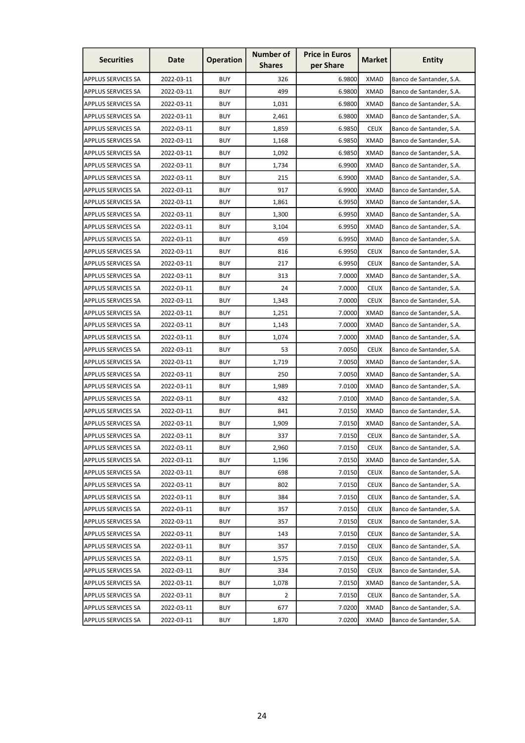| Securities | Date | Operation | Number of Shares | Price in Euros per Share | Market | Entity |
|---|---|---|---|---|---|---|
| APPLUS SERVICES SA | 2022-03-11 | BUY | 326 | 6.9800 | XMAD | Banco de Santander, S.A. |
| APPLUS SERVICES SA | 2022-03-11 | BUY | 499 | 6.9800 | XMAD | Banco de Santander, S.A. |
| APPLUS SERVICES SA | 2022-03-11 | BUY | 1,031 | 6.9800 | XMAD | Banco de Santander, S.A. |
| APPLUS SERVICES SA | 2022-03-11 | BUY | 2,461 | 6.9800 | XMAD | Banco de Santander, S.A. |
| APPLUS SERVICES SA | 2022-03-11 | BUY | 1,859 | 6.9850 | CEUX | Banco de Santander, S.A. |
| APPLUS SERVICES SA | 2022-03-11 | BUY | 1,168 | 6.9850 | XMAD | Banco de Santander, S.A. |
| APPLUS SERVICES SA | 2022-03-11 | BUY | 1,092 | 6.9850 | XMAD | Banco de Santander, S.A. |
| APPLUS SERVICES SA | 2022-03-11 | BUY | 1,734 | 6.9900 | XMAD | Banco de Santander, S.A. |
| APPLUS SERVICES SA | 2022-03-11 | BUY | 215 | 6.9900 | XMAD | Banco de Santander, S.A. |
| APPLUS SERVICES SA | 2022-03-11 | BUY | 917 | 6.9900 | XMAD | Banco de Santander, S.A. |
| APPLUS SERVICES SA | 2022-03-11 | BUY | 1,861 | 6.9950 | XMAD | Banco de Santander, S.A. |
| APPLUS SERVICES SA | 2022-03-11 | BUY | 1,300 | 6.9950 | XMAD | Banco de Santander, S.A. |
| APPLUS SERVICES SA | 2022-03-11 | BUY | 3,104 | 6.9950 | XMAD | Banco de Santander, S.A. |
| APPLUS SERVICES SA | 2022-03-11 | BUY | 459 | 6.9950 | XMAD | Banco de Santander, S.A. |
| APPLUS SERVICES SA | 2022-03-11 | BUY | 816 | 6.9950 | CEUX | Banco de Santander, S.A. |
| APPLUS SERVICES SA | 2022-03-11 | BUY | 217 | 6.9950 | CEUX | Banco de Santander, S.A. |
| APPLUS SERVICES SA | 2022-03-11 | BUY | 313 | 7.0000 | XMAD | Banco de Santander, S.A. |
| APPLUS SERVICES SA | 2022-03-11 | BUY | 24 | 7.0000 | CEUX | Banco de Santander, S.A. |
| APPLUS SERVICES SA | 2022-03-11 | BUY | 1,343 | 7.0000 | CEUX | Banco de Santander, S.A. |
| APPLUS SERVICES SA | 2022-03-11 | BUY | 1,251 | 7.0000 | XMAD | Banco de Santander, S.A. |
| APPLUS SERVICES SA | 2022-03-11 | BUY | 1,143 | 7.0000 | XMAD | Banco de Santander, S.A. |
| APPLUS SERVICES SA | 2022-03-11 | BUY | 1,074 | 7.0000 | XMAD | Banco de Santander, S.A. |
| APPLUS SERVICES SA | 2022-03-11 | BUY | 53 | 7.0050 | CEUX | Banco de Santander, S.A. |
| APPLUS SERVICES SA | 2022-03-11 | BUY | 1,719 | 7.0050 | XMAD | Banco de Santander, S.A. |
| APPLUS SERVICES SA | 2022-03-11 | BUY | 250 | 7.0050 | XMAD | Banco de Santander, S.A. |
| APPLUS SERVICES SA | 2022-03-11 | BUY | 1,989 | 7.0100 | XMAD | Banco de Santander, S.A. |
| APPLUS SERVICES SA | 2022-03-11 | BUY | 432 | 7.0100 | XMAD | Banco de Santander, S.A. |
| APPLUS SERVICES SA | 2022-03-11 | BUY | 841 | 7.0150 | XMAD | Banco de Santander, S.A. |
| APPLUS SERVICES SA | 2022-03-11 | BUY | 1,909 | 7.0150 | XMAD | Banco de Santander, S.A. |
| APPLUS SERVICES SA | 2022-03-11 | BUY | 337 | 7.0150 | CEUX | Banco de Santander, S.A. |
| APPLUS SERVICES SA | 2022-03-11 | BUY | 2,960 | 7.0150 | CEUX | Banco de Santander, S.A. |
| APPLUS SERVICES SA | 2022-03-11 | BUY | 1,196 | 7.0150 | XMAD | Banco de Santander, S.A. |
| APPLUS SERVICES SA | 2022-03-11 | BUY | 698 | 7.0150 | CEUX | Banco de Santander, S.A. |
| APPLUS SERVICES SA | 2022-03-11 | BUY | 802 | 7.0150 | CEUX | Banco de Santander, S.A. |
| APPLUS SERVICES SA | 2022-03-11 | BUY | 384 | 7.0150 | CEUX | Banco de Santander, S.A. |
| APPLUS SERVICES SA | 2022-03-11 | BUY | 357 | 7.0150 | CEUX | Banco de Santander, S.A. |
| APPLUS SERVICES SA | 2022-03-11 | BUY | 357 | 7.0150 | CEUX | Banco de Santander, S.A. |
| APPLUS SERVICES SA | 2022-03-11 | BUY | 143 | 7.0150 | CEUX | Banco de Santander, S.A. |
| APPLUS SERVICES SA | 2022-03-11 | BUY | 357 | 7.0150 | CEUX | Banco de Santander, S.A. |
| APPLUS SERVICES SA | 2022-03-11 | BUY | 1,575 | 7.0150 | CEUX | Banco de Santander, S.A. |
| APPLUS SERVICES SA | 2022-03-11 | BUY | 334 | 7.0150 | CEUX | Banco de Santander, S.A. |
| APPLUS SERVICES SA | 2022-03-11 | BUY | 1,078 | 7.0150 | XMAD | Banco de Santander, S.A. |
| APPLUS SERVICES SA | 2022-03-11 | BUY | 2 | 7.0150 | CEUX | Banco de Santander, S.A. |
| APPLUS SERVICES SA | 2022-03-11 | BUY | 677 | 7.0200 | XMAD | Banco de Santander, S.A. |
| APPLUS SERVICES SA | 2022-03-11 | BUY | 1,870 | 7.0200 | XMAD | Banco de Santander, S.A. |